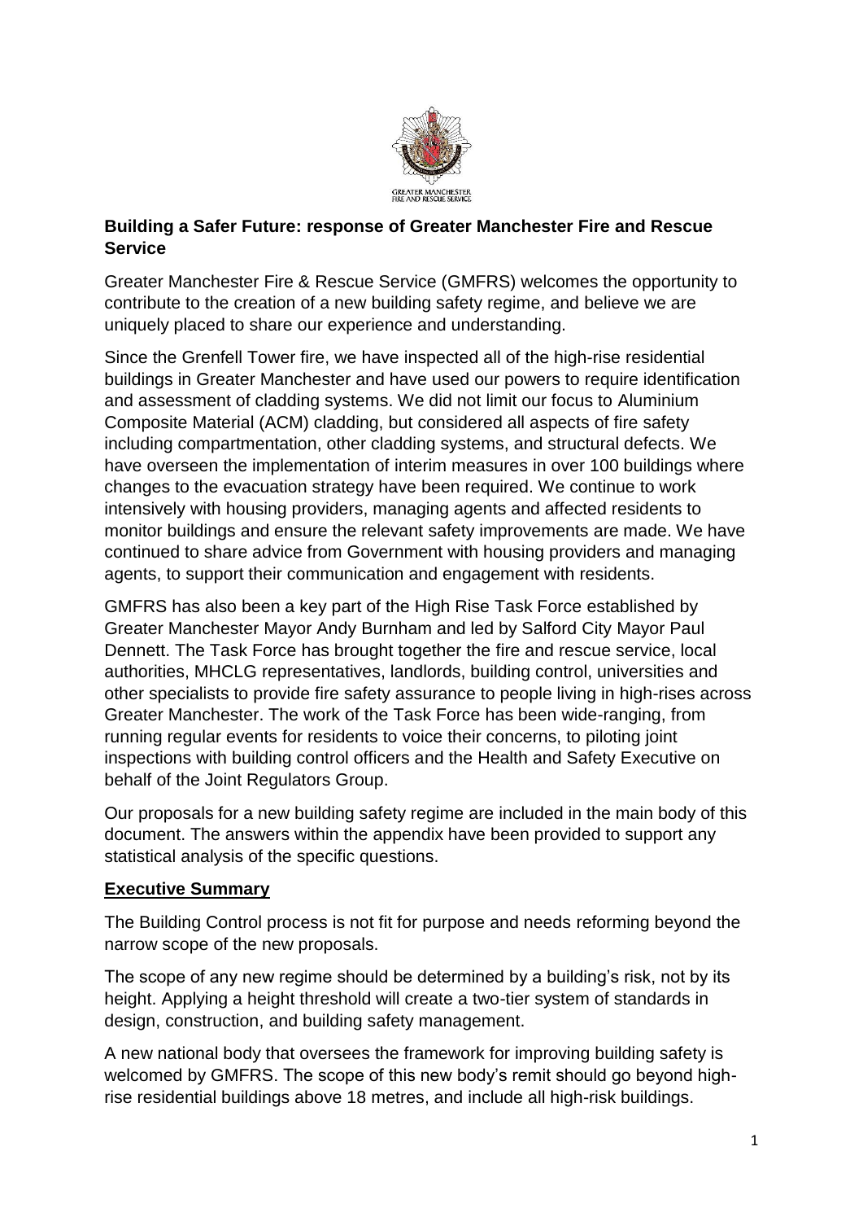**Building a Safer Future: response of Greater Manchester Fire and Rescue Service**

Greater Manchester Fire & Rescue Service (GMFRS) welcomes the opportunity to contribute to the creation of a new building safety regime, and believe we are uniquely placed to share our experience and understanding.

Since the Grenfell Tower fire, we have inspected all of the high-rise residential buildings in Greater Manchester and have used our powers to require identification and assessment of cladding systems. We did not limit our focus to Aluminium Composite Material (ACM) cladding, but considered all aspects of fire safety including compartmentation, other cladding systems, and structural defects. We have overseen the implementation of interim measures in over 100 buildings where changes to the evacuation strategy have been required. We continue to work intensively with housing providers, managing agents and affected residents to monitor buildings and ensure the relevant safety improvements are made. We have continued to share advice from Government with housing providers and managing agents, to support their communication and engagement with residents.

GMFRS has also been a key part of the High Rise Task Force established by Greater Manchester Mayor Andy Burnham and led by Salford City Mayor Paul Dennett. The Task Force has brought together the fire and rescue service, local authorities, MHCLG representatives, landlords, building control, universities and other specialists to provide fire safety assurance to people living in high-rises across Greater Manchester. The work of the Task Force has been wide-ranging, from running regular events for residents to voice their concerns, to piloting joint inspections with building control officers and the Health and Safety Executive on behalf of the Joint Regulators Group.

Our proposals for a new building safety regime are included in the main body of this document. The answers within the appendix have been provided to support any statistical analysis of the specific questions.

## Executive Summary

The Building Control process is not fit for purpose and needs reforming beyond the narrow scope of the new proposals.

The scope of any new regime should be determined by a building's risk, not by its height. Applying a height threshold will create a two-tier system of standards in design, construction, and building safety management.

A new national body that oversees the framework for improving building safety is welcomed by GMFRS. The scope of this new body's remit should go beyond high-rise residential buildings above 18 metres, and include all high-risk buildings.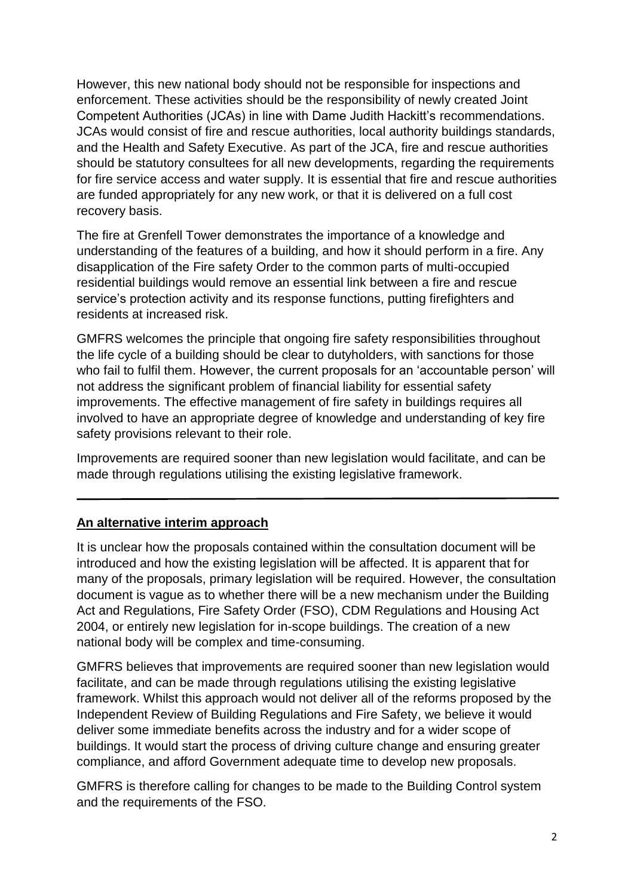However, this new national body should not be responsible for inspections and enforcement. These activities should be the responsibility of newly created Joint Competent Authorities (JCAs) in line with Dame Judith Hackitt's recommendations. JCAs would consist of fire and rescue authorities, local authority buildings standards, and the Health and Safety Executive. As part of the JCA, fire and rescue authorities should be statutory consultees for all new developments, regarding the requirements for fire service access and water supply. It is essential that fire and rescue authorities are funded appropriately for any new work, or that it is delivered on a full cost recovery basis.

The fire at Grenfell Tower demonstrates the importance of a knowledge and understanding of the features of a building, and how it should perform in a fire. Any disapplication of the Fire safety Order to the common parts of multi-occupied residential buildings would remove an essential link between a fire and rescue service's protection activity and its response functions, putting firefighters and residents at increased risk.

GMFRS welcomes the principle that ongoing fire safety responsibilities throughout the life cycle of a building should be clear to dutyholders, with sanctions for those who fail to fulfil them. However, the current proposals for an 'accountable person' will not address the significant problem of financial liability for essential safety improvements. The effective management of fire safety in buildings requires all involved to have an appropriate degree of knowledge and understanding of key fire safety provisions relevant to their role.

Improvements are required sooner than new legislation would facilitate, and can be made through regulations utilising the existing legislative framework.

---

## An alternative interim approach

It is unclear how the proposals contained within the consultation document will be introduced and how the existing legislation will be affected. It is apparent that for many of the proposals, primary legislation will be required. However, the consultation document is vague as to whether there will be a new mechanism under the Building Act and Regulations, Fire Safety Order (FSO), CDM Regulations and Housing Act 2004, or entirely new legislation for in-scope buildings. The creation of a new national body will be complex and time-consuming.

GMFRS believes that improvements are required sooner than new legislation would facilitate, and can be made through regulations utilising the existing legislative framework. Whilst this approach would not deliver all of the reforms proposed by the Independent Review of Building Regulations and Fire Safety, we believe it would deliver some immediate benefits across the industry and for a wider scope of buildings. It would start the process of driving culture change and ensuring greater compliance, and afford Government adequate time to develop new proposals.

GMFRS is therefore calling for changes to be made to the Building Control system and the requirements of the FSO.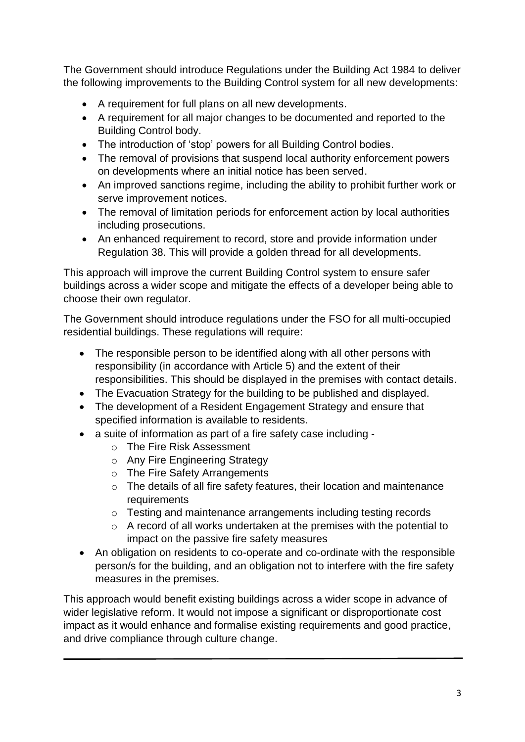The Government should introduce Regulations under the Building Act 1984 to deliver the following improvements to the Building Control system for all new developments:

- A requirement for full plans on all new developments.
- A requirement for all major changes to be documented and reported to the Building Control body.
- The introduction of 'stop' powers for all Building Control bodies.
- The removal of provisions that suspend local authority enforcement powers on developments where an initial notice has been served.
- An improved sanctions regime, including the ability to prohibit further work or serve improvement notices.
- The removal of limitation periods for enforcement action by local authorities including prosecutions.
- An enhanced requirement to record, store and provide information under Regulation 38. This will provide a golden thread for all developments.

This approach will improve the current Building Control system to ensure safer buildings across a wider scope and mitigate the effects of a developer being able to choose their own regulator.

The Government should introduce regulations under the FSO for all multi-occupied residential buildings. These regulations will require:

- The responsible person to be identified along with all other persons with responsibility (in accordance with Article 5) and the extent of their responsibilities. This should be displayed in the premises with contact details.
- The Evacuation Strategy for the building to be published and displayed.
- The development of a Resident Engagement Strategy and ensure that specified information is available to residents.
- a suite of information as part of a fire safety case including -
  - The Fire Risk Assessment
  - Any Fire Engineering Strategy
  - The Fire Safety Arrangements
  - The details of all fire safety features, their location and maintenance requirements
  - Testing and maintenance arrangements including testing records
  - A record of all works undertaken at the premises with the potential to impact on the passive fire safety measures
- An obligation on residents to co-operate and co-ordinate with the responsible person/s for the building, and an obligation not to interfere with the fire safety measures in the premises.

This approach would benefit existing buildings across a wider scope in advance of wider legislative reform. It would not impose a significant or disproportionate cost impact as it would enhance and formalise existing requirements and good practice, and drive compliance through culture change.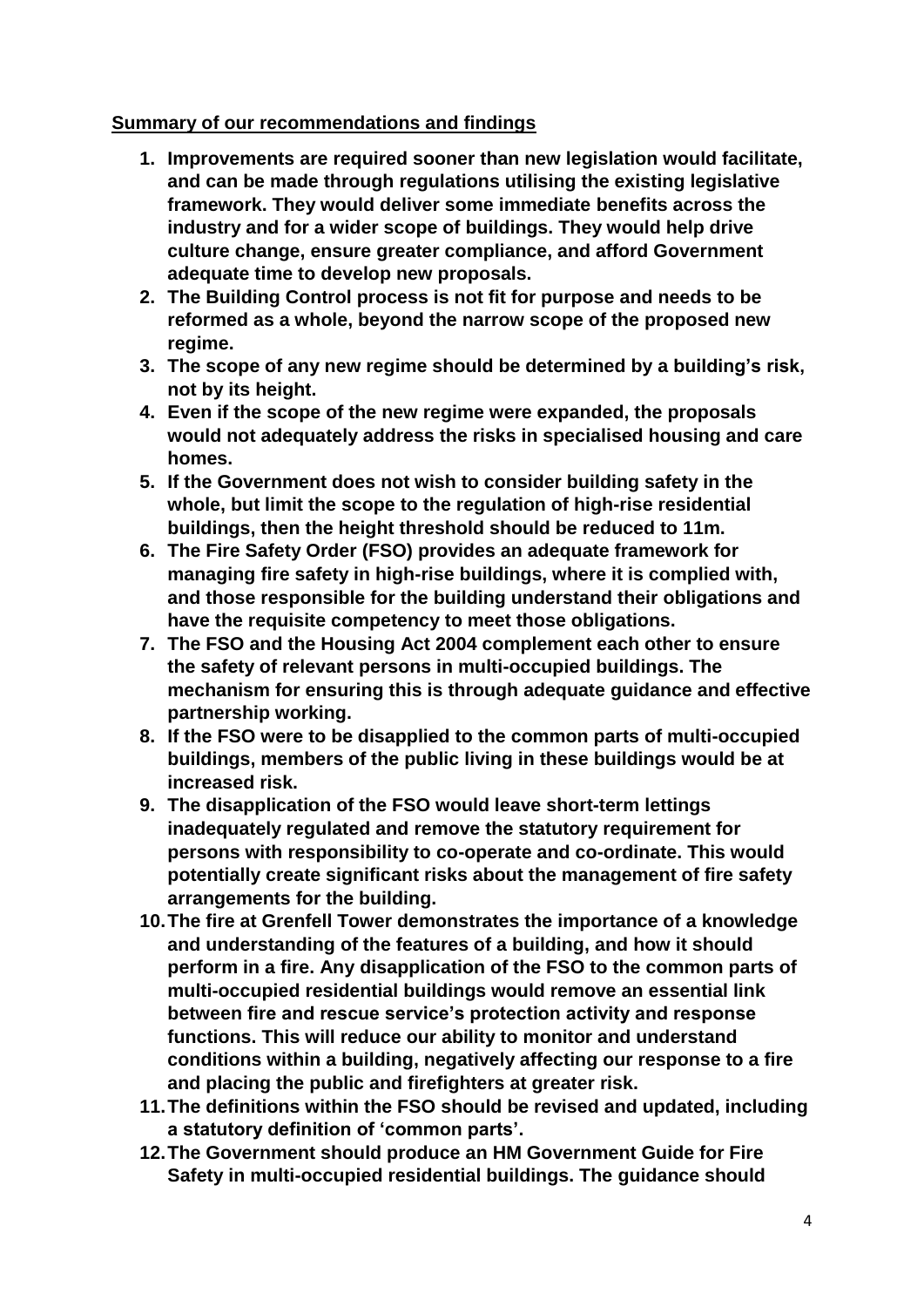**Summary of our recommendations and findings**

1. **Improvements are required sooner than new legislation would facilitate, and can be made through regulations utilising the existing legislative framework. They would deliver some immediate benefits across the industry and for a wider scope of buildings. They would help drive culture change, ensure greater compliance, and afford Government adequate time to develop new proposals.**
2. **The Building Control process is not fit for purpose and needs to be reformed as a whole, beyond the narrow scope of the proposed new regime.**
3. **The scope of any new regime should be determined by a building's risk, not by its height.**
4. **Even if the scope of the new regime were expanded, the proposals would not adequately address the risks in specialised housing and care homes.**
5. **If the Government does not wish to consider building safety in the whole, but limit the scope to the regulation of high-rise residential buildings, then the height threshold should be reduced to 11m.**
6. **The Fire Safety Order (FSO) provides an adequate framework for managing fire safety in high-rise buildings, where it is complied with, and those responsible for the building understand their obligations and have the requisite competency to meet those obligations.**
7. **The FSO and the Housing Act 2004 complement each other to ensure the safety of relevant persons in multi-occupied buildings. The mechanism for ensuring this is through adequate guidance and effective partnership working.**
8. **If the FSO were to be disapplied to the common parts of multi-occupied buildings, members of the public living in these buildings would be at increased risk.**
9. **The disapplication of the FSO would leave short-term lettings inadequately regulated and remove the statutory requirement for persons with responsibility to co-operate and co-ordinate. This would potentially create significant risks about the management of fire safety arrangements for the building.**
10. **The fire at Grenfell Tower demonstrates the importance of a knowledge and understanding of the features of a building, and how it should perform in a fire. Any disapplication of the FSO to the common parts of multi-occupied residential buildings would remove an essential link between fire and rescue service's protection activity and response functions. This will reduce our ability to monitor and understand conditions within a building, negatively affecting our response to a fire and placing the public and firefighters at greater risk.**
11. **The definitions within the FSO should be revised and updated, including a statutory definition of 'common parts'.**
12. **The Government should produce an HM Government Guide for Fire Safety in multi-occupied residential buildings. The guidance should**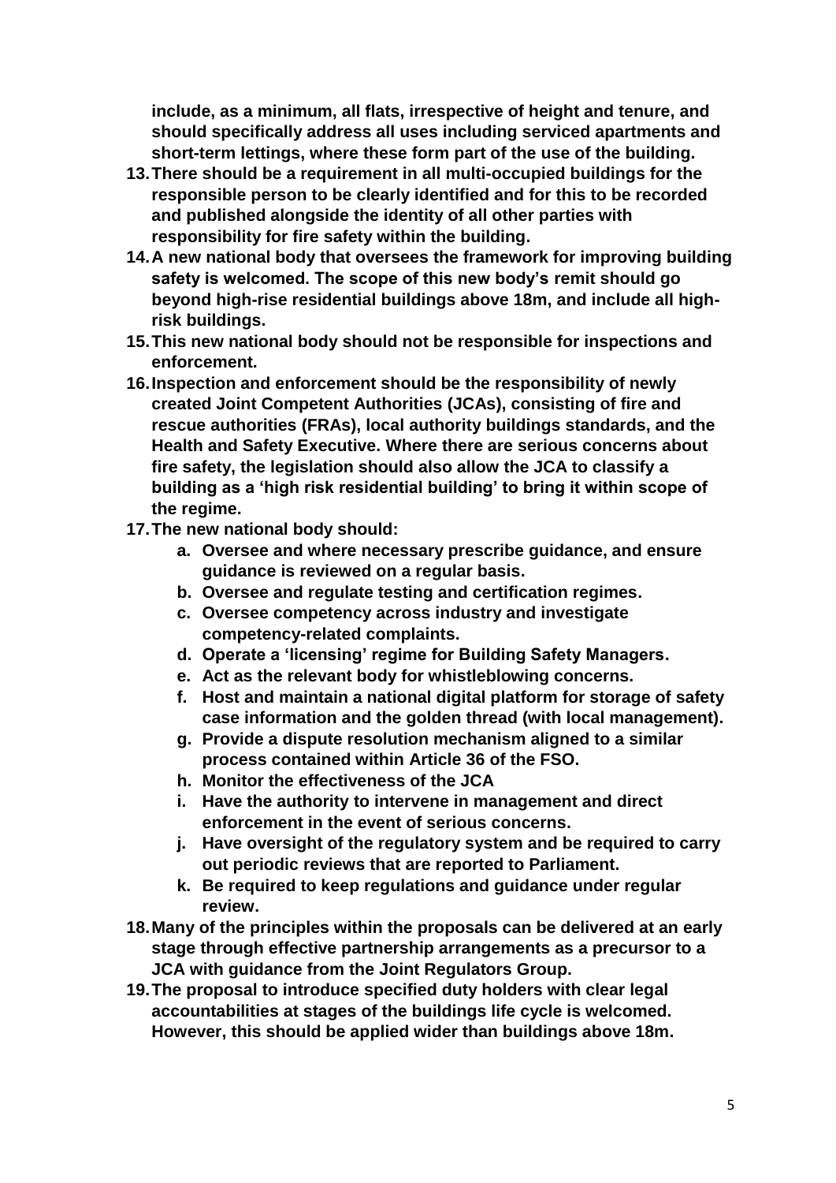**include, as a minimum, all flats, irrespective of height and tenure, and should specifically address all uses including serviced apartments and short-term lettings, where these form part of the use of the building.**

13. **There should be a requirement in all multi-occupied buildings for the responsible person to be clearly identified and for this to be recorded and published alongside the identity of all other parties with responsibility for fire safety within the building.**
14. **A new national body that oversees the framework for improving building safety is welcomed. The scope of this new body's remit should go beyond high-rise residential buildings above 18m, and include all high-risk buildings.**
15. **This new national body should not be responsible for inspections and enforcement.**
16. **Inspection and enforcement should be the responsibility of newly created Joint Competent Authorities (JCAs), consisting of fire and rescue authorities (FRAs), local authority buildings standards, and the Health and Safety Executive. Where there are serious concerns about fire safety, the legislation should also allow the JCA to classify a building as a 'high risk residential building' to bring it within scope of the regime.**
17. **The new national body should:**
    a. **Oversee and where necessary prescribe guidance, and ensure guidance is reviewed on a regular basis.**
    b. **Oversee and regulate testing and certification regimes.**
    c. **Oversee competency across industry and investigate competency-related complaints.**
    d. **Operate a 'licensing' regime for Building Safety Managers.**
    e. **Act as the relevant body for whistleblowing concerns.**
    f. **Host and maintain a national digital platform for storage of safety case information and the golden thread (with local management).**
    g. **Provide a dispute resolution mechanism aligned to a similar process contained within Article 36 of the FSO.**
    h. **Monitor the effectiveness of the JCA**
    i. **Have the authority to intervene in management and direct enforcement in the event of serious concerns.**
    j. **Have oversight of the regulatory system and be required to carry out periodic reviews that are reported to Parliament.**
    k. **Be required to keep regulations and guidance under regular review.**
18. **Many of the principles within the proposals can be delivered at an early stage through effective partnership arrangements as a precursor to a JCA with guidance from the Joint Regulators Group.**
19. **The proposal to introduce specified duty holders with clear legal accountabilities at stages of the buildings life cycle is welcomed. However, this should be applied wider than buildings above 18m.**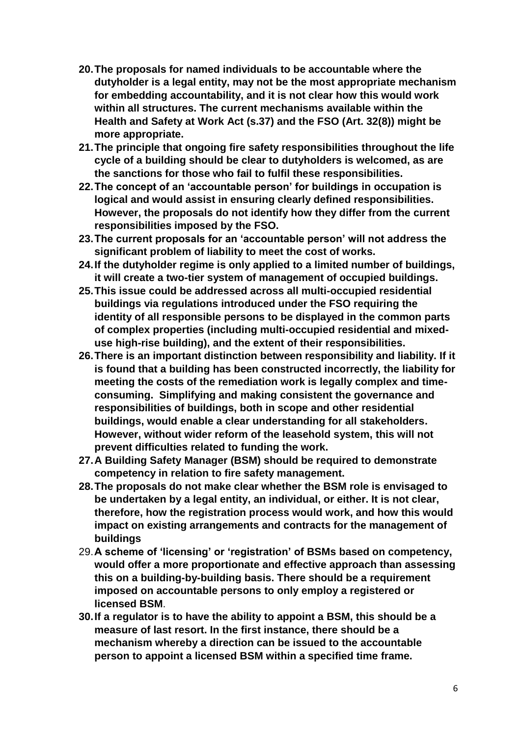20. **The proposals for named individuals to be accountable where the dutyholder is a legal entity, may not be the most appropriate mechanism for embedding accountability, and it is not clear how this would work within all structures. The current mechanisms available within the Health and Safety at Work Act (s.37) and the FSO (Art. 32(8)) might be more appropriate.**
21. **The principle that ongoing fire safety responsibilities throughout the life cycle of a building should be clear to dutyholders is welcomed, as are the sanctions for those who fail to fulfil these responsibilities.**
22. **The concept of an 'accountable person' for buildings in occupation is logical and would assist in ensuring clearly defined responsibilities. However, the proposals do not identify how they differ from the current responsibilities imposed by the FSO.**
23. **The current proposals for an 'accountable person' will not address the significant problem of liability to meet the cost of works.**
24. **If the dutyholder regime is only applied to a limited number of buildings, it will create a two-tier system of management of occupied buildings.**
25. **This issue could be addressed across all multi-occupied residential buildings via regulations introduced under the FSO requiring the identity of all responsible persons to be displayed in the common parts of complex properties (including multi-occupied residential and mixed-use high-rise building), and the extent of their responsibilities.**
26. **There is an important distinction between responsibility and liability. If it is found that a building has been constructed incorrectly, the liability for meeting the costs of the remediation work is legally complex and time-consuming. Simplifying and making consistent the governance and responsibilities of buildings, both in scope and other residential buildings, would enable a clear understanding for all stakeholders. However, without wider reform of the leasehold system, this will not prevent difficulties related to funding the work.**
27. **A Building Safety Manager (BSM) should be required to demonstrate competency in relation to fire safety management.**
28. **The proposals do not make clear whether the BSM role is envisaged to be undertaken by a legal entity, an individual, or either. It is not clear, therefore, how the registration process would work, and how this would impact on existing arrangements and contracts for the management of buildings**
29. **A scheme of 'licensing' or 'registration' of BSMs based on competency, would offer a more proportionate and effective approach than assessing this on a building-by-building basis. There should be a requirement imposed on accountable persons to only employ a registered or licensed BSM**.
30. **If a regulator is to have the ability to appoint a BSM, this should be a measure of last resort. In the first instance, there should be a mechanism whereby a direction can be issued to the accountable person to appoint a licensed BSM within a specified time frame.**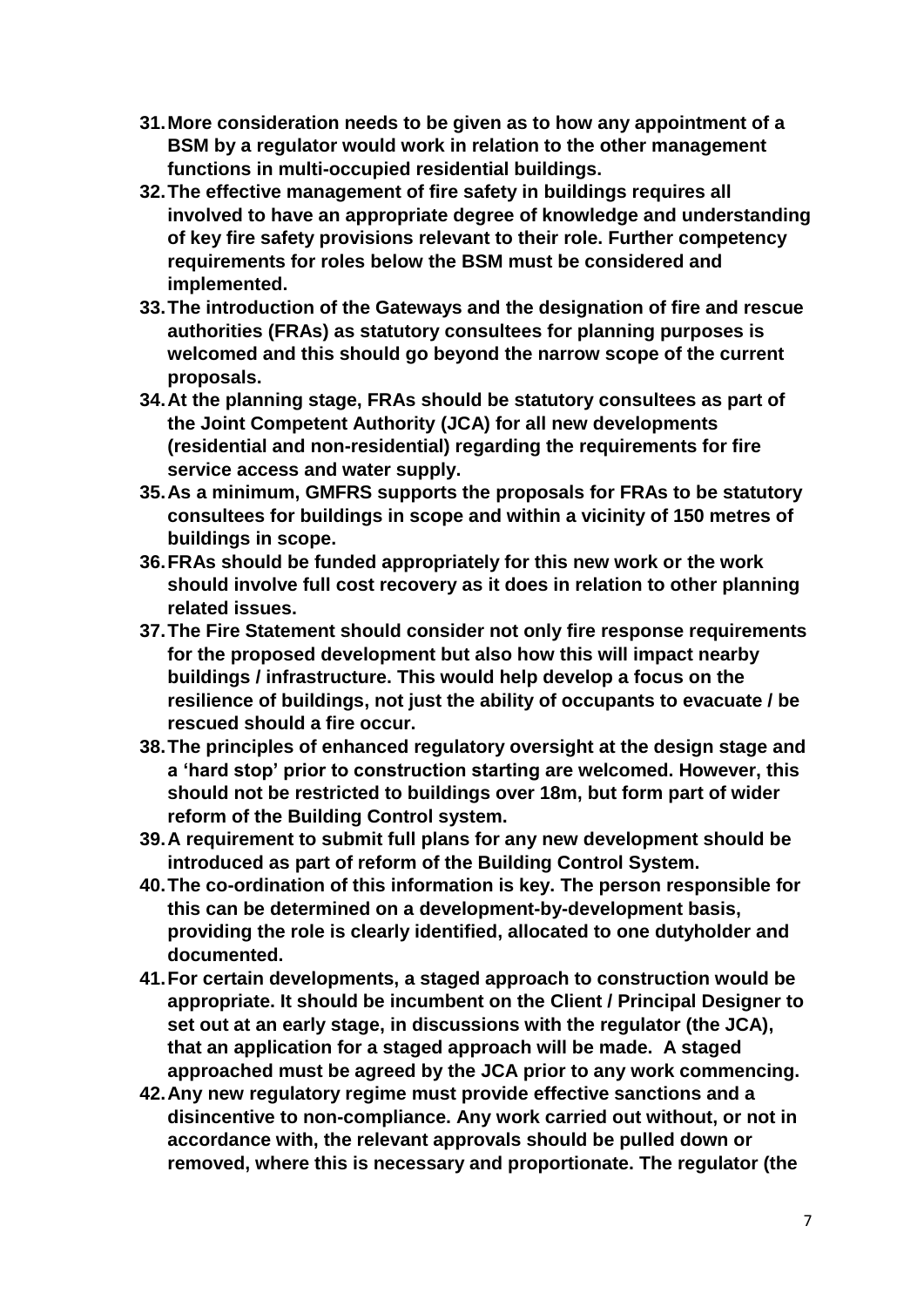31. **More consideration needs to be given as to how any appointment of a BSM by a regulator would work in relation to the other management functions in multi-occupied residential buildings.**
32. **The effective management of fire safety in buildings requires all involved to have an appropriate degree of knowledge and understanding of key fire safety provisions relevant to their role. Further competency requirements for roles below the BSM must be considered and implemented.**
33. **The introduction of the Gateways and the designation of fire and rescue authorities (FRAs) as statutory consultees for planning purposes is welcomed and this should go beyond the narrow scope of the current proposals.**
34. **At the planning stage, FRAs should be statutory consultees as part of the Joint Competent Authority (JCA) for all new developments (residential and non-residential) regarding the requirements for fire service access and water supply.**
35. **As a minimum, GMFRS supports the proposals for FRAs to be statutory consultees for buildings in scope and within a vicinity of 150 metres of buildings in scope.**
36. **FRAs should be funded appropriately for this new work or the work should involve full cost recovery as it does in relation to other planning related issues.**
37. **The Fire Statement should consider not only fire response requirements for the proposed development but also how this will impact nearby buildings / infrastructure. This would help develop a focus on the resilience of buildings, not just the ability of occupants to evacuate / be rescued should a fire occur.**
38. **The principles of enhanced regulatory oversight at the design stage and a 'hard stop' prior to construction starting are welcomed. However, this should not be restricted to buildings over 18m, but form part of wider reform of the Building Control system.**
39. **A requirement to submit full plans for any new development should be introduced as part of reform of the Building Control System.**
40. **The co-ordination of this information is key. The person responsible for this can be determined on a development-by-development basis, providing the role is clearly identified, allocated to one dutyholder and documented.**
41. **For certain developments, a staged approach to construction would be appropriate. It should be incumbent on the Client / Principal Designer to set out at an early stage, in discussions with the regulator (the JCA), that an application for a staged approach will be made. A staged approached must be agreed by the JCA prior to any work commencing.**
42. **Any new regulatory regime must provide effective sanctions and a disincentive to non-compliance. Any work carried out without, or not in accordance with, the relevant approvals should be pulled down or removed, where this is necessary and proportionate. The regulator (the**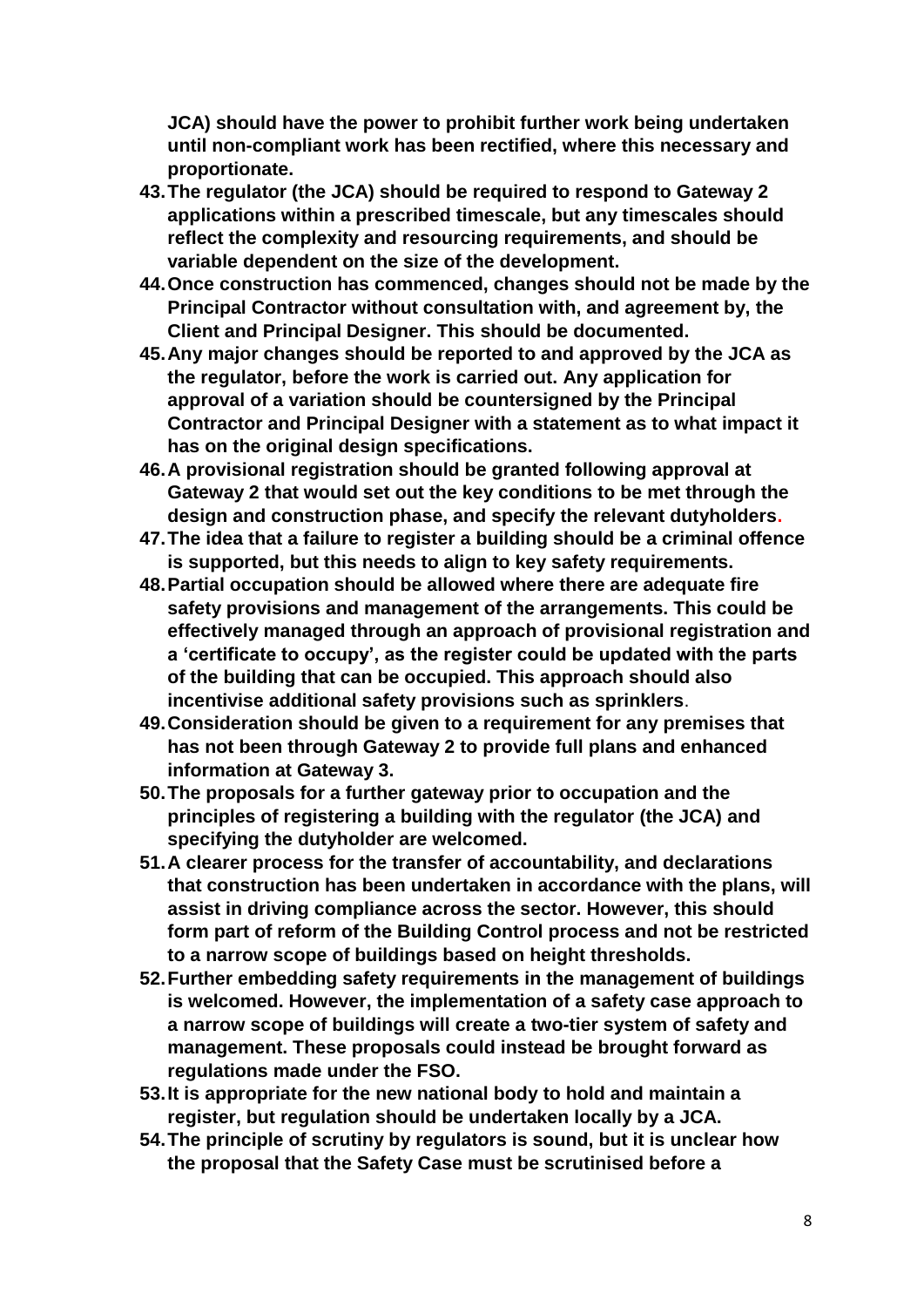**JCA) should have the power to prohibit further work being undertaken until non-compliant work has been rectified, where this necessary and proportionate.**

43. **The regulator (the JCA) should be required to respond to Gateway 2 applications within a prescribed timescale, but any timescales should reflect the complexity and resourcing requirements, and should be variable dependent on the size of the development.**
44. **Once construction has commenced, changes should not be made by the Principal Contractor without consultation with, and agreement by, the Client and Principal Designer. This should be documented.**
45. **Any major changes should be reported to and approved by the JCA as the regulator, before the work is carried out. Any application for approval of a variation should be countersigned by the Principal Contractor and Principal Designer with a statement as to what impact it has on the original design specifications.**
46. **A provisional registration should be granted following approval at Gateway 2 that would set out the key conditions to be met through the design and construction phase, and specify the relevant dutyholders.**
47. **The idea that a failure to register a building should be a criminal offence is supported, but this needs to align to key safety requirements.**
48. **Partial occupation should be allowed where there are adequate fire safety provisions and management of the arrangements. This could be effectively managed through an approach of provisional registration and a 'certificate to occupy', as the register could be updated with the parts of the building that can be occupied. This approach should also incentivise additional safety provisions such as sprinklers.**
49. **Consideration should be given to a requirement for any premises that has not been through Gateway 2 to provide full plans and enhanced information at Gateway 3.**
50. **The proposals for a further gateway prior to occupation and the principles of registering a building with the regulator (the JCA) and specifying the dutyholder are welcomed.**
51. **A clearer process for the transfer of accountability, and declarations that construction has been undertaken in accordance with the plans, will assist in driving compliance across the sector. However, this should form part of reform of the Building Control process and not be restricted to a narrow scope of buildings based on height thresholds.**
52. **Further embedding safety requirements in the management of buildings is welcomed. However, the implementation of a safety case approach to a narrow scope of buildings will create a two-tier system of safety and management. These proposals could instead be brought forward as regulations made under the FSO.**
53. **It is appropriate for the new national body to hold and maintain a register, but regulation should be undertaken locally by a JCA.**
54. **The principle of scrutiny by regulators is sound, but it is unclear how the proposal that the Safety Case must be scrutinised before a**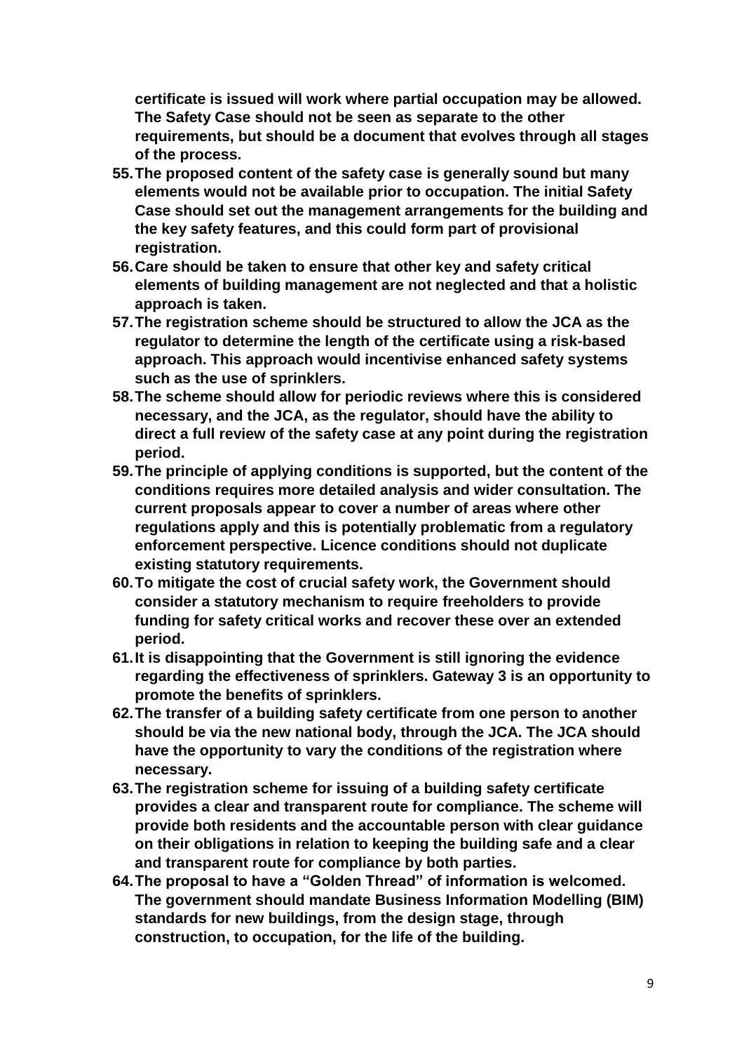**certificate is issued will work where partial occupation may be allowed. The Safety Case should not be seen as separate to the other requirements, but should be a document that evolves through all stages of the process.**

55. **The proposed content of the safety case is generally sound but many elements would not be available prior to occupation. The initial Safety Case should set out the management arrangements for the building and the key safety features, and this could form part of provisional registration.**
56. **Care should be taken to ensure that other key and safety critical elements of building management are not neglected and that a holistic approach is taken.**
57. **The registration scheme should be structured to allow the JCA as the regulator to determine the length of the certificate using a risk-based approach. This approach would incentivise enhanced safety systems such as the use of sprinklers.**
58. **The scheme should allow for periodic reviews where this is considered necessary, and the JCA, as the regulator, should have the ability to direct a full review of the safety case at any point during the registration period.**
59. **The principle of applying conditions is supported, but the content of the conditions requires more detailed analysis and wider consultation. The current proposals appear to cover a number of areas where other regulations apply and this is potentially problematic from a regulatory enforcement perspective. Licence conditions should not duplicate existing statutory requirements.**
60. **To mitigate the cost of crucial safety work, the Government should consider a statutory mechanism to require freeholders to provide funding for safety critical works and recover these over an extended period.**
61. **It is disappointing that the Government is still ignoring the evidence regarding the effectiveness of sprinklers. Gateway 3 is an opportunity to promote the benefits of sprinklers.**
62. **The transfer of a building safety certificate from one person to another should be via the new national body, through the JCA. The JCA should have the opportunity to vary the conditions of the registration where necessary.**
63. **The registration scheme for issuing of a building safety certificate provides a clear and transparent route for compliance. The scheme will provide both residents and the accountable person with clear guidance on their obligations in relation to keeping the building safe and a clear and transparent route for compliance by both parties.**
64. **The proposal to have a "Golden Thread" of information is welcomed. The government should mandate Business Information Modelling (BIM) standards for new buildings, from the design stage, through construction, to occupation, for the life of the building.**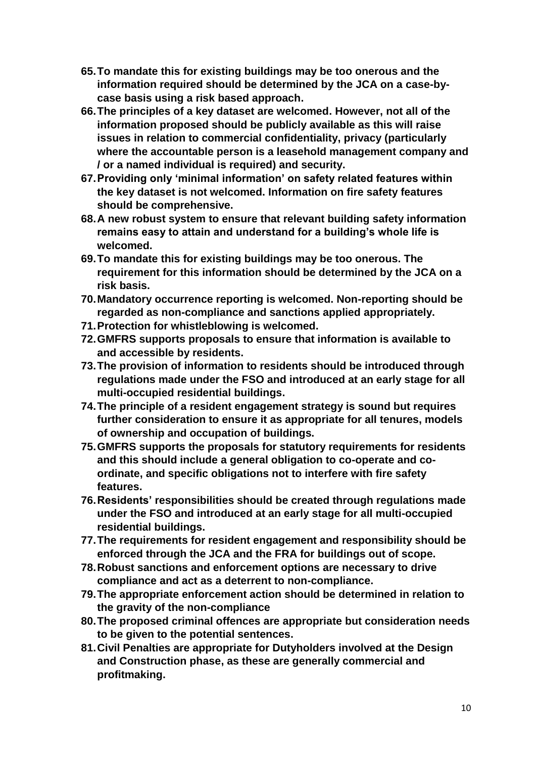65. **To mandate this for existing buildings may be too onerous and the information required should be determined by the JCA on a case-by-case basis using a risk based approach.**
66. **The principles of a key dataset are welcomed. However, not all of the information proposed should be publicly available as this will raise issues in relation to commercial confidentiality, privacy (particularly where the accountable person is a leasehold management company and / or a named individual is required) and security.**
67. **Providing only 'minimal information' on safety related features within the key dataset is not welcomed. Information on fire safety features should be comprehensive.**
68. **A new robust system to ensure that relevant building safety information remains easy to attain and understand for a building's whole life is welcomed.**
69. **To mandate this for existing buildings may be too onerous. The requirement for this information should be determined by the JCA on a risk basis.**
70. **Mandatory occurrence reporting is welcomed. Non-reporting should be regarded as non-compliance and sanctions applied appropriately.**
71. **Protection for whistleblowing is welcomed.**
72. **GMFRS supports proposals to ensure that information is available to and accessible by residents.**
73. **The provision of information to residents should be introduced through regulations made under the FSO and introduced at an early stage for all multi-occupied residential buildings.**
74. **The principle of a resident engagement strategy is sound but requires further consideration to ensure it as appropriate for all tenures, models of ownership and occupation of buildings.**
75. **GMFRS supports the proposals for statutory requirements for residents and this should include a general obligation to co-operate and co-ordinate, and specific obligations not to interfere with fire safety features.**
76. **Residents' responsibilities should be created through regulations made under the FSO and introduced at an early stage for all multi-occupied residential buildings.**
77. **The requirements for resident engagement and responsibility should be enforced through the JCA and the FRA for buildings out of scope.**
78. **Robust sanctions and enforcement options are necessary to drive compliance and act as a deterrent to non-compliance.**
79. **The appropriate enforcement action should be determined in relation to the gravity of the non-compliance**
80. **The proposed criminal offences are appropriate but consideration needs to be given to the potential sentences.**
81. **Civil Penalties are appropriate for Dutyholders involved at the Design and Construction phase, as these are generally commercial and profitmaking.**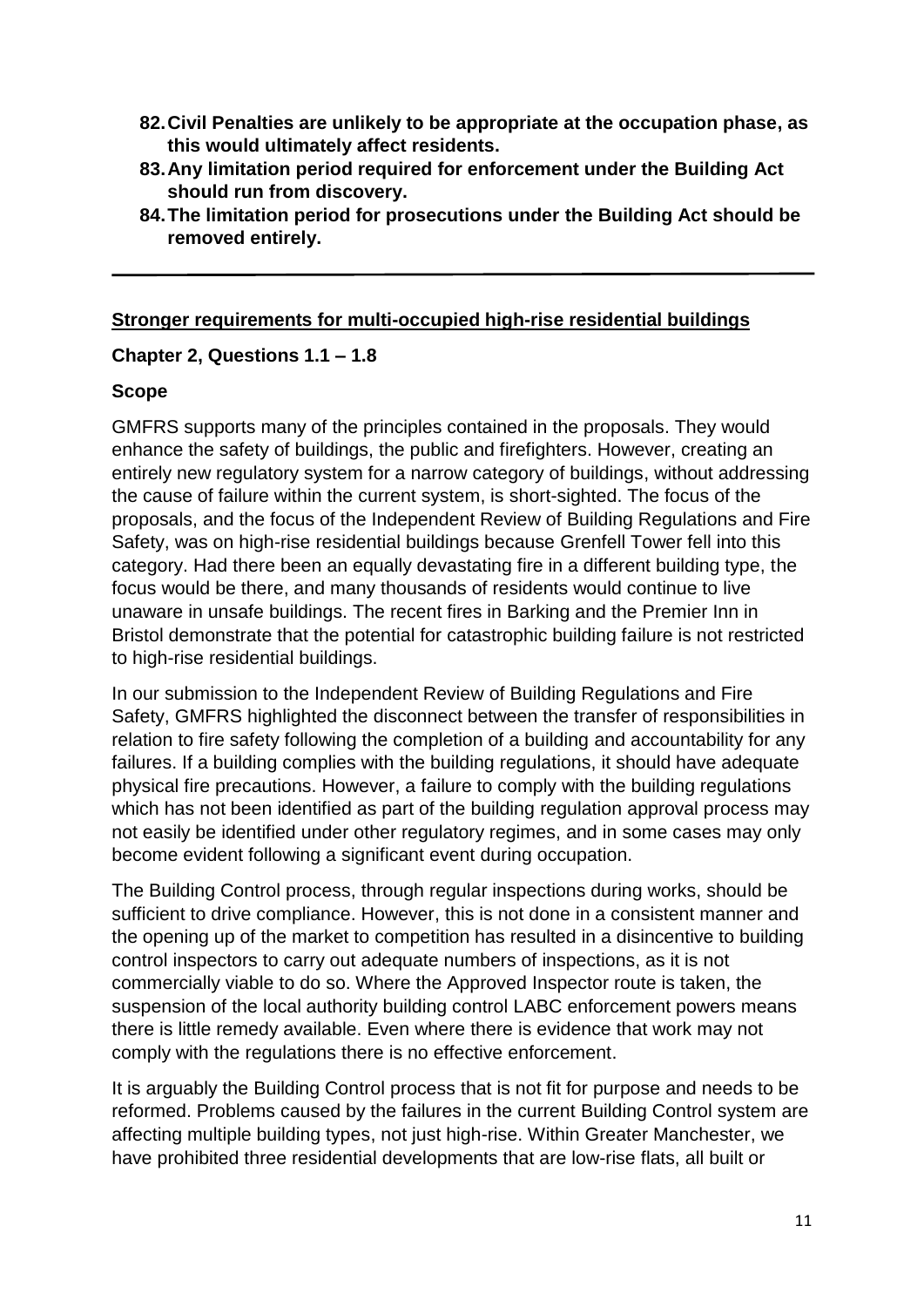**82. Civil Penalties are unlikely to be appropriate at the occupation phase, as this would ultimately affect residents.**

**83. Any limitation period required for enforcement under the Building Act should run from discovery.**

**84. The limitation period for prosecutions under the Building Act should be removed entirely.**

---

## Stronger requirements for multi-occupied high-rise residential buildings

### Chapter 2, Questions 1.1 – 1.8

### Scope

GMFRS supports many of the principles contained in the proposals. They would enhance the safety of buildings, the public and firefighters. However, creating an entirely new regulatory system for a narrow category of buildings, without addressing the cause of failure within the current system, is short-sighted. The focus of the proposals, and the focus of the Independent Review of Building Regulations and Fire Safety, was on high-rise residential buildings because Grenfell Tower fell into this category. Had there been an equally devastating fire in a different building type, the focus would be there, and many thousands of residents would continue to live unaware in unsafe buildings. The recent fires in Barking and the Premier Inn in Bristol demonstrate that the potential for catastrophic building failure is not restricted to high-rise residential buildings.

In our submission to the Independent Review of Building Regulations and Fire Safety, GMFRS highlighted the disconnect between the transfer of responsibilities in relation to fire safety following the completion of a building and accountability for any failures. If a building complies with the building regulations, it should have adequate physical fire precautions. However, a failure to comply with the building regulations which has not been identified as part of the building regulation approval process may not easily be identified under other regulatory regimes, and in some cases may only become evident following a significant event during occupation.

The Building Control process, through regular inspections during works, should be sufficient to drive compliance. However, this is not done in a consistent manner and the opening up of the market to competition has resulted in a disincentive to building control inspectors to carry out adequate numbers of inspections, as it is not commercially viable to do so. Where the Approved Inspector route is taken, the suspension of the local authority building control LABC enforcement powers means there is little remedy available. Even where there is evidence that work may not comply with the regulations there is no effective enforcement.

It is arguably the Building Control process that is not fit for purpose and needs to be reformed. Problems caused by the failures in the current Building Control system are affecting multiple building types, not just high-rise. Within Greater Manchester, we have prohibited three residential developments that are low-rise flats, all built or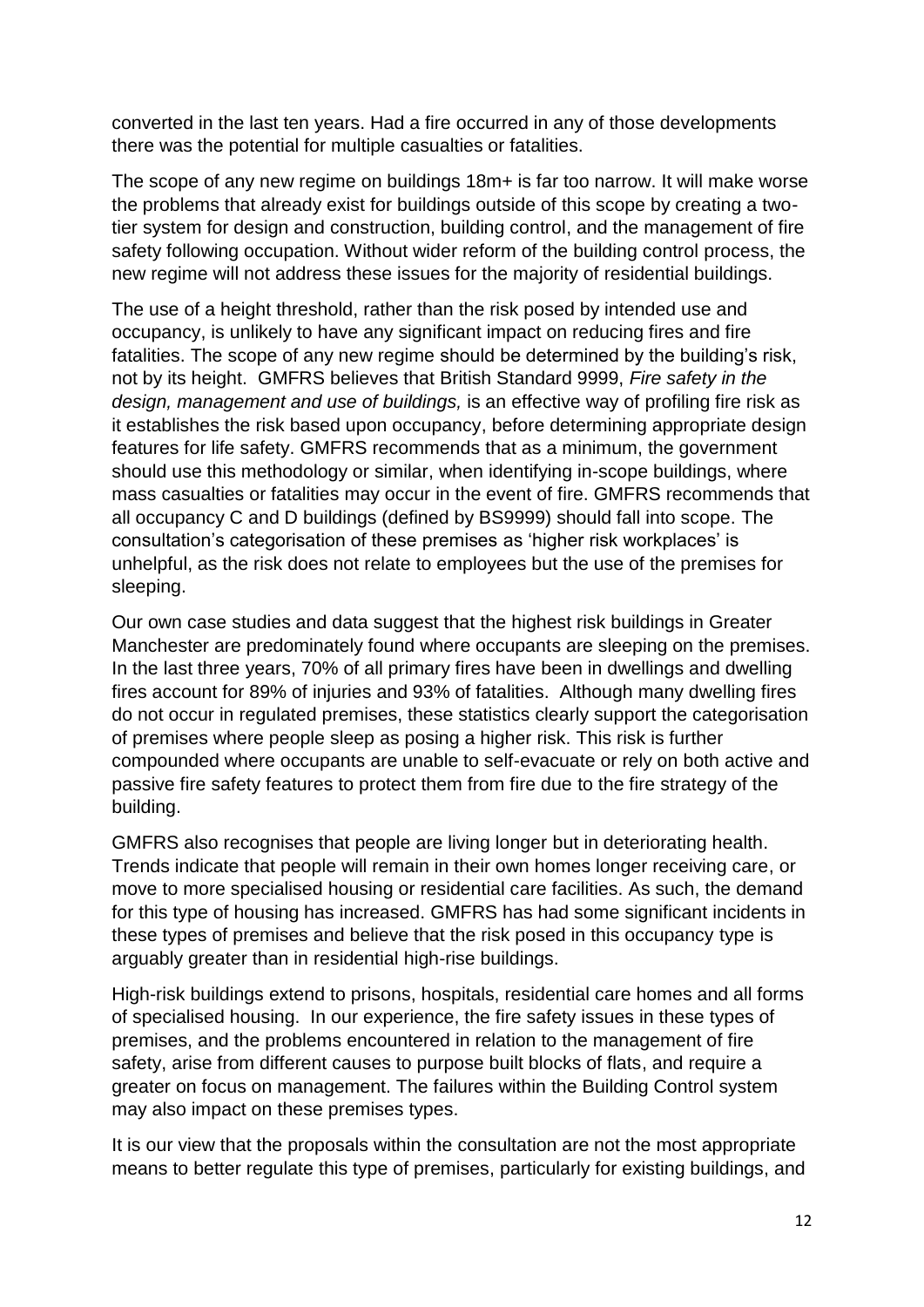converted in the last ten years. Had a fire occurred in any of those developments there was the potential for multiple casualties or fatalities.

The scope of any new regime on buildings 18m+ is far too narrow. It will make worse the problems that already exist for buildings outside of this scope by creating a two-tier system for design and construction, building control, and the management of fire safety following occupation. Without wider reform of the building control process, the new regime will not address these issues for the majority of residential buildings.

The use of a height threshold, rather than the risk posed by intended use and occupancy, is unlikely to have any significant impact on reducing fires and fire fatalities. The scope of any new regime should be determined by the building's risk, not by its height. GMFRS believes that British Standard 9999, *Fire safety in the design, management and use of buildings,* is an effective way of profiling fire risk as it establishes the risk based upon occupancy, before determining appropriate design features for life safety. GMFRS recommends that as a minimum, the government should use this methodology or similar, when identifying in-scope buildings, where mass casualties or fatalities may occur in the event of fire. GMFRS recommends that all occupancy C and D buildings (defined by BS9999) should fall into scope. The consultation's categorisation of these premises as 'higher risk workplaces' is unhelpful, as the risk does not relate to employees but the use of the premises for sleeping.

Our own case studies and data suggest that the highest risk buildings in Greater Manchester are predominately found where occupants are sleeping on the premises. In the last three years, 70% of all primary fires have been in dwellings and dwelling fires account for 89% of injuries and 93% of fatalities. Although many dwelling fires do not occur in regulated premises, these statistics clearly support the categorisation of premises where people sleep as posing a higher risk. This risk is further compounded where occupants are unable to self-evacuate or rely on both active and passive fire safety features to protect them from fire due to the fire strategy of the building.

GMFRS also recognises that people are living longer but in deteriorating health. Trends indicate that people will remain in their own homes longer receiving care, or move to more specialised housing or residential care facilities. As such, the demand for this type of housing has increased. GMFRS has had some significant incidents in these types of premises and believe that the risk posed in this occupancy type is arguably greater than in residential high-rise buildings.

High-risk buildings extend to prisons, hospitals, residential care homes and all forms of specialised housing. In our experience, the fire safety issues in these types of premises, and the problems encountered in relation to the management of fire safety, arise from different causes to purpose built blocks of flats, and require a greater on focus on management. The failures within the Building Control system may also impact on these premises types.

It is our view that the proposals within the consultation are not the most appropriate means to better regulate this type of premises, particularly for existing buildings, and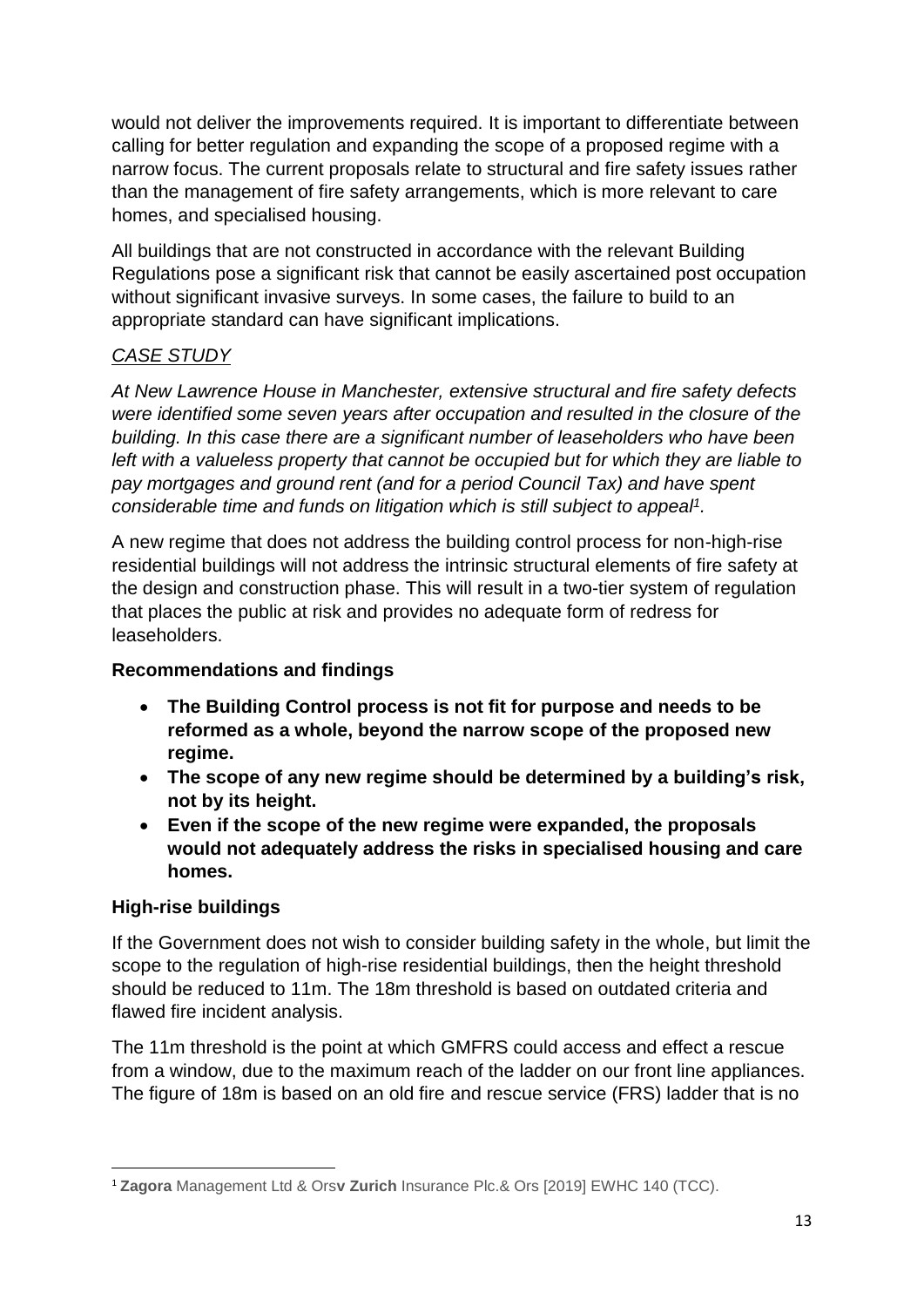would not deliver the improvements required. It is important to differentiate between calling for better regulation and expanding the scope of a proposed regime with a narrow focus. The current proposals relate to structural and fire safety issues rather than the management of fire safety arrangements, which is more relevant to care homes, and specialised housing.

All buildings that are not constructed in accordance with the relevant Building Regulations pose a significant risk that cannot be easily ascertained post occupation without significant invasive surveys. In some cases, the failure to build to an appropriate standard can have significant implications.

*CASE STUDY*

*At New Lawrence House in Manchester, extensive structural and fire safety defects were identified some seven years after occupation and resulted in the closure of the building. In this case there are a significant number of leaseholders who have been left with a valueless property that cannot be occupied but for which they are liable to pay mortgages and ground rent (and for a period Council Tax) and have spent considerable time and funds on litigation which is still subject to appeal*[1].

A new regime that does not address the building control process for non-high-rise residential buildings will not address the intrinsic structural elements of fire safety at the design and construction phase. This will result in a two-tier system of regulation that places the public at risk and provides no adequate form of redress for leaseholders.

**Recommendations and findings**

- **The Building Control process is not fit for purpose and needs to be reformed as a whole, beyond the narrow scope of the proposed new regime.**
- **The scope of any new regime should be determined by a building's risk, not by its height.**
- **Even if the scope of the new regime were expanded, the proposals would not adequately address the risks in specialised housing and care homes.**

**High-rise buildings**

If the Government does not wish to consider building safety in the whole, but limit the scope to the regulation of high-rise residential buildings, then the height threshold should be reduced to 11m. The 18m threshold is based on outdated criteria and flawed fire incident analysis.

The 11m threshold is the point at which GMFRS could access and effect a rescue from a window, due to the maximum reach of the ladder on our front line appliances. The figure of 18m is based on an old fire and rescue service (FRS) ladder that is no

[1] **Zagora** Management Ltd & Ors**v Zurich** Insurance Plc.& Ors [2019] EWHC 140 (TCC).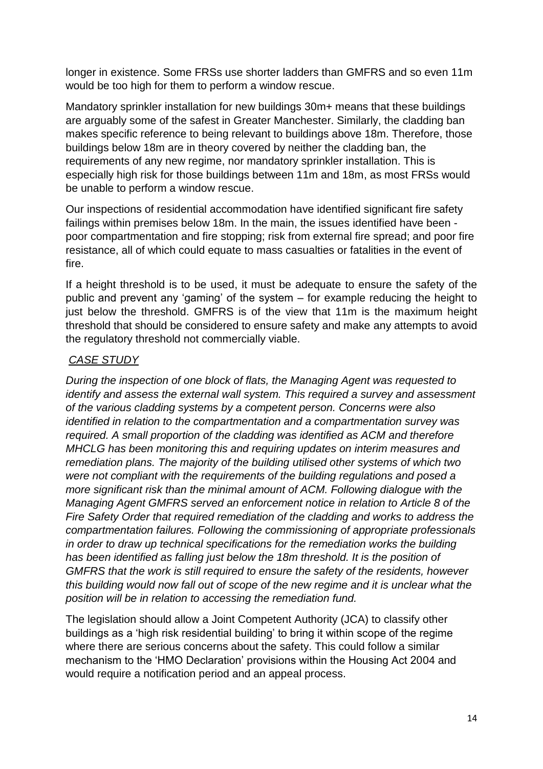longer in existence. Some FRSs use shorter ladders than GMFRS and so even 11m would be too high for them to perform a window rescue.

Mandatory sprinkler installation for new buildings 30m+ means that these buildings are arguably some of the safest in Greater Manchester. Similarly, the cladding ban makes specific reference to being relevant to buildings above 18m. Therefore, those buildings below 18m are in theory covered by neither the cladding ban, the requirements of any new regime, nor mandatory sprinkler installation. This is especially high risk for those buildings between 11m and 18m, as most FRSs would be unable to perform a window rescue.

Our inspections of residential accommodation have identified significant fire safety failings within premises below 18m. In the main, the issues identified have been - poor compartmentation and fire stopping; risk from external fire spread; and poor fire resistance, all of which could equate to mass casualties or fatalities in the event of fire.

If a height threshold is to be used, it must be adequate to ensure the safety of the public and prevent any 'gaming' of the system – for example reducing the height to just below the threshold. GMFRS is of the view that 11m is the maximum height threshold that should be considered to ensure safety and make any attempts to avoid the regulatory threshold not commercially viable.

*CASE STUDY*

*During the inspection of one block of flats, the Managing Agent was requested to identify and assess the external wall system. This required a survey and assessment of the various cladding systems by a competent person. Concerns were also identified in relation to the compartmentation and a compartmentation survey was required. A small proportion of the cladding was identified as ACM and therefore MHCLG has been monitoring this and requiring updates on interim measures and remediation plans. The majority of the building utilised other systems of which two were not compliant with the requirements of the building regulations and posed a more significant risk than the minimal amount of ACM. Following dialogue with the Managing Agent GMFRS served an enforcement notice in relation to Article 8 of the Fire Safety Order that required remediation of the cladding and works to address the compartmentation failures. Following the commissioning of appropriate professionals in order to draw up technical specifications for the remediation works the building has been identified as falling just below the 18m threshold. It is the position of GMFRS that the work is still required to ensure the safety of the residents, however this building would now fall out of scope of the new regime and it is unclear what the position will be in relation to accessing the remediation fund.*

The legislation should allow a Joint Competent Authority (JCA) to classify other buildings as a 'high risk residential building' to bring it within scope of the regime where there are serious concerns about the safety. This could follow a similar mechanism to the 'HMO Declaration' provisions within the Housing Act 2004 and would require a notification period and an appeal process.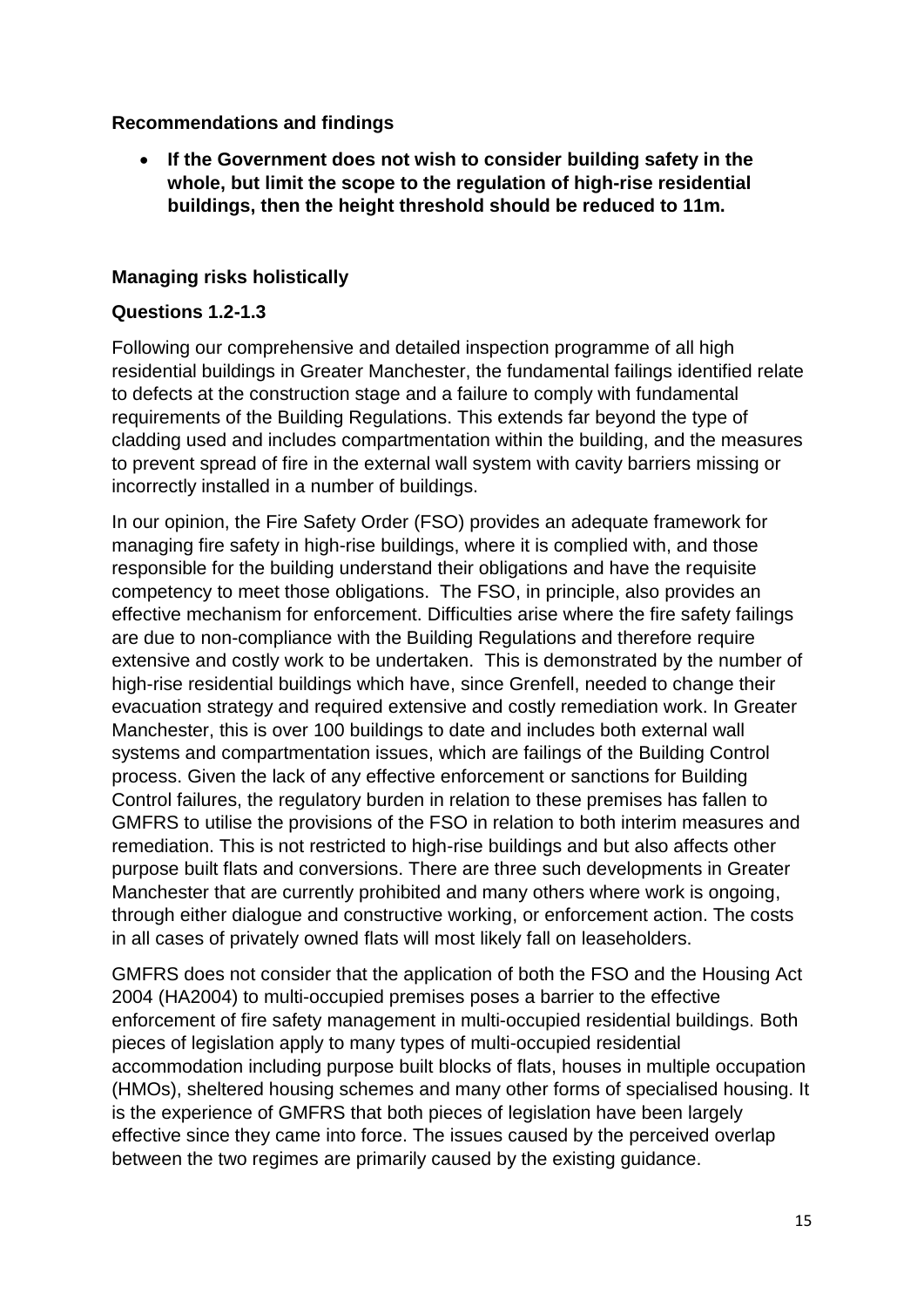**Recommendations and findings**

- **If the Government does not wish to consider building safety in the whole, but limit the scope to the regulation of high-rise residential buildings, then the height threshold should be reduced to 11m.**

**Managing risks holistically**

**Questions 1.2-1.3**

Following our comprehensive and detailed inspection programme of all high residential buildings in Greater Manchester, the fundamental failings identified relate to defects at the construction stage and a failure to comply with fundamental requirements of the Building Regulations. This extends far beyond the type of cladding used and includes compartmentation within the building, and the measures to prevent spread of fire in the external wall system with cavity barriers missing or incorrectly installed in a number of buildings.

In our opinion, the Fire Safety Order (FSO) provides an adequate framework for managing fire safety in high-rise buildings, where it is complied with, and those responsible for the building understand their obligations and have the requisite competency to meet those obligations. The FSO, in principle, also provides an effective mechanism for enforcement. Difficulties arise where the fire safety failings are due to non-compliance with the Building Regulations and therefore require extensive and costly work to be undertaken. This is demonstrated by the number of high-rise residential buildings which have, since Grenfell, needed to change their evacuation strategy and required extensive and costly remediation work. In Greater Manchester, this is over 100 buildings to date and includes both external wall systems and compartmentation issues, which are failings of the Building Control process. Given the lack of any effective enforcement or sanctions for Building Control failures, the regulatory burden in relation to these premises has fallen to GMFRS to utilise the provisions of the FSO in relation to both interim measures and remediation. This is not restricted to high-rise buildings and but also affects other purpose built flats and conversions. There are three such developments in Greater Manchester that are currently prohibited and many others where work is ongoing, through either dialogue and constructive working, or enforcement action. The costs in all cases of privately owned flats will most likely fall on leaseholders.

GMFRS does not consider that the application of both the FSO and the Housing Act 2004 (HA2004) to multi-occupied premises poses a barrier to the effective enforcement of fire safety management in multi-occupied residential buildings. Both pieces of legislation apply to many types of multi-occupied residential accommodation including purpose built blocks of flats, houses in multiple occupation (HMOs), sheltered housing schemes and many other forms of specialised housing. It is the experience of GMFRS that both pieces of legislation have been largely effective since they came into force. The issues caused by the perceived overlap between the two regimes are primarily caused by the existing guidance.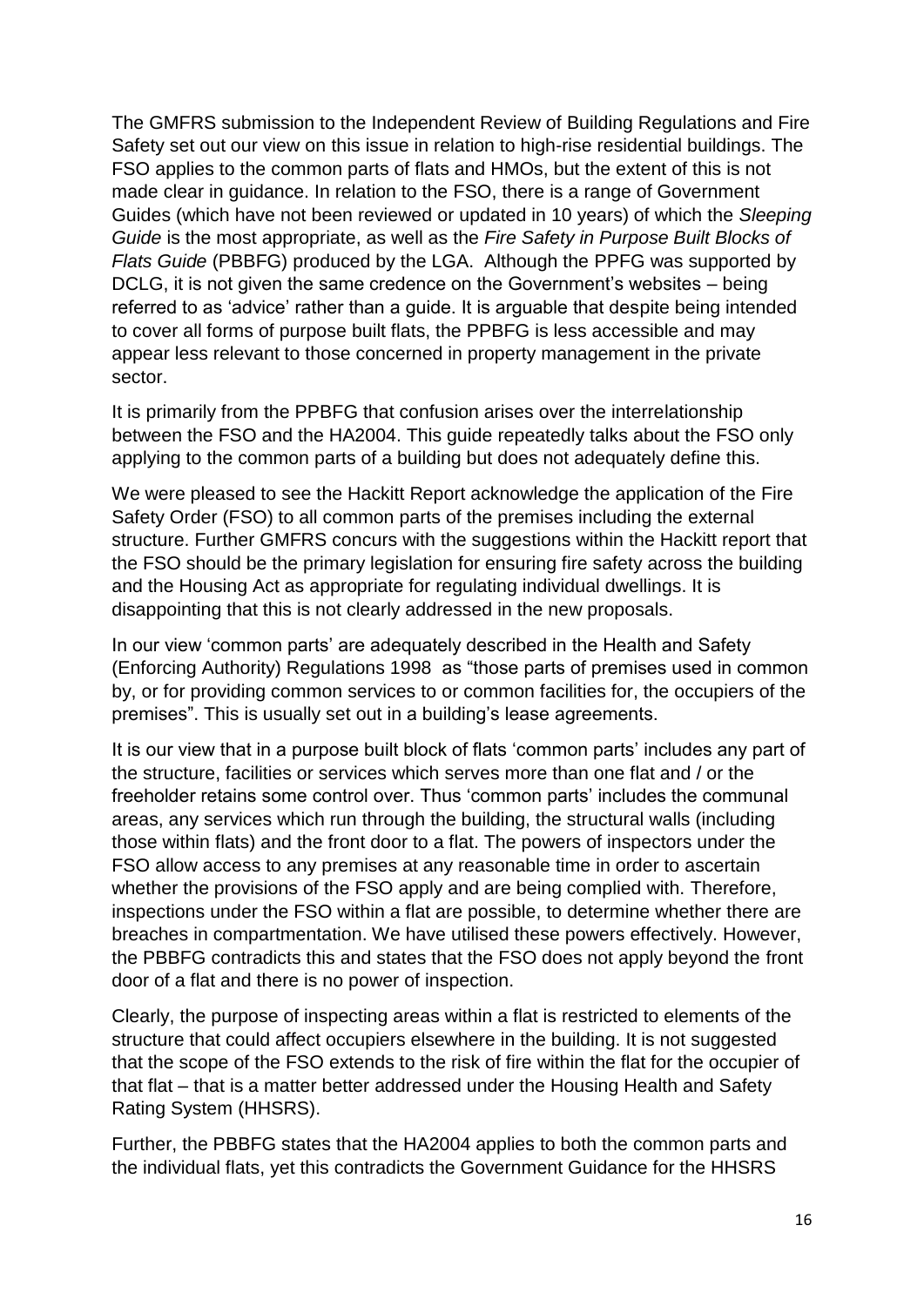The GMFRS submission to the Independent Review of Building Regulations and Fire Safety set out our view on this issue in relation to high-rise residential buildings. The FSO applies to the common parts of flats and HMOs, but the extent of this is not made clear in guidance. In relation to the FSO, there is a range of Government Guides (which have not been reviewed or updated in 10 years) of which the *Sleeping Guide* is the most appropriate, as well as the *Fire Safety in Purpose Built Blocks of Flats Guide* (PBBFG) produced by the LGA. Although the PPFG was supported by DCLG, it is not given the same credence on the Government's websites – being referred to as 'advice' rather than a guide. It is arguable that despite being intended to cover all forms of purpose built flats, the PPBFG is less accessible and may appear less relevant to those concerned in property management in the private sector.

It is primarily from the PPBFG that confusion arises over the interrelationship between the FSO and the HA2004. This guide repeatedly talks about the FSO only applying to the common parts of a building but does not adequately define this.

We were pleased to see the Hackitt Report acknowledge the application of the Fire Safety Order (FSO) to all common parts of the premises including the external structure. Further GMFRS concurs with the suggestions within the Hackitt report that the FSO should be the primary legislation for ensuring fire safety across the building and the Housing Act as appropriate for regulating individual dwellings. It is disappointing that this is not clearly addressed in the new proposals.

In our view 'common parts' are adequately described in the Health and Safety (Enforcing Authority) Regulations 1998 as "those parts of premises used in common by, or for providing common services to or common facilities for, the occupiers of the premises". This is usually set out in a building's lease agreements.

It is our view that in a purpose built block of flats 'common parts' includes any part of the structure, facilities or services which serves more than one flat and / or the freeholder retains some control over. Thus 'common parts' includes the communal areas, any services which run through the building, the structural walls (including those within flats) and the front door to a flat. The powers of inspectors under the FSO allow access to any premises at any reasonable time in order to ascertain whether the provisions of the FSO apply and are being complied with. Therefore, inspections under the FSO within a flat are possible, to determine whether there are breaches in compartmentation. We have utilised these powers effectively. However, the PBBFG contradicts this and states that the FSO does not apply beyond the front door of a flat and there is no power of inspection.

Clearly, the purpose of inspecting areas within a flat is restricted to elements of the structure that could affect occupiers elsewhere in the building. It is not suggested that the scope of the FSO extends to the risk of fire within the flat for the occupier of that flat – that is a matter better addressed under the Housing Health and Safety Rating System (HHSRS).

Further, the PBBFG states that the HA2004 applies to both the common parts and the individual flats, yet this contradicts the Government Guidance for the HHSRS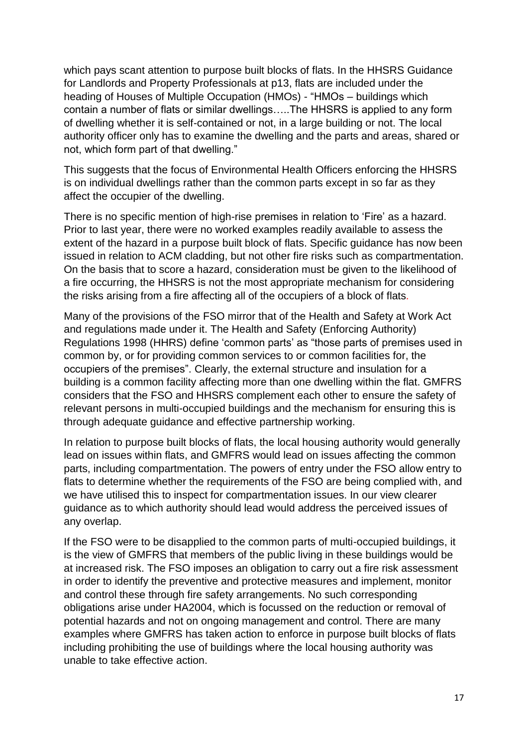which pays scant attention to purpose built blocks of flats. In the HHSRS Guidance for Landlords and Property Professionals at p13, flats are included under the heading of Houses of Multiple Occupation (HMOs) - "HMOs – buildings which contain a number of flats or similar dwellings…..The HHSRS is applied to any form of dwelling whether it is self-contained or not, in a large building or not. The local authority officer only has to examine the dwelling and the parts and areas, shared or not, which form part of that dwelling."

This suggests that the focus of Environmental Health Officers enforcing the HHSRS is on individual dwellings rather than the common parts except in so far as they affect the occupier of the dwelling.

There is no specific mention of high-rise premises in relation to 'Fire' as a hazard. Prior to last year, there were no worked examples readily available to assess the extent of the hazard in a purpose built block of flats. Specific guidance has now been issued in relation to ACM cladding, but not other fire risks such as compartmentation. On the basis that to score a hazard, consideration must be given to the likelihood of a fire occurring, the HHSRS is not the most appropriate mechanism for considering the risks arising from a fire affecting all of the occupiers of a block of flats.

Many of the provisions of the FSO mirror that of the Health and Safety at Work Act and regulations made under it. The Health and Safety (Enforcing Authority) Regulations 1998 (HHRS) define 'common parts' as "those parts of premises used in common by, or for providing common services to or common facilities for, the occupiers of the premises". Clearly, the external structure and insulation for a building is a common facility affecting more than one dwelling within the flat. GMFRS considers that the FSO and HHSRS complement each other to ensure the safety of relevant persons in multi-occupied buildings and the mechanism for ensuring this is through adequate guidance and effective partnership working.

In relation to purpose built blocks of flats, the local housing authority would generally lead on issues within flats, and GMFRS would lead on issues affecting the common parts, including compartmentation. The powers of entry under the FSO allow entry to flats to determine whether the requirements of the FSO are being complied with, and we have utilised this to inspect for compartmentation issues. In our view clearer guidance as to which authority should lead would address the perceived issues of any overlap.

If the FSO were to be disapplied to the common parts of multi-occupied buildings, it is the view of GMFRS that members of the public living in these buildings would be at increased risk. The FSO imposes an obligation to carry out a fire risk assessment in order to identify the preventive and protective measures and implement, monitor and control these through fire safety arrangements. No such corresponding obligations arise under HA2004, which is focussed on the reduction or removal of potential hazards and not on ongoing management and control. There are many examples where GMFRS has taken action to enforce in purpose built blocks of flats including prohibiting the use of buildings where the local housing authority was unable to take effective action.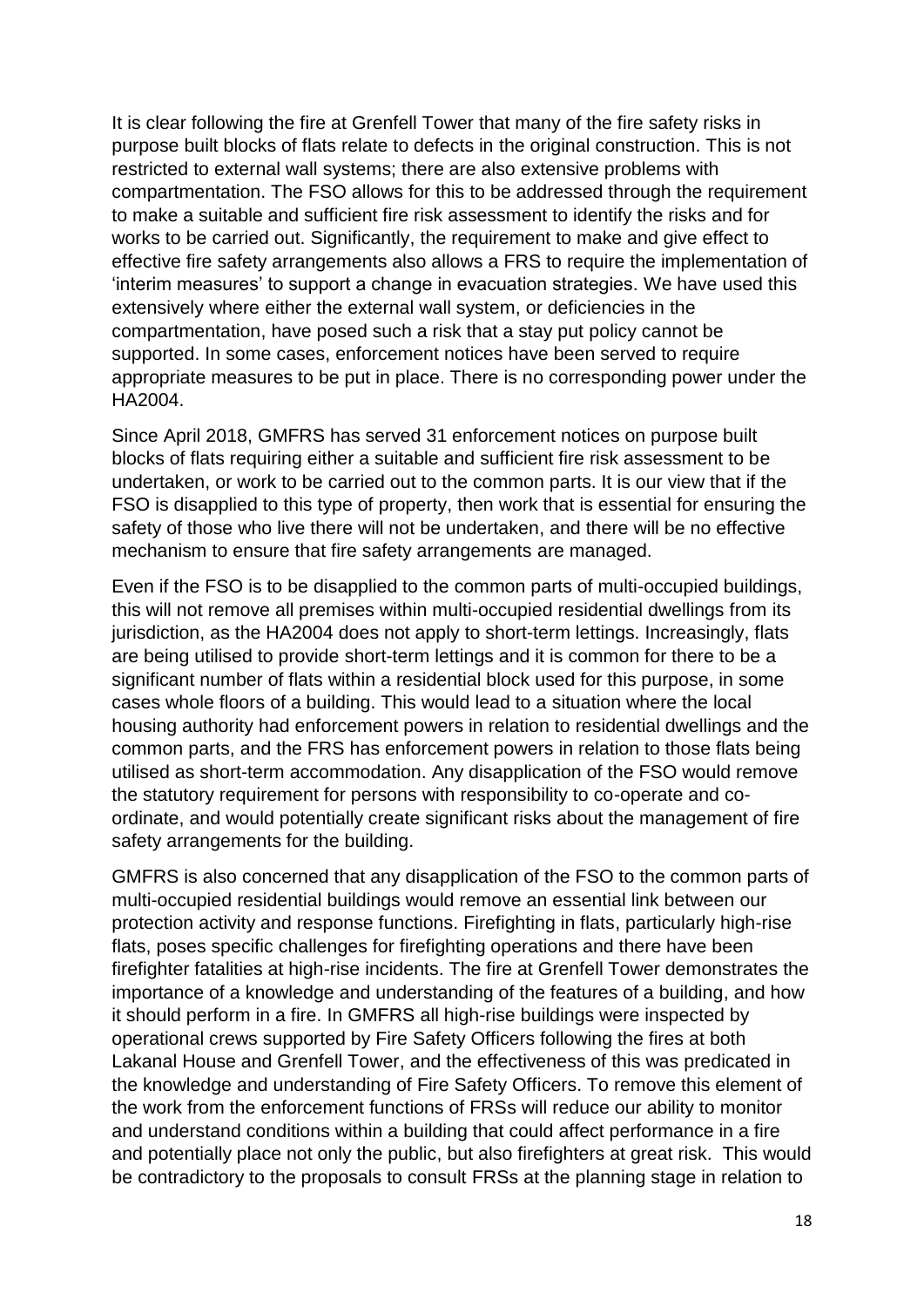It is clear following the fire at Grenfell Tower that many of the fire safety risks in purpose built blocks of flats relate to defects in the original construction. This is not restricted to external wall systems; there are also extensive problems with compartmentation. The FSO allows for this to be addressed through the requirement to make a suitable and sufficient fire risk assessment to identify the risks and for works to be carried out. Significantly, the requirement to make and give effect to effective fire safety arrangements also allows a FRS to require the implementation of 'interim measures' to support a change in evacuation strategies. We have used this extensively where either the external wall system, or deficiencies in the compartmentation, have posed such a risk that a stay put policy cannot be supported. In some cases, enforcement notices have been served to require appropriate measures to be put in place. There is no corresponding power under the HA2004.

Since April 2018, GMFRS has served 31 enforcement notices on purpose built blocks of flats requiring either a suitable and sufficient fire risk assessment to be undertaken, or work to be carried out to the common parts. It is our view that if the FSO is disapplied to this type of property, then work that is essential for ensuring the safety of those who live there will not be undertaken, and there will be no effective mechanism to ensure that fire safety arrangements are managed.

Even if the FSO is to be disapplied to the common parts of multi-occupied buildings, this will not remove all premises within multi-occupied residential dwellings from its jurisdiction, as the HA2004 does not apply to short-term lettings. Increasingly, flats are being utilised to provide short-term lettings and it is common for there to be a significant number of flats within a residential block used for this purpose, in some cases whole floors of a building. This would lead to a situation where the local housing authority had enforcement powers in relation to residential dwellings and the common parts, and the FRS has enforcement powers in relation to those flats being utilised as short-term accommodation. Any disapplication of the FSO would remove the statutory requirement for persons with responsibility to co-operate and co-ordinate, and would potentially create significant risks about the management of fire safety arrangements for the building.

GMFRS is also concerned that any disapplication of the FSO to the common parts of multi-occupied residential buildings would remove an essential link between our protection activity and response functions. Firefighting in flats, particularly high-rise flats, poses specific challenges for firefighting operations and there have been firefighter fatalities at high-rise incidents. The fire at Grenfell Tower demonstrates the importance of a knowledge and understanding of the features of a building, and how it should perform in a fire. In GMFRS all high-rise buildings were inspected by operational crews supported by Fire Safety Officers following the fires at both Lakanal House and Grenfell Tower, and the effectiveness of this was predicated in the knowledge and understanding of Fire Safety Officers. To remove this element of the work from the enforcement functions of FRSs will reduce our ability to monitor and understand conditions within a building that could affect performance in a fire and potentially place not only the public, but also firefighters at great risk. This would be contradictory to the proposals to consult FRSs at the planning stage in relation to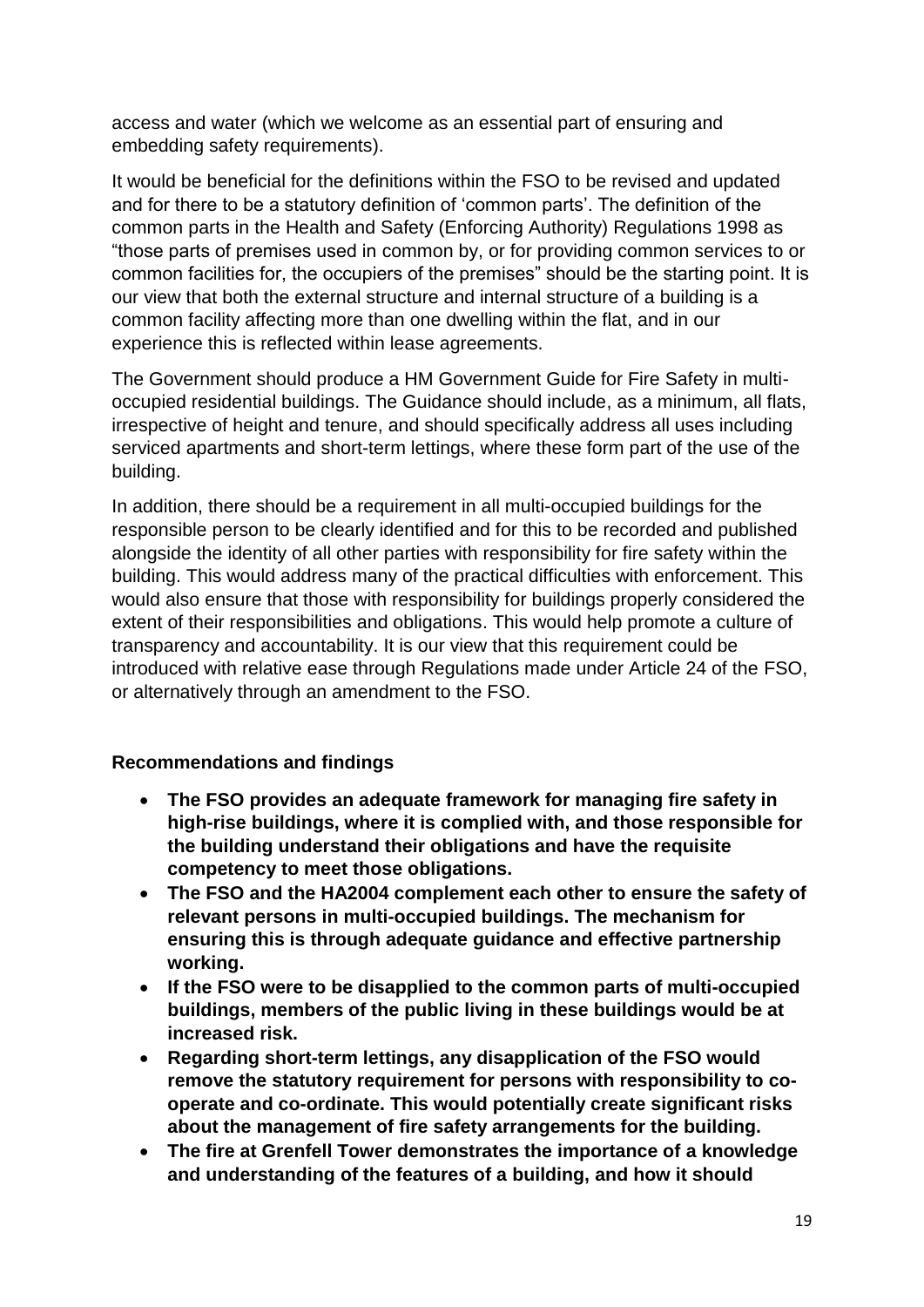access and water (which we welcome as an essential part of ensuring and embedding safety requirements).

It would be beneficial for the definitions within the FSO to be revised and updated and for there to be a statutory definition of 'common parts'. The definition of the common parts in the Health and Safety (Enforcing Authority) Regulations 1998 as "those parts of premises used in common by, or for providing common services to or common facilities for, the occupiers of the premises" should be the starting point. It is our view that both the external structure and internal structure of a building is a common facility affecting more than one dwelling within the flat, and in our experience this is reflected within lease agreements.

The Government should produce a HM Government Guide for Fire Safety in multi-occupied residential buildings. The Guidance should include, as a minimum, all flats, irrespective of height and tenure, and should specifically address all uses including serviced apartments and short-term lettings, where these form part of the use of the building.

In addition, there should be a requirement in all multi-occupied buildings for the responsible person to be clearly identified and for this to be recorded and published alongside the identity of all other parties with responsibility for fire safety within the building. This would address many of the practical difficulties with enforcement. This would also ensure that those with responsibility for buildings properly considered the extent of their responsibilities and obligations. This would help promote a culture of transparency and accountability. It is our view that this requirement could be introduced with relative ease through Regulations made under Article 24 of the FSO, or alternatively through an amendment to the FSO.

**Recommendations and findings**

- **The FSO provides an adequate framework for managing fire safety in high-rise buildings, where it is complied with, and those responsible for the building understand their obligations and have the requisite competency to meet those obligations.**
- **The FSO and the HA2004 complement each other to ensure the safety of relevant persons in multi-occupied buildings. The mechanism for ensuring this is through adequate guidance and effective partnership working.**
- **If the FSO were to be disapplied to the common parts of multi-occupied buildings, members of the public living in these buildings would be at increased risk.**
- **Regarding short-term lettings, any disapplication of the FSO would remove the statutory requirement for persons with responsibility to co-operate and co-ordinate. This would potentially create significant risks about the management of fire safety arrangements for the building.**
- **The fire at Grenfell Tower demonstrates the importance of a knowledge and understanding of the features of a building, and how it should**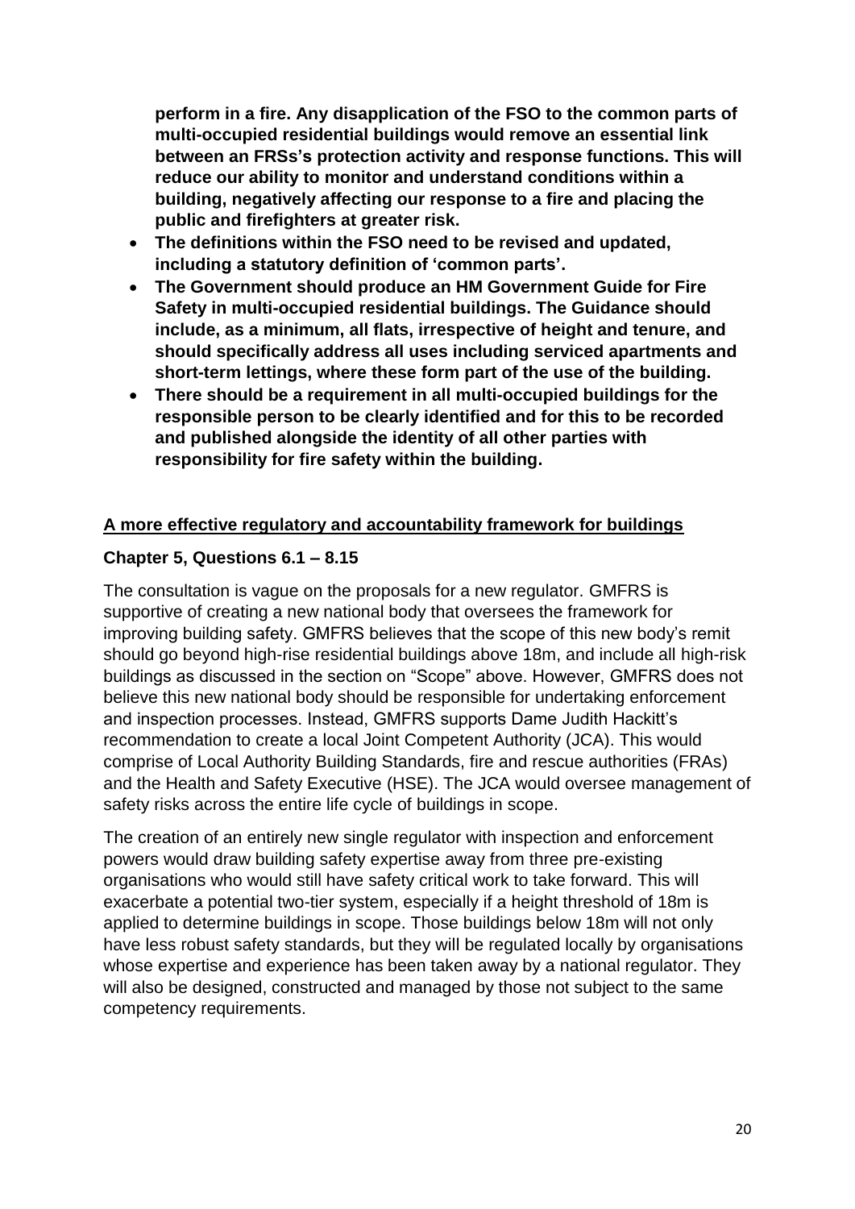**perform in a fire. Any disapplication of the FSO to the common parts of multi-occupied residential buildings would remove an essential link between an FRSs's protection activity and response functions. This will reduce our ability to monitor and understand conditions within a building, negatively affecting our response to a fire and placing the public and firefighters at greater risk.**

- **The definitions within the FSO need to be revised and updated, including a statutory definition of 'common parts'.**
- **The Government should produce an HM Government Guide for Fire Safety in multi-occupied residential buildings. The Guidance should include, as a minimum, all flats, irrespective of height and tenure, and should specifically address all uses including serviced apartments and short-term lettings, where these form part of the use of the building.**
- **There should be a requirement in all multi-occupied buildings for the responsible person to be clearly identified and for this to be recorded and published alongside the identity of all other parties with responsibility for fire safety within the building.**

## A more effective regulatory and accountability framework for buildings

### Chapter 5, Questions 6.1 – 8.15

The consultation is vague on the proposals for a new regulator. GMFRS is supportive of creating a new national body that oversees the framework for improving building safety. GMFRS believes that the scope of this new body's remit should go beyond high-rise residential buildings above 18m, and include all high-risk buildings as discussed in the section on "Scope" above. However, GMFRS does not believe this new national body should be responsible for undertaking enforcement and inspection processes. Instead, GMFRS supports Dame Judith Hackitt's recommendation to create a local Joint Competent Authority (JCA). This would comprise of Local Authority Building Standards, fire and rescue authorities (FRAs) and the Health and Safety Executive (HSE). The JCA would oversee management of safety risks across the entire life cycle of buildings in scope.

The creation of an entirely new single regulator with inspection and enforcement powers would draw building safety expertise away from three pre-existing organisations who would still have safety critical work to take forward. This will exacerbate a potential two-tier system, especially if a height threshold of 18m is applied to determine buildings in scope. Those buildings below 18m will not only have less robust safety standards, but they will be regulated locally by organisations whose expertise and experience has been taken away by a national regulator. They will also be designed, constructed and managed by those not subject to the same competency requirements.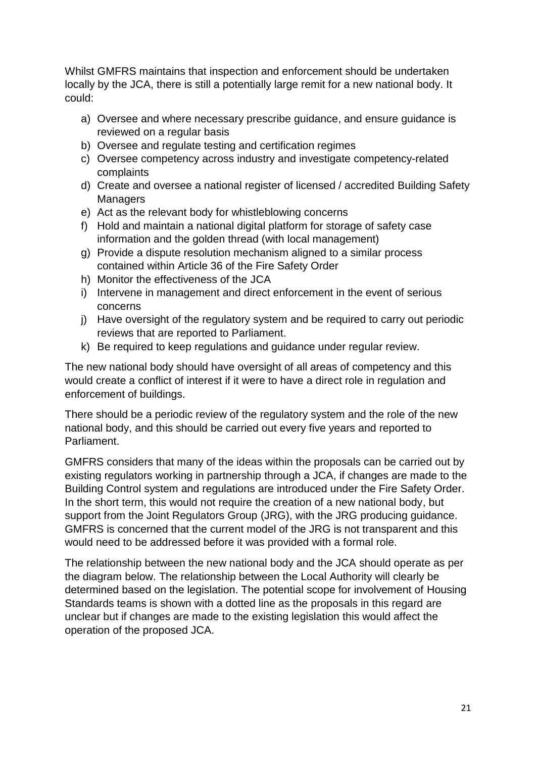Whilst GMFRS maintains that inspection and enforcement should be undertaken locally by the JCA, there is still a potentially large remit for a new national body. It could:

a) Oversee and where necessary prescribe guidance, and ensure guidance is reviewed on a regular basis
b) Oversee and regulate testing and certification regimes
c) Oversee competency across industry and investigate competency-related complaints
d) Create and oversee a national register of licensed / accredited Building Safety Managers
e) Act as the relevant body for whistleblowing concerns
f) Hold and maintain a national digital platform for storage of safety case information and the golden thread (with local management)
g) Provide a dispute resolution mechanism aligned to a similar process contained within Article 36 of the Fire Safety Order
h) Monitor the effectiveness of the JCA
i) Intervene in management and direct enforcement in the event of serious concerns
j) Have oversight of the regulatory system and be required to carry out periodic reviews that are reported to Parliament.
k) Be required to keep regulations and guidance under regular review.

The new national body should have oversight of all areas of competency and this would create a conflict of interest if it were to have a direct role in regulation and enforcement of buildings.

There should be a periodic review of the regulatory system and the role of the new national body, and this should be carried out every five years and reported to Parliament.

GMFRS considers that many of the ideas within the proposals can be carried out by existing regulators working in partnership through a JCA, if changes are made to the Building Control system and regulations are introduced under the Fire Safety Order. In the short term, this would not require the creation of a new national body, but support from the Joint Regulators Group (JRG), with the JRG producing guidance. GMFRS is concerned that the current model of the JRG is not transparent and this would need to be addressed before it was provided with a formal role.

The relationship between the new national body and the JCA should operate as per the diagram below. The relationship between the Local Authority will clearly be determined based on the legislation. The potential scope for involvement of Housing Standards teams is shown with a dotted line as the proposals in this regard are unclear but if changes are made to the existing legislation this would affect the operation of the proposed JCA.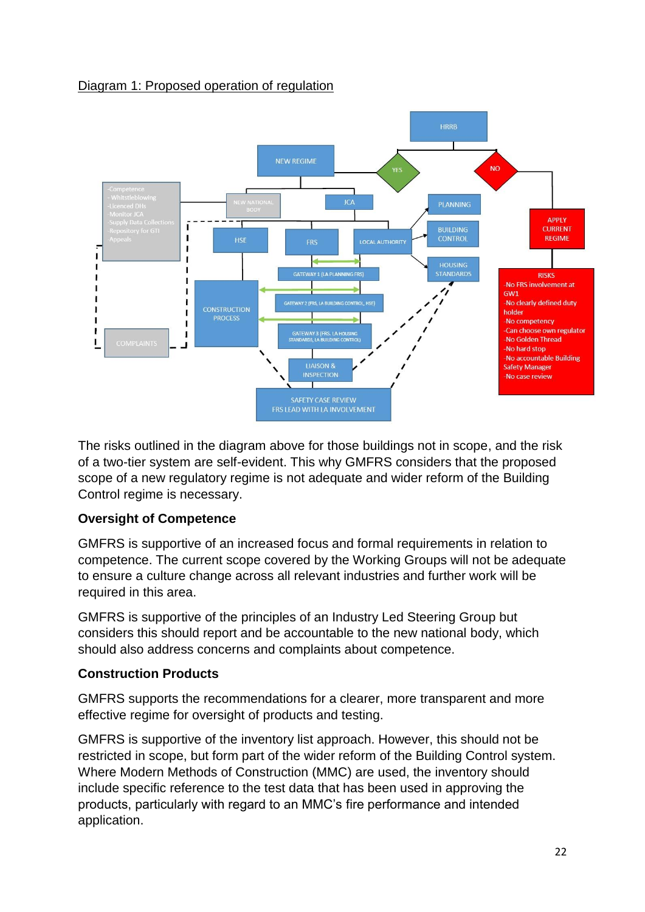Diagram 1: Proposed operation of regulation

HRRB

NEW REGIME — YES / NO

NEW NATIONAL BODY — JCA

- Competence
- Whistleblowing
- Licenced DHs
- Monitor JCA
- Supply Data Collections
- Repository for GTI
- Appeals

COMPLAINTS

HSE — FRS — LOCAL AUTHORITY

PLANNING

BUILDING CONTROL

HOUSING STANDARDS

CONSTRUCTION PROCESS

GATEWAY 1 (LA PLANNING FRS)

GATEWAY 2 (FRS, LA BUILDING CONTROL, HSE)

GATEWAY 3 (FRS, LA HOUSING STANDARDS, LA BUILDING CONTROL)

LIAISON & INSPECTION

SAFETY CASE REVIEW
FRS LEAD WITH LA INVOLVEMENT

APPLY CURRENT REGIME

RISKS
- No FRS involvement at GW1
- No clearly defined duty holder
- No competency
- Can choose own regulator
- No Golden Thread
- No hard stop
- No accountable Building Safety Manager
- No case review

The risks outlined in the diagram above for those buildings not in scope, and the risk of a two-tier system are self-evident. This why GMFRS considers that the proposed scope of a new regulatory regime is not adequate and wider reform of the Building Control regime is necessary.

**Oversight of Competence**

GMFRS is supportive of an increased focus and formal requirements in relation to competence. The current scope covered by the Working Groups will not be adequate to ensure a culture change across all relevant industries and further work will be required in this area.

GMFRS is supportive of the principles of an Industry Led Steering Group but considers this should report and be accountable to the new national body, which should also address concerns and complaints about competence.

**Construction Products**

GMFRS supports the recommendations for a clearer, more transparent and more effective regime for oversight of products and testing.

GMFRS is supportive of the inventory list approach. However, this should not be restricted in scope, but form part of the wider reform of the Building Control system. Where Modern Methods of Construction (MMC) are used, the inventory should include specific reference to the test data that has been used in approving the products, particularly with regard to an MMC's fire performance and intended application.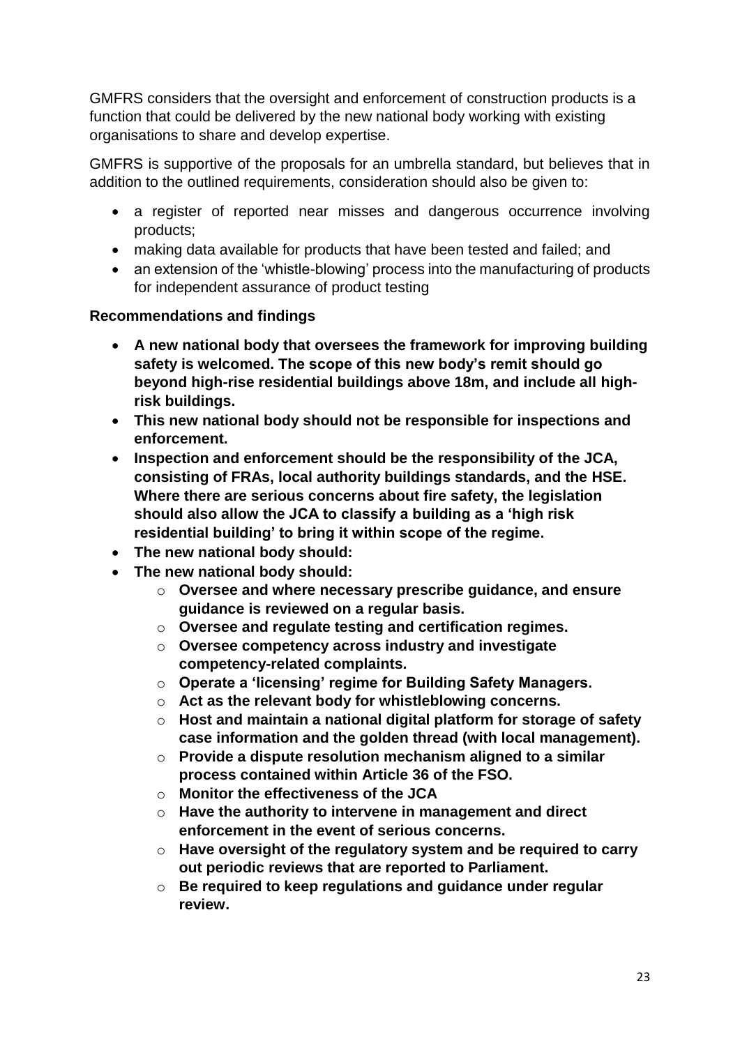GMFRS considers that the oversight and enforcement of construction products is a function that could be delivered by the new national body working with existing organisations to share and develop expertise.

GMFRS is supportive of the proposals for an umbrella standard, but believes that in addition to the outlined requirements, consideration should also be given to:

- a register of reported near misses and dangerous occurrence involving products;
- making data available for products that have been tested and failed; and
- an extension of the 'whistle-blowing' process into the manufacturing of products for independent assurance of product testing

**Recommendations and findings**

- **A new national body that oversees the framework for improving building safety is welcomed. The scope of this new body's remit should go beyond high-rise residential buildings above 18m, and include all high-risk buildings.**
- **This new national body should not be responsible for inspections and enforcement.**
- **Inspection and enforcement should be the responsibility of the JCA, consisting of FRAs, local authority buildings standards, and the HSE. Where there are serious concerns about fire safety, the legislation should also allow the JCA to classify a building as a 'high risk residential building' to bring it within scope of the regime.**
- **The new national body should:**
- **The new national body should:**
  - **Oversee and where necessary prescribe guidance, and ensure guidance is reviewed on a regular basis.**
  - **Oversee and regulate testing and certification regimes.**
  - **Oversee competency across industry and investigate competency-related complaints.**
  - **Operate a 'licensing' regime for Building Safety Managers.**
  - **Act as the relevant body for whistleblowing concerns.**
  - **Host and maintain a national digital platform for storage of safety case information and the golden thread (with local management).**
  - **Provide a dispute resolution mechanism aligned to a similar process contained within Article 36 of the FSO.**
  - **Monitor the effectiveness of the JCA**
  - **Have the authority to intervene in management and direct enforcement in the event of serious concerns.**
  - **Have oversight of the regulatory system and be required to carry out periodic reviews that are reported to Parliament.**
  - **Be required to keep regulations and guidance under regular review.**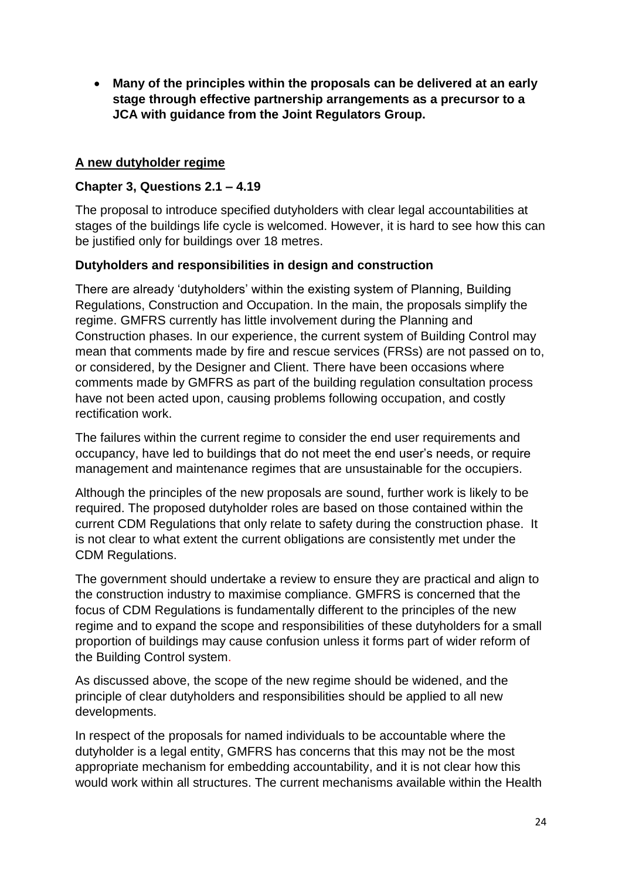- **Many of the principles within the proposals can be delivered at an early stage through effective partnership arrangements as a precursor to a JCA with guidance from the Joint Regulators Group.**

## A new dutyholder regime

### Chapter 3, Questions 2.1 – 4.19

The proposal to introduce specified dutyholders with clear legal accountabilities at stages of the buildings life cycle is welcomed. However, it is hard to see how this can be justified only for buildings over 18 metres.

### Dutyholders and responsibilities in design and construction

There are already 'dutyholders' within the existing system of Planning, Building Regulations, Construction and Occupation. In the main, the proposals simplify the regime. GMFRS currently has little involvement during the Planning and Construction phases. In our experience, the current system of Building Control may mean that comments made by fire and rescue services (FRSs) are not passed on to, or considered, by the Designer and Client. There have been occasions where comments made by GMFRS as part of the building regulation consultation process have not been acted upon, causing problems following occupation, and costly rectification work.

The failures within the current regime to consider the end user requirements and occupancy, have led to buildings that do not meet the end user's needs, or require management and maintenance regimes that are unsustainable for the occupiers.

Although the principles of the new proposals are sound, further work is likely to be required. The proposed dutyholder roles are based on those contained within the current CDM Regulations that only relate to safety during the construction phase. It is not clear to what extent the current obligations are consistently met under the CDM Regulations.

The government should undertake a review to ensure they are practical and align to the construction industry to maximise compliance. GMFRS is concerned that the focus of CDM Regulations is fundamentally different to the principles of the new regime and to expand the scope and responsibilities of these dutyholders for a small proportion of buildings may cause confusion unless it forms part of wider reform of the Building Control system.

As discussed above, the scope of the new regime should be widened, and the principle of clear dutyholders and responsibilities should be applied to all new developments.

In respect of the proposals for named individuals to be accountable where the dutyholder is a legal entity, GMFRS has concerns that this may not be the most appropriate mechanism for embedding accountability, and it is not clear how this would work within all structures. The current mechanisms available within the Health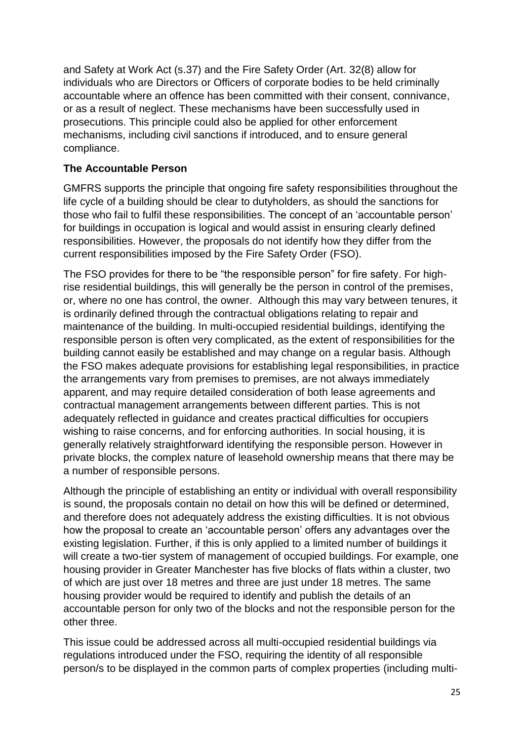and Safety at Work Act (s.37) and the Fire Safety Order (Art. 32(8) allow for individuals who are Directors or Officers of corporate bodies to be held criminally accountable where an offence has been committed with their consent, connivance, or as a result of neglect. These mechanisms have been successfully used in prosecutions. This principle could also be applied for other enforcement mechanisms, including civil sanctions if introduced, and to ensure general compliance.

**The Accountable Person**

GMFRS supports the principle that ongoing fire safety responsibilities throughout the life cycle of a building should be clear to dutyholders, as should the sanctions for those who fail to fulfil these responsibilities. The concept of an 'accountable person' for buildings in occupation is logical and would assist in ensuring clearly defined responsibilities. However, the proposals do not identify how they differ from the current responsibilities imposed by the Fire Safety Order (FSO).

The FSO provides for there to be "the responsible person" for fire safety. For high-rise residential buildings, this will generally be the person in control of the premises, or, where no one has control, the owner. Although this may vary between tenures, it is ordinarily defined through the contractual obligations relating to repair and maintenance of the building. In multi-occupied residential buildings, identifying the responsible person is often very complicated, as the extent of responsibilities for the building cannot easily be established and may change on a regular basis. Although the FSO makes adequate provisions for establishing legal responsibilities, in practice the arrangements vary from premises to premises, are not always immediately apparent, and may require detailed consideration of both lease agreements and contractual management arrangements between different parties. This is not adequately reflected in guidance and creates practical difficulties for occupiers wishing to raise concerns, and for enforcing authorities. In social housing, it is generally relatively straightforward identifying the responsible person. However in private blocks, the complex nature of leasehold ownership means that there may be a number of responsible persons.

Although the principle of establishing an entity or individual with overall responsibility is sound, the proposals contain no detail on how this will be defined or determined, and therefore does not adequately address the existing difficulties. It is not obvious how the proposal to create an 'accountable person' offers any advantages over the existing legislation. Further, if this is only applied to a limited number of buildings it will create a two-tier system of management of occupied buildings. For example, one housing provider in Greater Manchester has five blocks of flats within a cluster, two of which are just over 18 metres and three are just under 18 metres. The same housing provider would be required to identify and publish the details of an accountable person for only two of the blocks and not the responsible person for the other three.

This issue could be addressed across all multi-occupied residential buildings via regulations introduced under the FSO, requiring the identity of all responsible person/s to be displayed in the common parts of complex properties (including multi-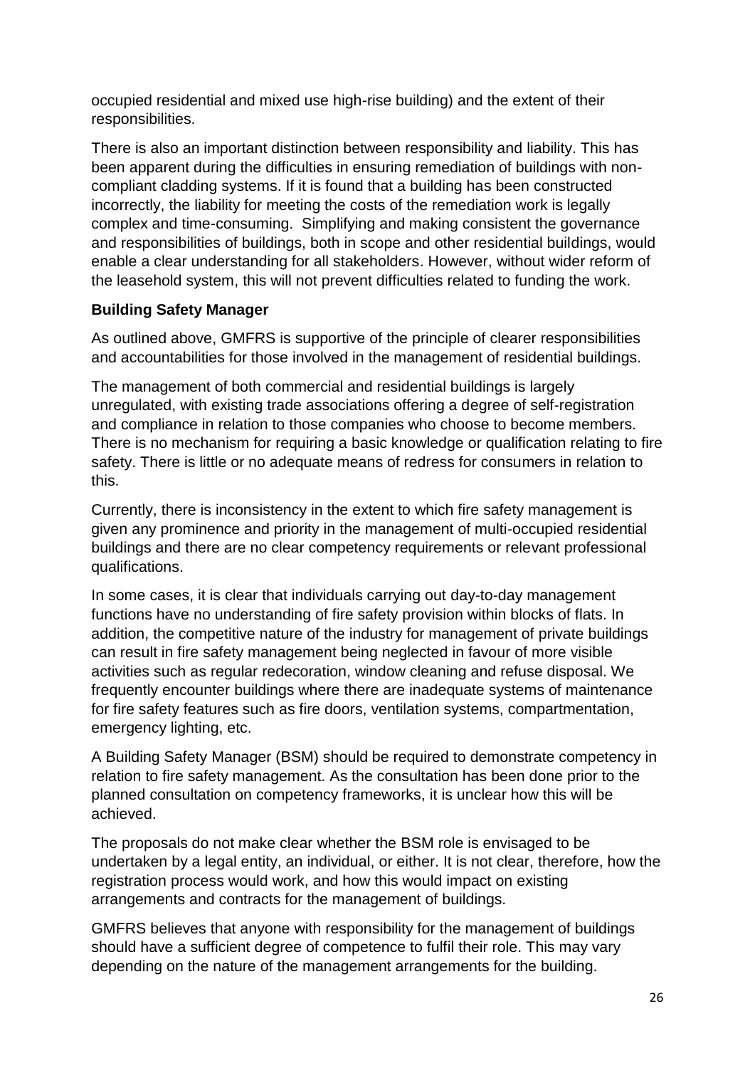occupied residential and mixed use high-rise building) and the extent of their responsibilities.

There is also an important distinction between responsibility and liability. This has been apparent during the difficulties in ensuring remediation of buildings with non-compliant cladding systems. If it is found that a building has been constructed incorrectly, the liability for meeting the costs of the remediation work is legally complex and time-consuming. Simplifying and making consistent the governance and responsibilities of buildings, both in scope and other residential buildings, would enable a clear understanding for all stakeholders. However, without wider reform of the leasehold system, this will not prevent difficulties related to funding the work.

**Building Safety Manager**

As outlined above, GMFRS is supportive of the principle of clearer responsibilities and accountabilities for those involved in the management of residential buildings.

The management of both commercial and residential buildings is largely unregulated, with existing trade associations offering a degree of self-registration and compliance in relation to those companies who choose to become members. There is no mechanism for requiring a basic knowledge or qualification relating to fire safety. There is little or no adequate means of redress for consumers in relation to this.

Currently, there is inconsistency in the extent to which fire safety management is given any prominence and priority in the management of multi-occupied residential buildings and there are no clear competency requirements or relevant professional qualifications.

In some cases, it is clear that individuals carrying out day-to-day management functions have no understanding of fire safety provision within blocks of flats. In addition, the competitive nature of the industry for management of private buildings can result in fire safety management being neglected in favour of more visible activities such as regular redecoration, window cleaning and refuse disposal. We frequently encounter buildings where there are inadequate systems of maintenance for fire safety features such as fire doors, ventilation systems, compartmentation, emergency lighting, etc.

A Building Safety Manager (BSM) should be required to demonstrate competency in relation to fire safety management. As the consultation has been done prior to the planned consultation on competency frameworks, it is unclear how this will be achieved.

The proposals do not make clear whether the BSM role is envisaged to be undertaken by a legal entity, an individual, or either. It is not clear, therefore, how the registration process would work, and how this would impact on existing arrangements and contracts for the management of buildings.

GMFRS believes that anyone with responsibility for the management of buildings should have a sufficient degree of competence to fulfil their role. This may vary depending on the nature of the management arrangements for the building.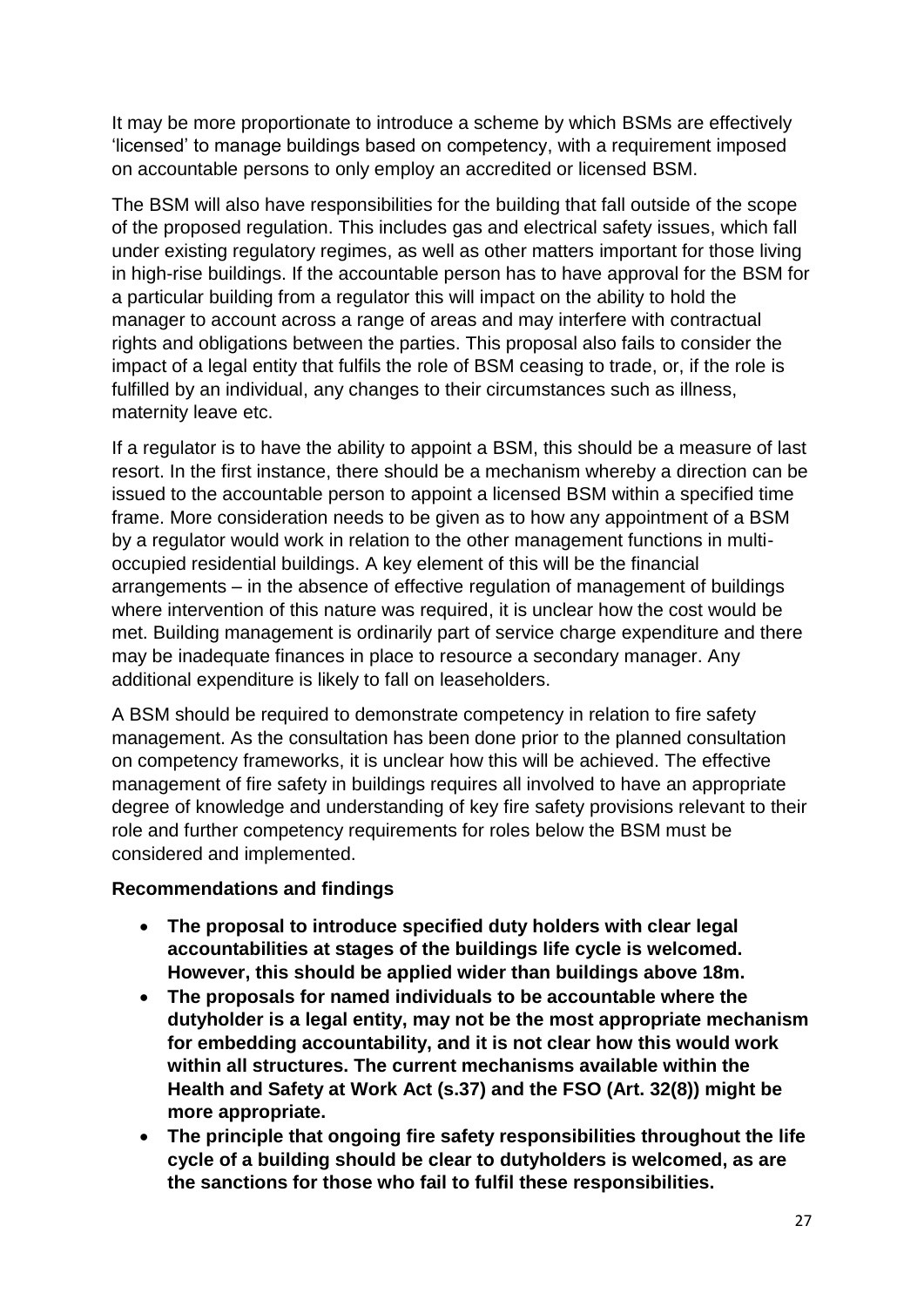It may be more proportionate to introduce a scheme by which BSMs are effectively 'licensed' to manage buildings based on competency, with a requirement imposed on accountable persons to only employ an accredited or licensed BSM.

The BSM will also have responsibilities for the building that fall outside of the scope of the proposed regulation. This includes gas and electrical safety issues, which fall under existing regulatory regimes, as well as other matters important for those living in high-rise buildings. If the accountable person has to have approval for the BSM for a particular building from a regulator this will impact on the ability to hold the manager to account across a range of areas and may interfere with contractual rights and obligations between the parties. This proposal also fails to consider the impact of a legal entity that fulfils the role of BSM ceasing to trade, or, if the role is fulfilled by an individual, any changes to their circumstances such as illness, maternity leave etc.

If a regulator is to have the ability to appoint a BSM, this should be a measure of last resort. In the first instance, there should be a mechanism whereby a direction can be issued to the accountable person to appoint a licensed BSM within a specified time frame. More consideration needs to be given as to how any appointment of a BSM by a regulator would work in relation to the other management functions in multi-occupied residential buildings. A key element of this will be the financial arrangements – in the absence of effective regulation of management of buildings where intervention of this nature was required, it is unclear how the cost would be met. Building management is ordinarily part of service charge expenditure and there may be inadequate finances in place to resource a secondary manager. Any additional expenditure is likely to fall on leaseholders.

A BSM should be required to demonstrate competency in relation to fire safety management. As the consultation has been done prior to the planned consultation on competency frameworks, it is unclear how this will be achieved. The effective management of fire safety in buildings requires all involved to have an appropriate degree of knowledge and understanding of key fire safety provisions relevant to their role and further competency requirements for roles below the BSM must be considered and implemented.

**Recommendations and findings**

- **The proposal to introduce specified duty holders with clear legal accountabilities at stages of the buildings life cycle is welcomed. However, this should be applied wider than buildings above 18m.**
- **The proposals for named individuals to be accountable where the dutyholder is a legal entity, may not be the most appropriate mechanism for embedding accountability, and it is not clear how this would work within all structures. The current mechanisms available within the Health and Safety at Work Act (s.37) and the FSO (Art. 32(8)) might be more appropriate.**
- **The principle that ongoing fire safety responsibilities throughout the life cycle of a building should be clear to dutyholders is welcomed, as are the sanctions for those who fail to fulfil these responsibilities.**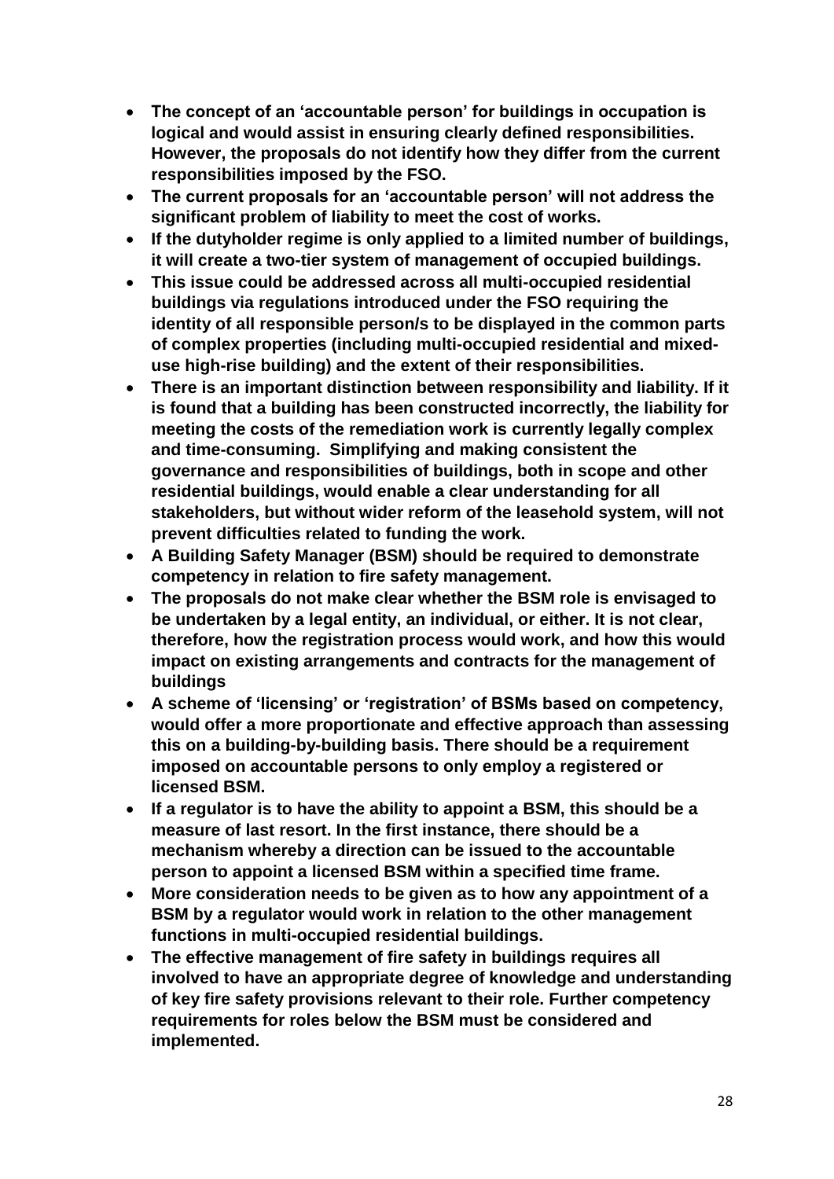- **The concept of an 'accountable person' for buildings in occupation is logical and would assist in ensuring clearly defined responsibilities. However, the proposals do not identify how they differ from the current responsibilities imposed by the FSO.**
- **The current proposals for an 'accountable person' will not address the significant problem of liability to meet the cost of works.**
- **If the dutyholder regime is only applied to a limited number of buildings, it will create a two-tier system of management of occupied buildings.**
- **This issue could be addressed across all multi-occupied residential buildings via regulations introduced under the FSO requiring the identity of all responsible person/s to be displayed in the common parts of complex properties (including multi-occupied residential and mixed-use high-rise building) and the extent of their responsibilities.**
- **There is an important distinction between responsibility and liability. If it is found that a building has been constructed incorrectly, the liability for meeting the costs of the remediation work is currently legally complex and time-consuming. Simplifying and making consistent the governance and responsibilities of buildings, both in scope and other residential buildings, would enable a clear understanding for all stakeholders, but without wider reform of the leasehold system, will not prevent difficulties related to funding the work.**
- **A Building Safety Manager (BSM) should be required to demonstrate competency in relation to fire safety management.**
- **The proposals do not make clear whether the BSM role is envisaged to be undertaken by a legal entity, an individual, or either. It is not clear, therefore, how the registration process would work, and how this would impact on existing arrangements and contracts for the management of buildings**
- **A scheme of 'licensing' or 'registration' of BSMs based on competency, would offer a more proportionate and effective approach than assessing this on a building-by-building basis. There should be a requirement imposed on accountable persons to only employ a registered or licensed BSM.**
- **If a regulator is to have the ability to appoint a BSM, this should be a measure of last resort. In the first instance, there should be a mechanism whereby a direction can be issued to the accountable person to appoint a licensed BSM within a specified time frame.**
- **More consideration needs to be given as to how any appointment of a BSM by a regulator would work in relation to the other management functions in multi-occupied residential buildings.**
- **The effective management of fire safety in buildings requires all involved to have an appropriate degree of knowledge and understanding of key fire safety provisions relevant to their role. Further competency requirements for roles below the BSM must be considered and implemented.**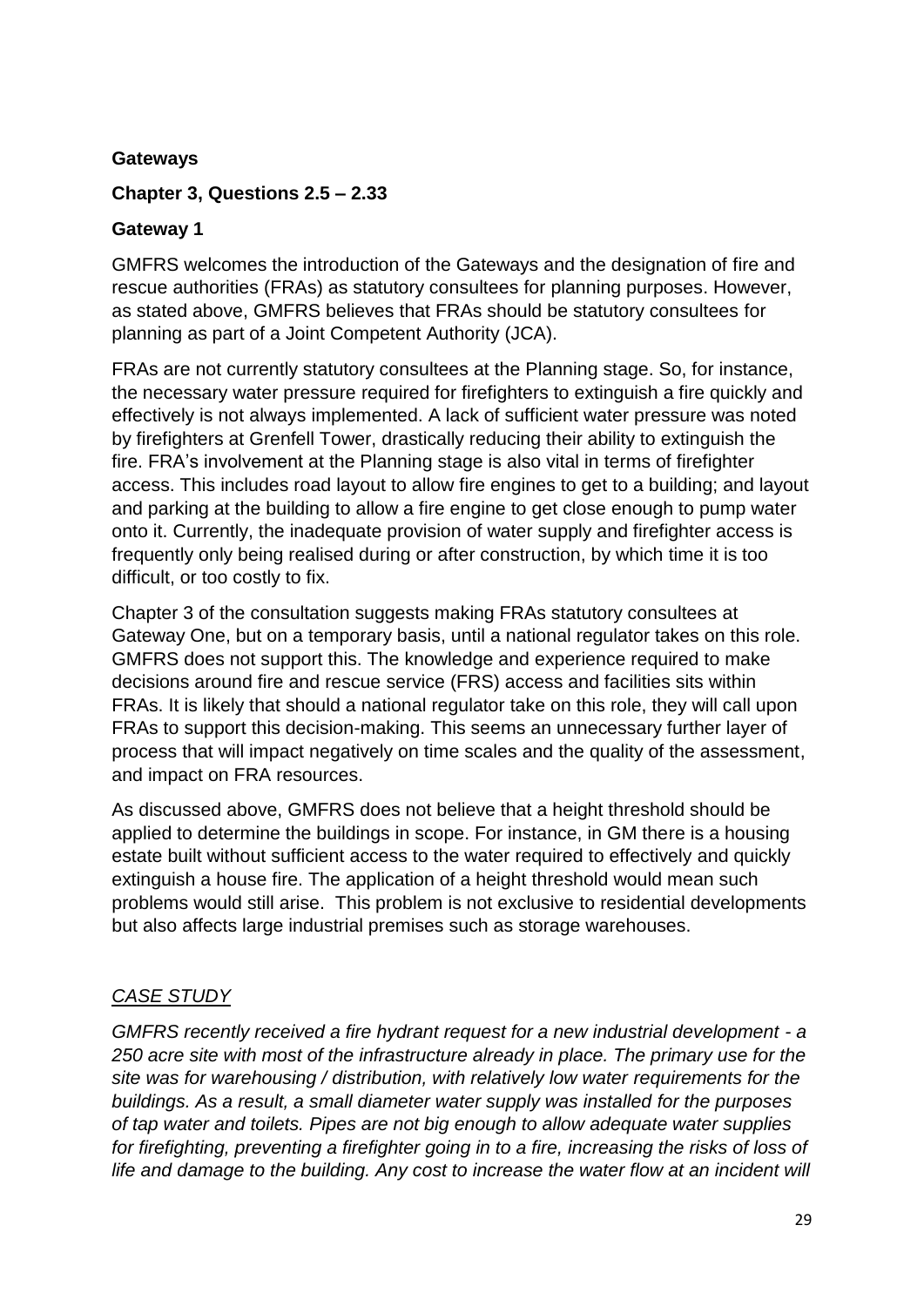**Gateways**

**Chapter 3, Questions 2.5 – 2.33**

**Gateway 1**

GMFRS welcomes the introduction of the Gateways and the designation of fire and rescue authorities (FRAs) as statutory consultees for planning purposes. However, as stated above, GMFRS believes that FRAs should be statutory consultees for planning as part of a Joint Competent Authority (JCA).

FRAs are not currently statutory consultees at the Planning stage. So, for instance, the necessary water pressure required for firefighters to extinguish a fire quickly and effectively is not always implemented. A lack of sufficient water pressure was noted by firefighters at Grenfell Tower, drastically reducing their ability to extinguish the fire. FRA's involvement at the Planning stage is also vital in terms of firefighter access. This includes road layout to allow fire engines to get to a building; and layout and parking at the building to allow a fire engine to get close enough to pump water onto it. Currently, the inadequate provision of water supply and firefighter access is frequently only being realised during or after construction, by which time it is too difficult, or too costly to fix.

Chapter 3 of the consultation suggests making FRAs statutory consultees at Gateway One, but on a temporary basis, until a national regulator takes on this role. GMFRS does not support this. The knowledge and experience required to make decisions around fire and rescue service (FRS) access and facilities sits within FRAs. It is likely that should a national regulator take on this role, they will call upon FRAs to support this decision-making. This seems an unnecessary further layer of process that will impact negatively on time scales and the quality of the assessment, and impact on FRA resources.

As discussed above, GMFRS does not believe that a height threshold should be applied to determine the buildings in scope. For instance, in GM there is a housing estate built without sufficient access to the water required to effectively and quickly extinguish a house fire. The application of a height threshold would mean such problems would still arise. This problem is not exclusive to residential developments but also affects large industrial premises such as storage warehouses.

*<u>CASE STUDY</u>*

*GMFRS recently received a fire hydrant request for a new industrial development - a 250 acre site with most of the infrastructure already in place. The primary use for the site was for warehousing / distribution, with relatively low water requirements for the buildings. As a result, a small diameter water supply was installed for the purposes of tap water and toilets. Pipes are not big enough to allow adequate water supplies for firefighting, preventing a firefighter going in to a fire, increasing the risks of loss of life and damage to the building. Any cost to increase the water flow at an incident will*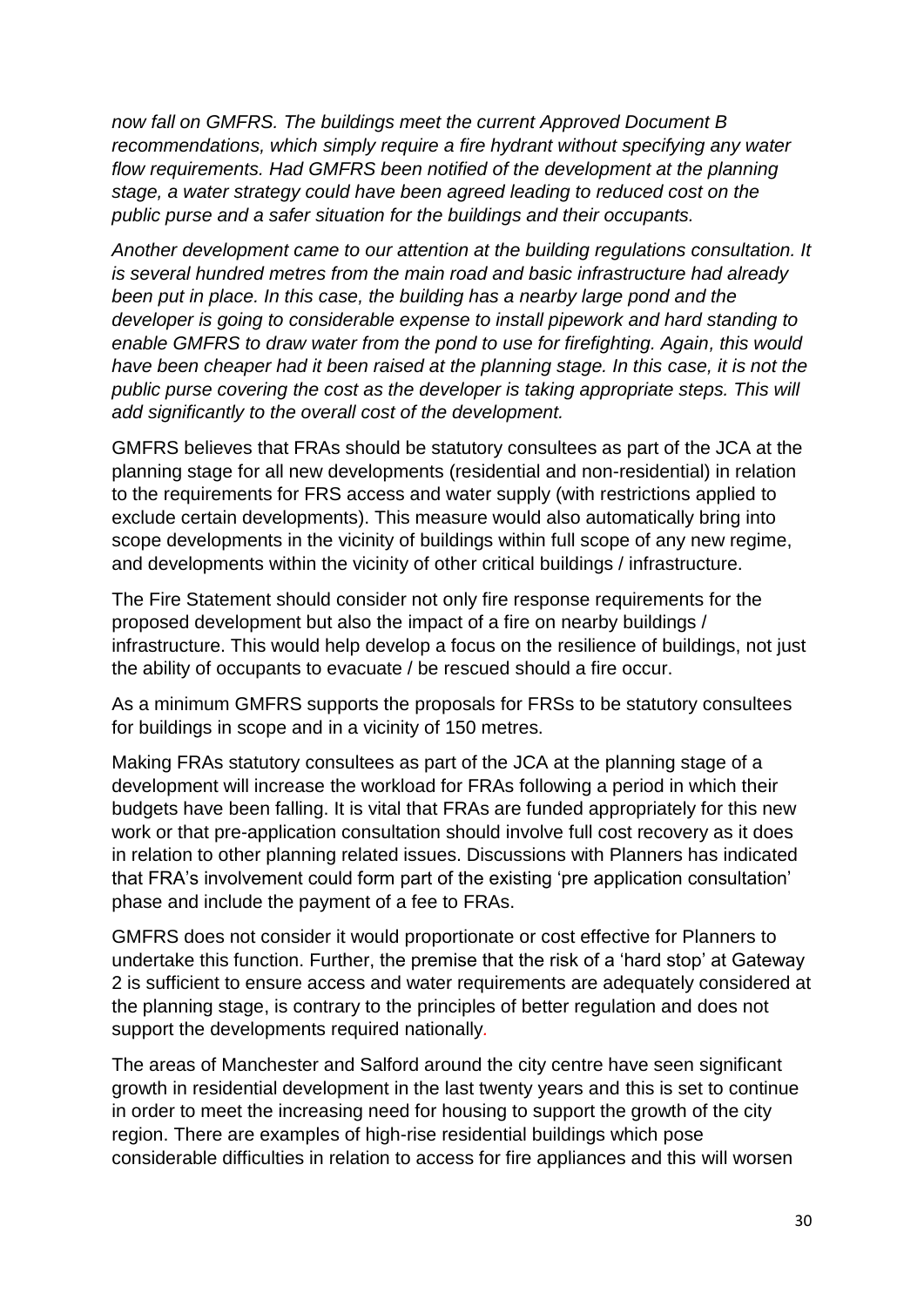*now fall on GMFRS. The buildings meet the current Approved Document B recommendations, which simply require a fire hydrant without specifying any water flow requirements. Had GMFRS been notified of the development at the planning stage, a water strategy could have been agreed leading to reduced cost on the public purse and a safer situation for the buildings and their occupants.*

*Another development came to our attention at the building regulations consultation. It is several hundred metres from the main road and basic infrastructure had already been put in place. In this case, the building has a nearby large pond and the developer is going to considerable expense to install pipework and hard standing to enable GMFRS to draw water from the pond to use for firefighting. Again, this would have been cheaper had it been raised at the planning stage. In this case, it is not the public purse covering the cost as the developer is taking appropriate steps. This will add significantly to the overall cost of the development.*

GMFRS believes that FRAs should be statutory consultees as part of the JCA at the planning stage for all new developments (residential and non-residential) in relation to the requirements for FRS access and water supply (with restrictions applied to exclude certain developments). This measure would also automatically bring into scope developments in the vicinity of buildings within full scope of any new regime, and developments within the vicinity of other critical buildings / infrastructure.

The Fire Statement should consider not only fire response requirements for the proposed development but also the impact of a fire on nearby buildings / infrastructure. This would help develop a focus on the resilience of buildings, not just the ability of occupants to evacuate / be rescued should a fire occur.

As a minimum GMFRS supports the proposals for FRSs to be statutory consultees for buildings in scope and in a vicinity of 150 metres.

Making FRAs statutory consultees as part of the JCA at the planning stage of a development will increase the workload for FRAs following a period in which their budgets have been falling. It is vital that FRAs are funded appropriately for this new work or that pre-application consultation should involve full cost recovery as it does in relation to other planning related issues. Discussions with Planners has indicated that FRA's involvement could form part of the existing 'pre application consultation' phase and include the payment of a fee to FRAs.

GMFRS does not consider it would proportionate or cost effective for Planners to undertake this function. Further, the premise that the risk of a 'hard stop' at Gateway 2 is sufficient to ensure access and water requirements are adequately considered at the planning stage, is contrary to the principles of better regulation and does not support the developments required nationally.

The areas of Manchester and Salford around the city centre have seen significant growth in residential development in the last twenty years and this is set to continue in order to meet the increasing need for housing to support the growth of the city region. There are examples of high-rise residential buildings which pose considerable difficulties in relation to access for fire appliances and this will worsen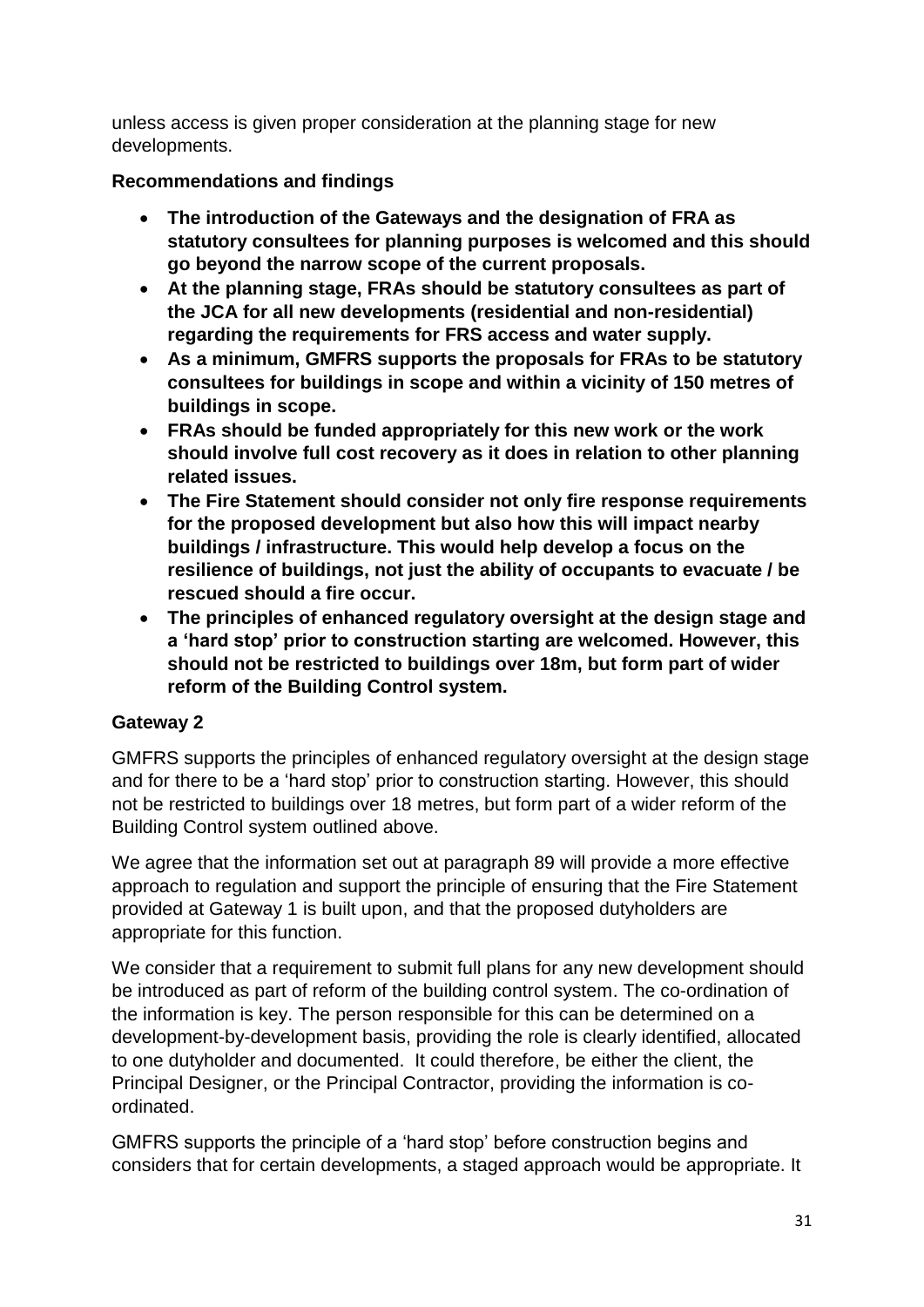unless access is given proper consideration at the planning stage for new developments.

**Recommendations and findings**

- **The introduction of the Gateways and the designation of FRA as statutory consultees for planning purposes is welcomed and this should go beyond the narrow scope of the current proposals.**
- **At the planning stage, FRAs should be statutory consultees as part of the JCA for all new developments (residential and non-residential) regarding the requirements for FRS access and water supply.**
- **As a minimum, GMFRS supports the proposals for FRAs to be statutory consultees for buildings in scope and within a vicinity of 150 metres of buildings in scope.**
- **FRAs should be funded appropriately for this new work or the work should involve full cost recovery as it does in relation to other planning related issues.**
- **The Fire Statement should consider not only fire response requirements for the proposed development but also how this will impact nearby buildings / infrastructure. This would help develop a focus on the resilience of buildings, not just the ability of occupants to evacuate / be rescued should a fire occur.**
- **The principles of enhanced regulatory oversight at the design stage and a 'hard stop' prior to construction starting are welcomed. However, this should not be restricted to buildings over 18m, but form part of wider reform of the Building Control system.**

**Gateway 2**

GMFRS supports the principles of enhanced regulatory oversight at the design stage and for there to be a 'hard stop' prior to construction starting. However, this should not be restricted to buildings over 18 metres, but form part of a wider reform of the Building Control system outlined above.

We agree that the information set out at paragraph 89 will provide a more effective approach to regulation and support the principle of ensuring that the Fire Statement provided at Gateway 1 is built upon, and that the proposed dutyholders are appropriate for this function.

We consider that a requirement to submit full plans for any new development should be introduced as part of reform of the building control system. The co-ordination of the information is key. The person responsible for this can be determined on a development-by-development basis, providing the role is clearly identified, allocated to one dutyholder and documented. It could therefore, be either the client, the Principal Designer, or the Principal Contractor, providing the information is co-ordinated.

GMFRS supports the principle of a 'hard stop' before construction begins and considers that for certain developments, a staged approach would be appropriate. It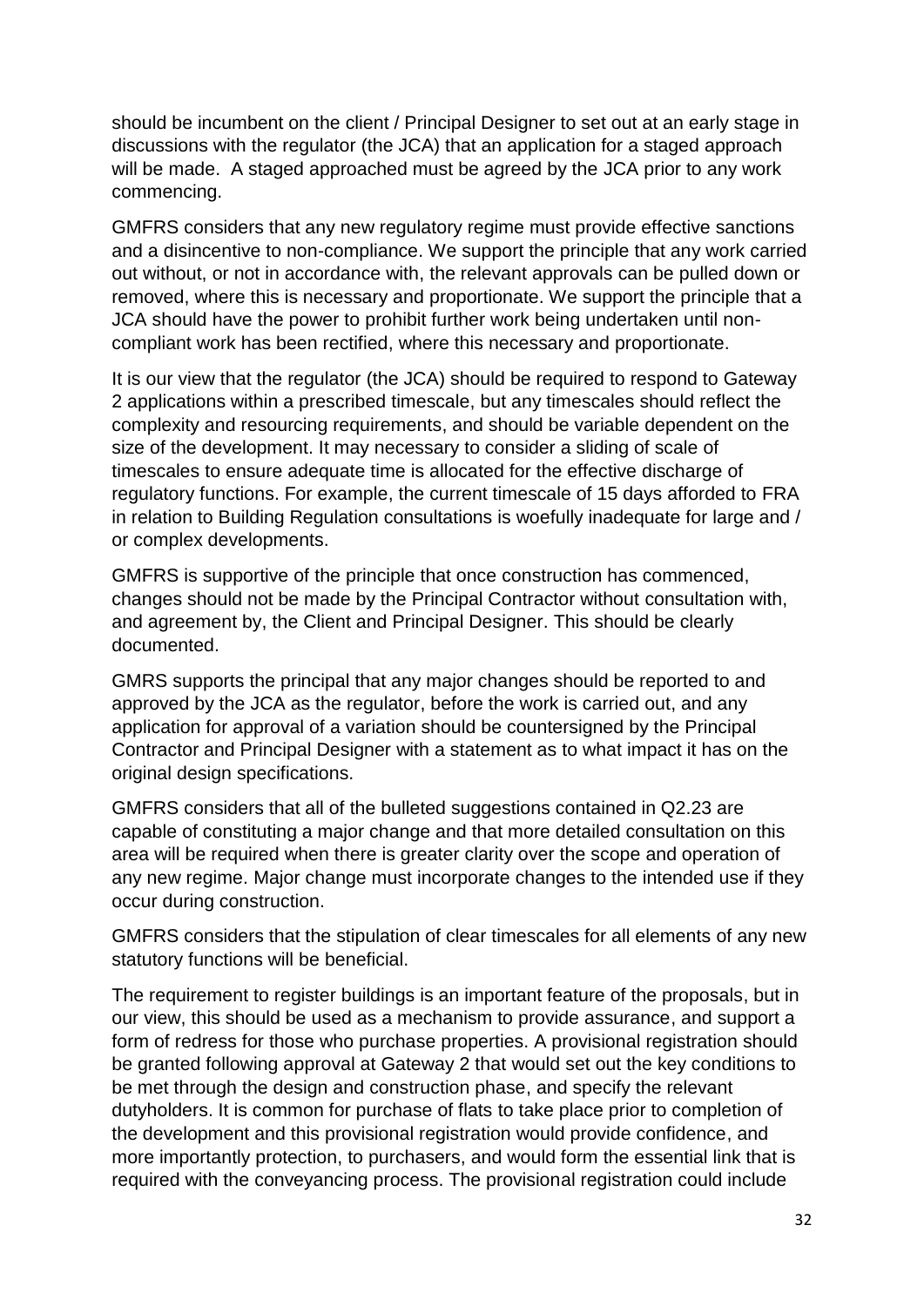should be incumbent on the client / Principal Designer to set out at an early stage in discussions with the regulator (the JCA) that an application for a staged approach will be made. A staged approached must be agreed by the JCA prior to any work commencing.

GMFRS considers that any new regulatory regime must provide effective sanctions and a disincentive to non-compliance. We support the principle that any work carried out without, or not in accordance with, the relevant approvals can be pulled down or removed, where this is necessary and proportionate. We support the principle that a JCA should have the power to prohibit further work being undertaken until non-compliant work has been rectified, where this necessary and proportionate.

It is our view that the regulator (the JCA) should be required to respond to Gateway 2 applications within a prescribed timescale, but any timescales should reflect the complexity and resourcing requirements, and should be variable dependent on the size of the development. It may necessary to consider a sliding of scale of timescales to ensure adequate time is allocated for the effective discharge of regulatory functions. For example, the current timescale of 15 days afforded to FRA in relation to Building Regulation consultations is woefully inadequate for large and / or complex developments.

GMFRS is supportive of the principle that once construction has commenced, changes should not be made by the Principal Contractor without consultation with, and agreement by, the Client and Principal Designer. This should be clearly documented.

GMRS supports the principal that any major changes should be reported to and approved by the JCA as the regulator, before the work is carried out, and any application for approval of a variation should be countersigned by the Principal Contractor and Principal Designer with a statement as to what impact it has on the original design specifications.

GMFRS considers that all of the bulleted suggestions contained in Q2.23 are capable of constituting a major change and that more detailed consultation on this area will be required when there is greater clarity over the scope and operation of any new regime. Major change must incorporate changes to the intended use if they occur during construction.

GMFRS considers that the stipulation of clear timescales for all elements of any new statutory functions will be beneficial.

The requirement to register buildings is an important feature of the proposals, but in our view, this should be used as a mechanism to provide assurance, and support a form of redress for those who purchase properties. A provisional registration should be granted following approval at Gateway 2 that would set out the key conditions to be met through the design and construction phase, and specify the relevant dutyholders. It is common for purchase of flats to take place prior to completion of the development and this provisional registration would provide confidence, and more importantly protection, to purchasers, and would form the essential link that is required with the conveyancing process. The provisional registration could include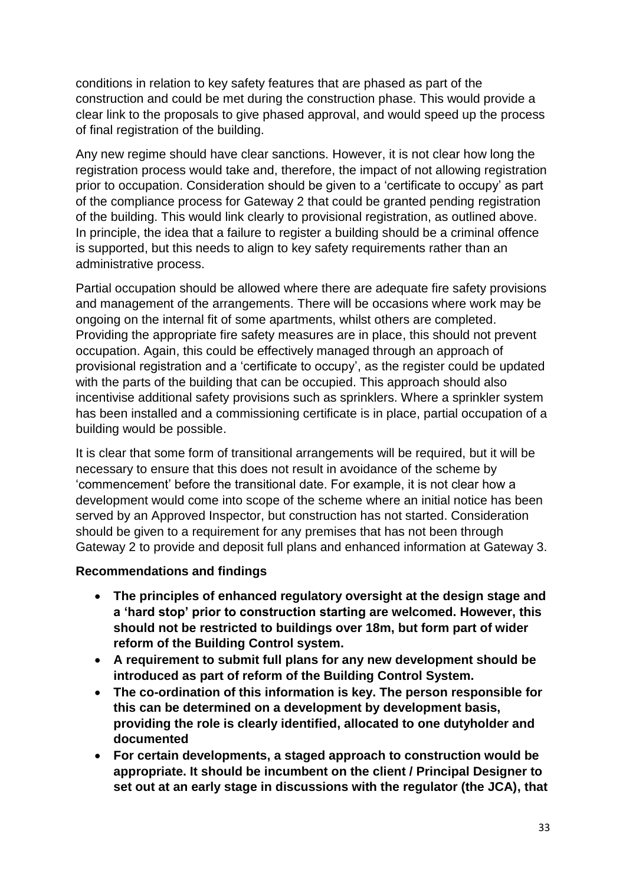conditions in relation to key safety features that are phased as part of the construction and could be met during the construction phase. This would provide a clear link to the proposals to give phased approval, and would speed up the process of final registration of the building.

Any new regime should have clear sanctions. However, it is not clear how long the registration process would take and, therefore, the impact of not allowing registration prior to occupation. Consideration should be given to a 'certificate to occupy' as part of the compliance process for Gateway 2 that could be granted pending registration of the building. This would link clearly to provisional registration, as outlined above. In principle, the idea that a failure to register a building should be a criminal offence is supported, but this needs to align to key safety requirements rather than an administrative process.

Partial occupation should be allowed where there are adequate fire safety provisions and management of the arrangements. There will be occasions where work may be ongoing on the internal fit of some apartments, whilst others are completed. Providing the appropriate fire safety measures are in place, this should not prevent occupation. Again, this could be effectively managed through an approach of provisional registration and a 'certificate to occupy', as the register could be updated with the parts of the building that can be occupied. This approach should also incentivise additional safety provisions such as sprinklers. Where a sprinkler system has been installed and a commissioning certificate is in place, partial occupation of a building would be possible.

It is clear that some form of transitional arrangements will be required, but it will be necessary to ensure that this does not result in avoidance of the scheme by 'commencement' before the transitional date. For example, it is not clear how a development would come into scope of the scheme where an initial notice has been served by an Approved Inspector, but construction has not started. Consideration should be given to a requirement for any premises that has not been through Gateway 2 to provide and deposit full plans and enhanced information at Gateway 3.

**Recommendations and findings**

- **The principles of enhanced regulatory oversight at the design stage and a 'hard stop' prior to construction starting are welcomed. However, this should not be restricted to buildings over 18m, but form part of wider reform of the Building Control system.**
- **A requirement to submit full plans for any new development should be introduced as part of reform of the Building Control System.**
- **The co-ordination of this information is key. The person responsible for this can be determined on a development by development basis, providing the role is clearly identified, allocated to one dutyholder and documented**
- **For certain developments, a staged approach to construction would be appropriate. It should be incumbent on the client / Principal Designer to set out at an early stage in discussions with the regulator (the JCA), that**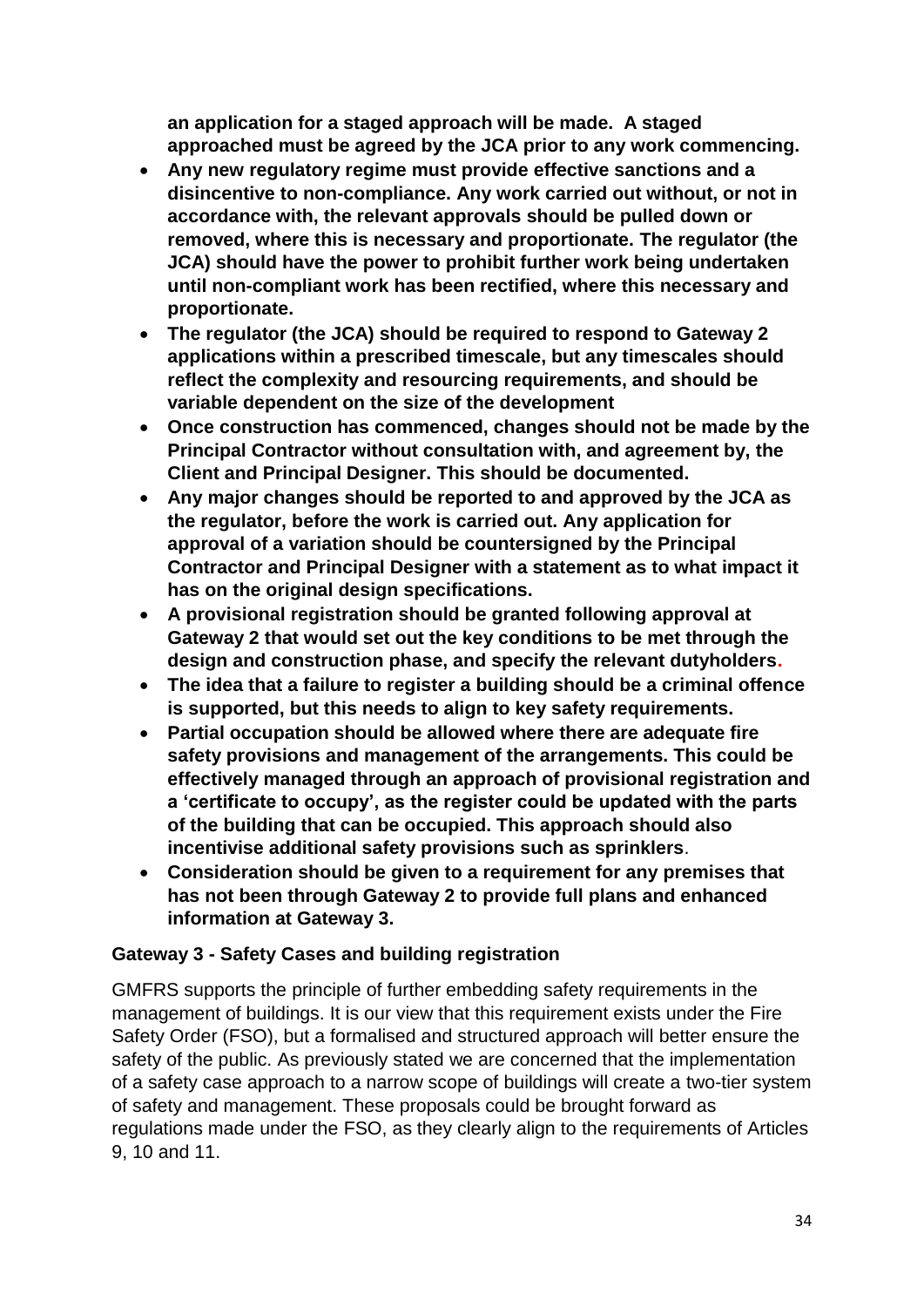**an application for a staged approach will be made. A staged approached must be agreed by the JCA prior to any work commencing.**

- **Any new regulatory regime must provide effective sanctions and a disincentive to non-compliance. Any work carried out without, or not in accordance with, the relevant approvals should be pulled down or removed, where this is necessary and proportionate. The regulator (the JCA) should have the power to prohibit further work being undertaken until non-compliant work has been rectified, where this necessary and proportionate.**
- **The regulator (the JCA) should be required to respond to Gateway 2 applications within a prescribed timescale, but any timescales should reflect the complexity and resourcing requirements, and should be variable dependent on the size of the development**
- **Once construction has commenced, changes should not be made by the Principal Contractor without consultation with, and agreement by, the Client and Principal Designer. This should be documented.**
- **Any major changes should be reported to and approved by the JCA as the regulator, before the work is carried out. Any application for approval of a variation should be countersigned by the Principal Contractor and Principal Designer with a statement as to what impact it has on the original design specifications.**
- **A provisional registration should be granted following approval at Gateway 2 that would set out the key conditions to be met through the design and construction phase, and specify the relevant dutyholders.**
- **The idea that a failure to register a building should be a criminal offence is supported, but this needs to align to key safety requirements.**
- **Partial occupation should be allowed where there are adequate fire safety provisions and management of the arrangements. This could be effectively managed through an approach of provisional registration and a 'certificate to occupy', as the register could be updated with the parts of the building that can be occupied. This approach should also incentivise additional safety provisions such as sprinklers**.
- **Consideration should be given to a requirement for any premises that has not been through Gateway 2 to provide full plans and enhanced information at Gateway 3.**

**Gateway 3 - Safety Cases and building registration**

GMFRS supports the principle of further embedding safety requirements in the management of buildings. It is our view that this requirement exists under the Fire Safety Order (FSO), but a formalised and structured approach will better ensure the safety of the public. As previously stated we are concerned that the implementation of a safety case approach to a narrow scope of buildings will create a two-tier system of safety and management. These proposals could be brought forward as regulations made under the FSO, as they clearly align to the requirements of Articles 9, 10 and 11.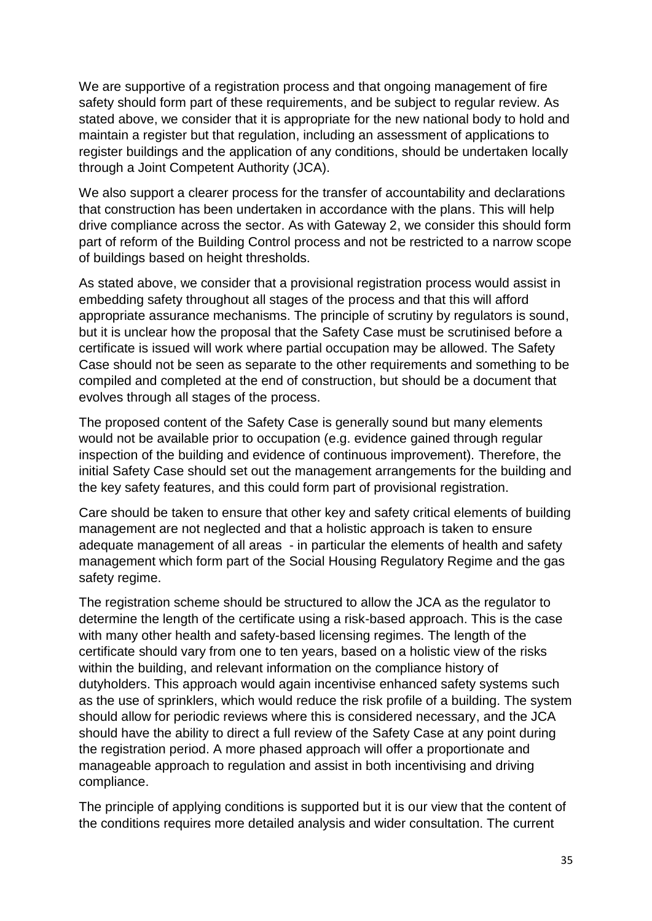We are supportive of a registration process and that ongoing management of fire safety should form part of these requirements, and be subject to regular review. As stated above, we consider that it is appropriate for the new national body to hold and maintain a register but that regulation, including an assessment of applications to register buildings and the application of any conditions, should be undertaken locally through a Joint Competent Authority (JCA).

We also support a clearer process for the transfer of accountability and declarations that construction has been undertaken in accordance with the plans. This will help drive compliance across the sector. As with Gateway 2, we consider this should form part of reform of the Building Control process and not be restricted to a narrow scope of buildings based on height thresholds.

As stated above, we consider that a provisional registration process would assist in embedding safety throughout all stages of the process and that this will afford appropriate assurance mechanisms. The principle of scrutiny by regulators is sound, but it is unclear how the proposal that the Safety Case must be scrutinised before a certificate is issued will work where partial occupation may be allowed. The Safety Case should not be seen as separate to the other requirements and something to be compiled and completed at the end of construction, but should be a document that evolves through all stages of the process.

The proposed content of the Safety Case is generally sound but many elements would not be available prior to occupation (e.g. evidence gained through regular inspection of the building and evidence of continuous improvement). Therefore, the initial Safety Case should set out the management arrangements for the building and the key safety features, and this could form part of provisional registration.

Care should be taken to ensure that other key and safety critical elements of building management are not neglected and that a holistic approach is taken to ensure adequate management of all areas - in particular the elements of health and safety management which form part of the Social Housing Regulatory Regime and the gas safety regime.

The registration scheme should be structured to allow the JCA as the regulator to determine the length of the certificate using a risk-based approach. This is the case with many other health and safety-based licensing regimes. The length of the certificate should vary from one to ten years, based on a holistic view of the risks within the building, and relevant information on the compliance history of dutyholders. This approach would again incentivise enhanced safety systems such as the use of sprinklers, which would reduce the risk profile of a building. The system should allow for periodic reviews where this is considered necessary, and the JCA should have the ability to direct a full review of the Safety Case at any point during the registration period. A more phased approach will offer a proportionate and manageable approach to regulation and assist in both incentivising and driving compliance.

The principle of applying conditions is supported but it is our view that the content of the conditions requires more detailed analysis and wider consultation. The current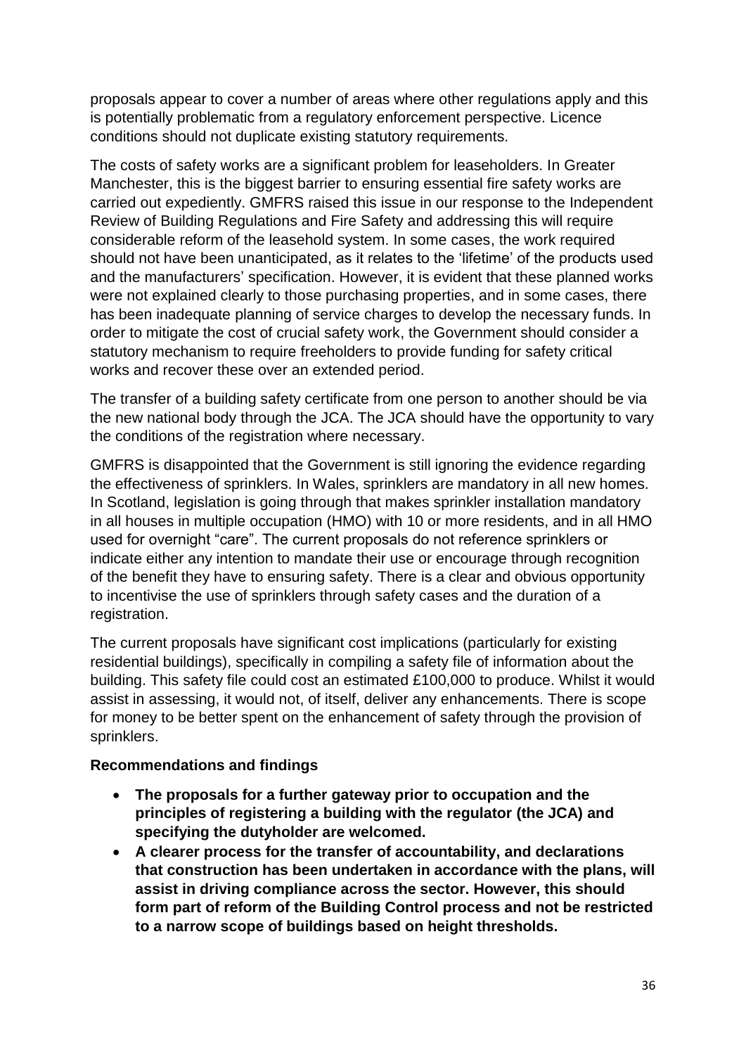proposals appear to cover a number of areas where other regulations apply and this is potentially problematic from a regulatory enforcement perspective. Licence conditions should not duplicate existing statutory requirements.

The costs of safety works are a significant problem for leaseholders. In Greater Manchester, this is the biggest barrier to ensuring essential fire safety works are carried out expediently. GMFRS raised this issue in our response to the Independent Review of Building Regulations and Fire Safety and addressing this will require considerable reform of the leasehold system. In some cases, the work required should not have been unanticipated, as it relates to the 'lifetime' of the products used and the manufacturers' specification. However, it is evident that these planned works were not explained clearly to those purchasing properties, and in some cases, there has been inadequate planning of service charges to develop the necessary funds. In order to mitigate the cost of crucial safety work, the Government should consider a statutory mechanism to require freeholders to provide funding for safety critical works and recover these over an extended period.

The transfer of a building safety certificate from one person to another should be via the new national body through the JCA. The JCA should have the opportunity to vary the conditions of the registration where necessary.

GMFRS is disappointed that the Government is still ignoring the evidence regarding the effectiveness of sprinklers. In Wales, sprinklers are mandatory in all new homes. In Scotland, legislation is going through that makes sprinkler installation mandatory in all houses in multiple occupation (HMO) with 10 or more residents, and in all HMO used for overnight "care". The current proposals do not reference sprinklers or indicate either any intention to mandate their use or encourage through recognition of the benefit they have to ensuring safety. There is a clear and obvious opportunity to incentivise the use of sprinklers through safety cases and the duration of a registration.

The current proposals have significant cost implications (particularly for existing residential buildings), specifically in compiling a safety file of information about the building. This safety file could cost an estimated £100,000 to produce. Whilst it would assist in assessing, it would not, of itself, deliver any enhancements. There is scope for money to be better spent on the enhancement of safety through the provision of sprinklers.

**Recommendations and findings**

- **The proposals for a further gateway prior to occupation and the principles of registering a building with the regulator (the JCA) and specifying the dutyholder are welcomed.**
- **A clearer process for the transfer of accountability, and declarations that construction has been undertaken in accordance with the plans, will assist in driving compliance across the sector. However, this should form part of reform of the Building Control process and not be restricted to a narrow scope of buildings based on height thresholds.**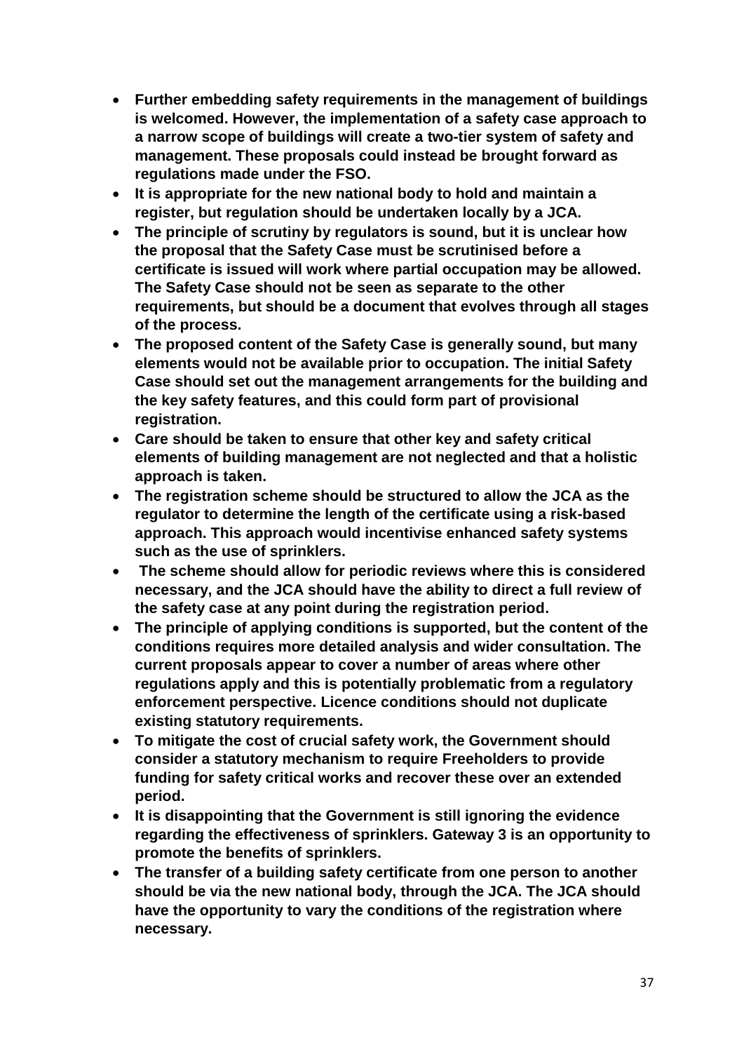- **Further embedding safety requirements in the management of buildings is welcomed. However, the implementation of a safety case approach to a narrow scope of buildings will create a two-tier system of safety and management. These proposals could instead be brought forward as regulations made under the FSO.**
- **It is appropriate for the new national body to hold and maintain a register, but regulation should be undertaken locally by a JCA.**
- **The principle of scrutiny by regulators is sound, but it is unclear how the proposal that the Safety Case must be scrutinised before a certificate is issued will work where partial occupation may be allowed. The Safety Case should not be seen as separate to the other requirements, but should be a document that evolves through all stages of the process.**
- **The proposed content of the Safety Case is generally sound, but many elements would not be available prior to occupation. The initial Safety Case should set out the management arrangements for the building and the key safety features, and this could form part of provisional registration.**
- **Care should be taken to ensure that other key and safety critical elements of building management are not neglected and that a holistic approach is taken.**
- **The registration scheme should be structured to allow the JCA as the regulator to determine the length of the certificate using a risk-based approach. This approach would incentivise enhanced safety systems such as the use of sprinklers.**
- **The scheme should allow for periodic reviews where this is considered necessary, and the JCA should have the ability to direct a full review of the safety case at any point during the registration period.**
- **The principle of applying conditions is supported, but the content of the conditions requires more detailed analysis and wider consultation. The current proposals appear to cover a number of areas where other regulations apply and this is potentially problematic from a regulatory enforcement perspective. Licence conditions should not duplicate existing statutory requirements.**
- **To mitigate the cost of crucial safety work, the Government should consider a statutory mechanism to require Freeholders to provide funding for safety critical works and recover these over an extended period.**
- **It is disappointing that the Government is still ignoring the evidence regarding the effectiveness of sprinklers. Gateway 3 is an opportunity to promote the benefits of sprinklers.**
- **The transfer of a building safety certificate from one person to another should be via the new national body, through the JCA. The JCA should have the opportunity to vary the conditions of the registration where necessary.**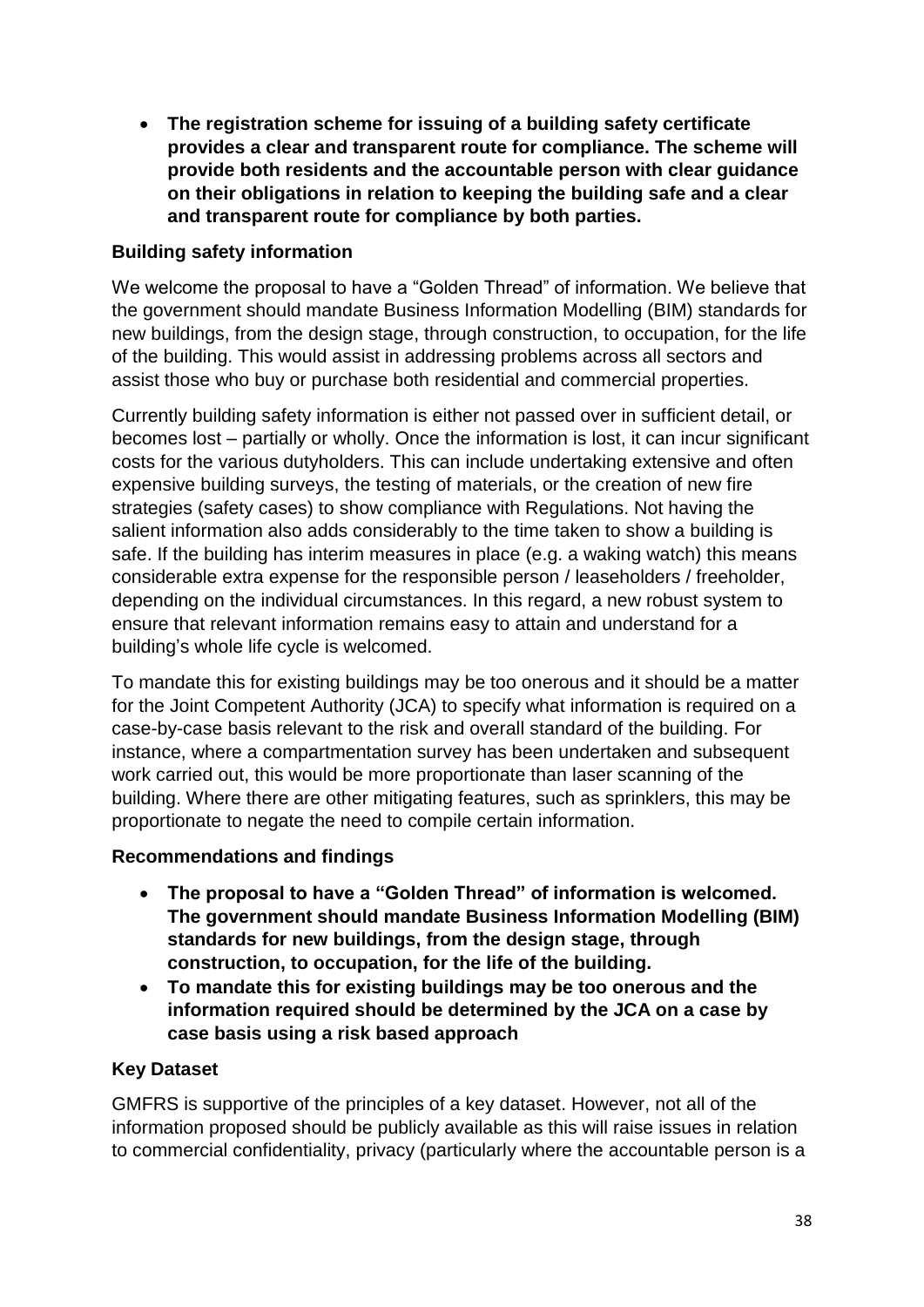- **The registration scheme for issuing of a building safety certificate provides a clear and transparent route for compliance. The scheme will provide both residents and the accountable person with clear guidance on their obligations in relation to keeping the building safe and a clear and transparent route for compliance by both parties.**

**Building safety information**

We welcome the proposal to have a "Golden Thread" of information. We believe that the government should mandate Business Information Modelling (BIM) standards for new buildings, from the design stage, through construction, to occupation, for the life of the building. This would assist in addressing problems across all sectors and assist those who buy or purchase both residential and commercial properties.

Currently building safety information is either not passed over in sufficient detail, or becomes lost – partially or wholly. Once the information is lost, it can incur significant costs for the various dutyholders. This can include undertaking extensive and often expensive building surveys, the testing of materials, or the creation of new fire strategies (safety cases) to show compliance with Regulations. Not having the salient information also adds considerably to the time taken to show a building is safe. If the building has interim measures in place (e.g. a waking watch) this means considerable extra expense for the responsible person / leaseholders / freeholder, depending on the individual circumstances. In this regard, a new robust system to ensure that relevant information remains easy to attain and understand for a building's whole life cycle is welcomed.

To mandate this for existing buildings may be too onerous and it should be a matter for the Joint Competent Authority (JCA) to specify what information is required on a case-by-case basis relevant to the risk and overall standard of the building. For instance, where a compartmentation survey has been undertaken and subsequent work carried out, this would be more proportionate than laser scanning of the building. Where there are other mitigating features, such as sprinklers, this may be proportionate to negate the need to compile certain information.

**Recommendations and findings**

- **The proposal to have a "Golden Thread" of information is welcomed. The government should mandate Business Information Modelling (BIM) standards for new buildings, from the design stage, through construction, to occupation, for the life of the building.**
- **To mandate this for existing buildings may be too onerous and the information required should be determined by the JCA on a case by case basis using a risk based approach**

**Key Dataset**

GMFRS is supportive of the principles of a key dataset. However, not all of the information proposed should be publicly available as this will raise issues in relation to commercial confidentiality, privacy (particularly where the accountable person is a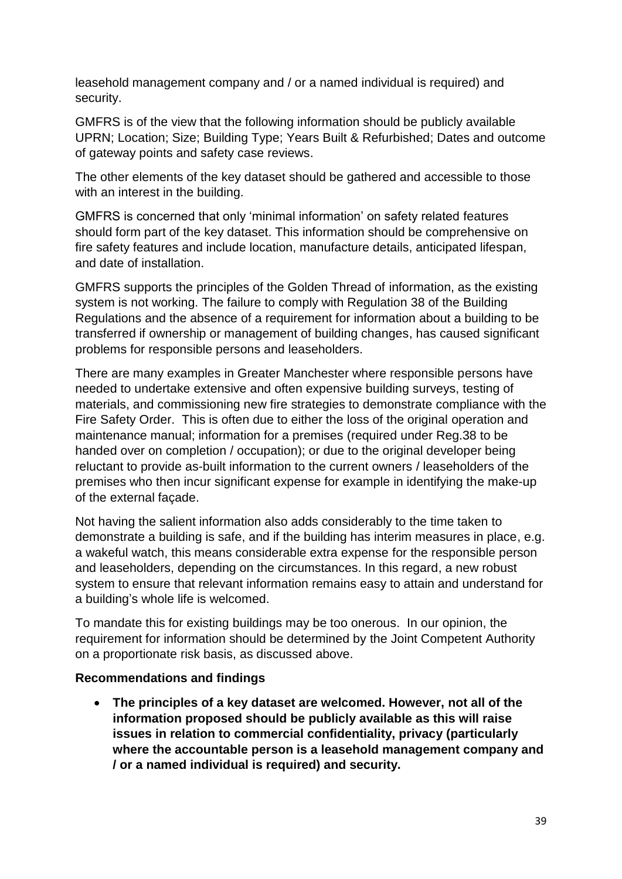leasehold management company and / or a named individual is required) and security.

GMFRS is of the view that the following information should be publicly available UPRN; Location; Size; Building Type; Years Built & Refurbished; Dates and outcome of gateway points and safety case reviews.

The other elements of the key dataset should be gathered and accessible to those with an interest in the building.

GMFRS is concerned that only 'minimal information' on safety related features should form part of the key dataset. This information should be comprehensive on fire safety features and include location, manufacture details, anticipated lifespan, and date of installation.

GMFRS supports the principles of the Golden Thread of information, as the existing system is not working. The failure to comply with Regulation 38 of the Building Regulations and the absence of a requirement for information about a building to be transferred if ownership or management of building changes, has caused significant problems for responsible persons and leaseholders.

There are many examples in Greater Manchester where responsible persons have needed to undertake extensive and often expensive building surveys, testing of materials, and commissioning new fire strategies to demonstrate compliance with the Fire Safety Order. This is often due to either the loss of the original operation and maintenance manual; information for a premises (required under Reg.38 to be handed over on completion / occupation); or due to the original developer being reluctant to provide as-built information to the current owners / leaseholders of the premises who then incur significant expense for example in identifying the make-up of the external façade.

Not having the salient information also adds considerably to the time taken to demonstrate a building is safe, and if the building has interim measures in place, e.g. a wakeful watch, this means considerable extra expense for the responsible person and leaseholders, depending on the circumstances. In this regard, a new robust system to ensure that relevant information remains easy to attain and understand for a building's whole life is welcomed.

To mandate this for existing buildings may be too onerous. In our opinion, the requirement for information should be determined by the Joint Competent Authority on a proportionate risk basis, as discussed above.

**Recommendations and findings**

- **The principles of a key dataset are welcomed. However, not all of the information proposed should be publicly available as this will raise issues in relation to commercial confidentiality, privacy (particularly where the accountable person is a leasehold management company and / or a named individual is required) and security.**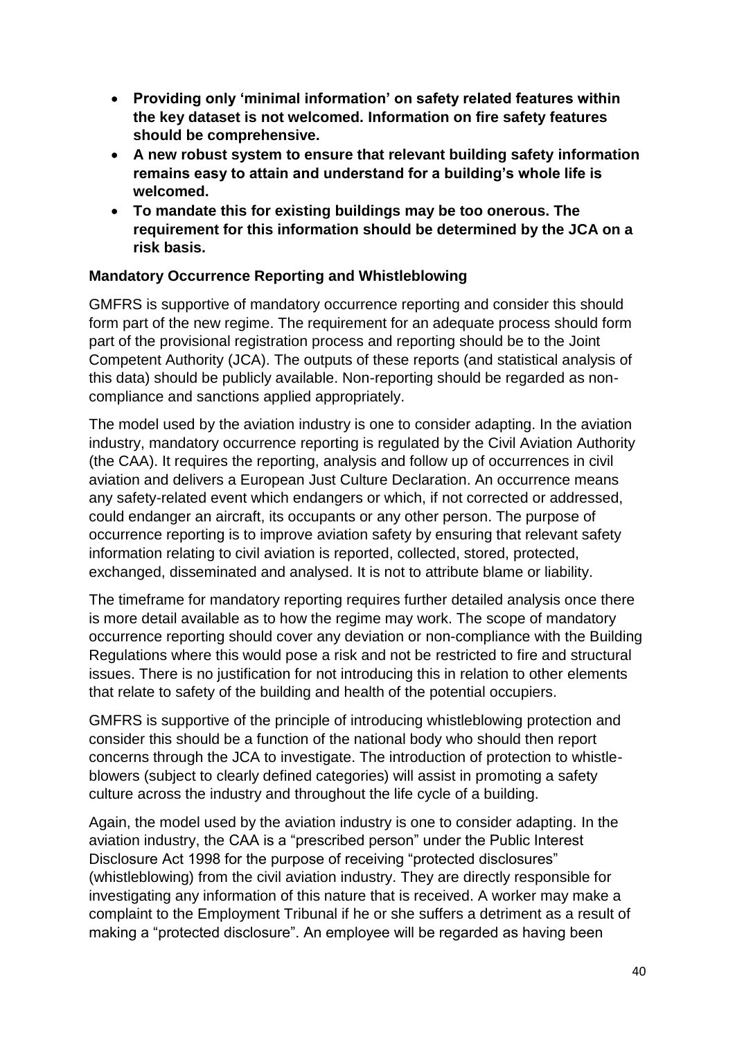- **Providing only 'minimal information' on safety related features within the key dataset is not welcomed. Information on fire safety features should be comprehensive.**
- **A new robust system to ensure that relevant building safety information remains easy to attain and understand for a building's whole life is welcomed.**
- **To mandate this for existing buildings may be too onerous. The requirement for this information should be determined by the JCA on a risk basis.**

**Mandatory Occurrence Reporting and Whistleblowing**

GMFRS is supportive of mandatory occurrence reporting and consider this should form part of the new regime. The requirement for an adequate process should form part of the provisional registration process and reporting should be to the Joint Competent Authority (JCA). The outputs of these reports (and statistical analysis of this data) should be publicly available. Non-reporting should be regarded as non-compliance and sanctions applied appropriately.

The model used by the aviation industry is one to consider adapting. In the aviation industry, mandatory occurrence reporting is regulated by the Civil Aviation Authority (the CAA). It requires the reporting, analysis and follow up of occurrences in civil aviation and delivers a European Just Culture Declaration. An occurrence means any safety-related event which endangers or which, if not corrected or addressed, could endanger an aircraft, its occupants or any other person. The purpose of occurrence reporting is to improve aviation safety by ensuring that relevant safety information relating to civil aviation is reported, collected, stored, protected, exchanged, disseminated and analysed. It is not to attribute blame or liability.

The timeframe for mandatory reporting requires further detailed analysis once there is more detail available as to how the regime may work. The scope of mandatory occurrence reporting should cover any deviation or non-compliance with the Building Regulations where this would pose a risk and not be restricted to fire and structural issues. There is no justification for not introducing this in relation to other elements that relate to safety of the building and health of the potential occupiers.

GMFRS is supportive of the principle of introducing whistleblowing protection and consider this should be a function of the national body who should then report concerns through the JCA to investigate. The introduction of protection to whistle-blowers (subject to clearly defined categories) will assist in promoting a safety culture across the industry and throughout the life cycle of a building.

Again, the model used by the aviation industry is one to consider adapting. In the aviation industry, the CAA is a "prescribed person" under the Public Interest Disclosure Act 1998 for the purpose of receiving "protected disclosures" (whistleblowing) from the civil aviation industry. They are directly responsible for investigating any information of this nature that is received. A worker may make a complaint to the Employment Tribunal if he or she suffers a detriment as a result of making a "protected disclosure". An employee will be regarded as having been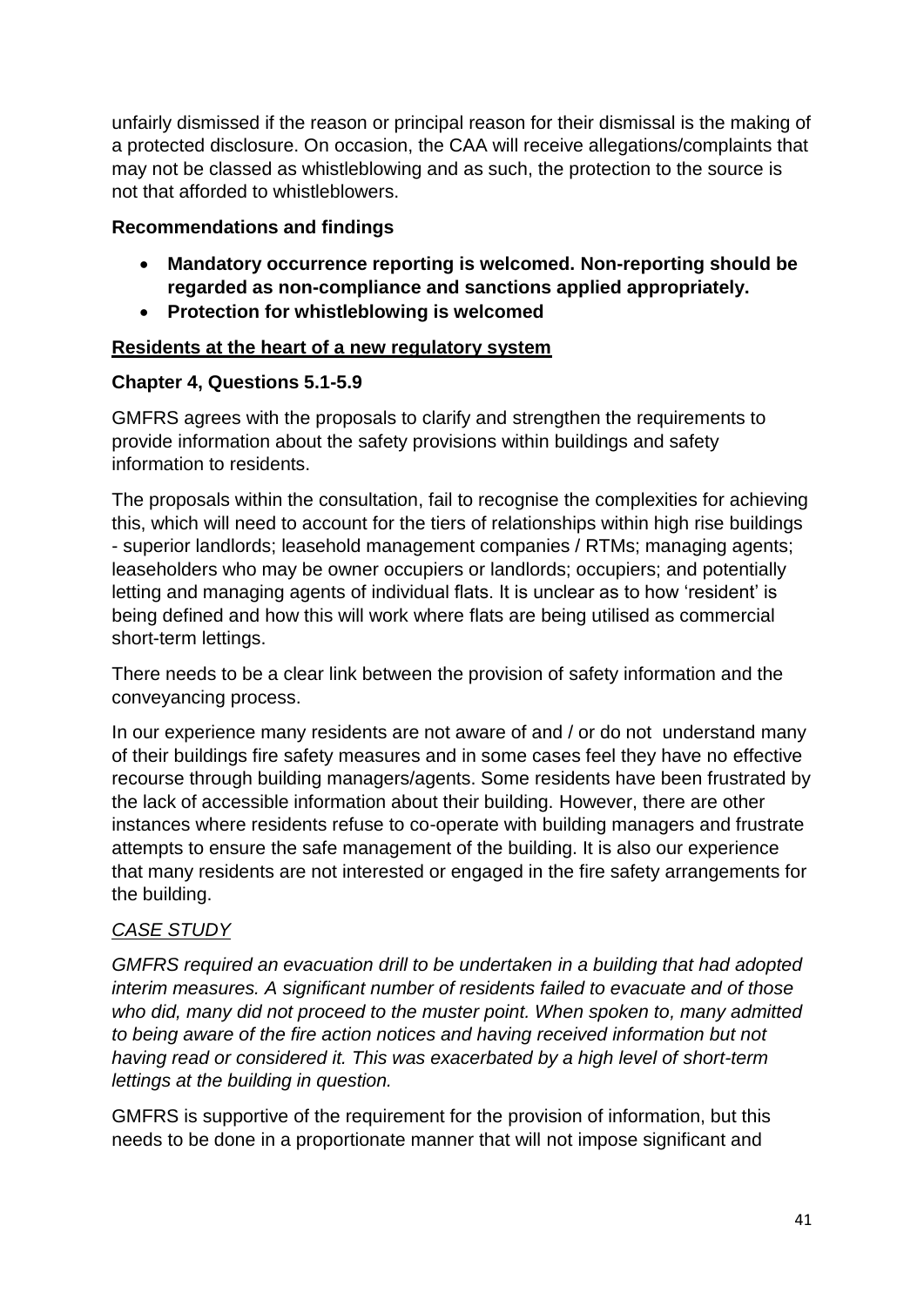unfairly dismissed if the reason or principal reason for their dismissal is the making of a protected disclosure. On occasion, the CAA will receive allegations/complaints that may not be classed as whistleblowing and as such, the protection to the source is not that afforded to whistleblowers.

**Recommendations and findings**

- **Mandatory occurrence reporting is welcomed. Non-reporting should be regarded as non-compliance and sanctions applied appropriately.**
- **Protection for whistleblowing is welcomed**

**<u>Residents at the heart of a new regulatory system</u>**

**Chapter 4, Questions 5.1-5.9**

GMFRS agrees with the proposals to clarify and strengthen the requirements to provide information about the safety provisions within buildings and safety information to residents.

The proposals within the consultation, fail to recognise the complexities for achieving this, which will need to account for the tiers of relationships within high rise buildings - superior landlords; leasehold management companies / RTMs; managing agents; leaseholders who may be owner occupiers or landlords; occupiers; and potentially letting and managing agents of individual flats. It is unclear as to how 'resident' is being defined and how this will work where flats are being utilised as commercial short-term lettings.

There needs to be a clear link between the provision of safety information and the conveyancing process.

In our experience many residents are not aware of and / or do not understand many of their buildings fire safety measures and in some cases feel they have no effective recourse through building managers/agents. Some residents have been frustrated by the lack of accessible information about their building. However, there are other instances where residents refuse to co-operate with building managers and frustrate attempts to ensure the safe management of the building. It is also our experience that many residents are not interested or engaged in the fire safety arrangements for the building.

*<u>CASE STUDY</u>*

*GMFRS required an evacuation drill to be undertaken in a building that had adopted interim measures. A significant number of residents failed to evacuate and of those who did, many did not proceed to the muster point. When spoken to, many admitted to being aware of the fire action notices and having received information but not having read or considered it. This was exacerbated by a high level of short-term lettings at the building in question.*

GMFRS is supportive of the requirement for the provision of information, but this needs to be done in a proportionate manner that will not impose significant and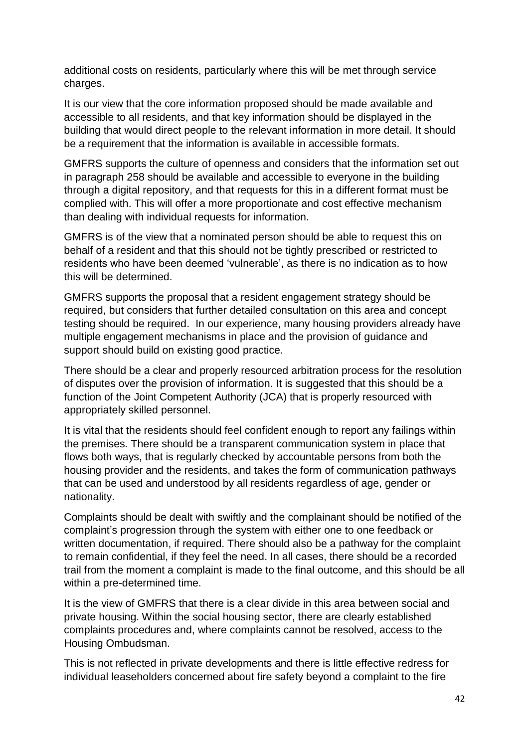additional costs on residents, particularly where this will be met through service charges.

It is our view that the core information proposed should be made available and accessible to all residents, and that key information should be displayed in the building that would direct people to the relevant information in more detail. It should be a requirement that the information is available in accessible formats.

GMFRS supports the culture of openness and considers that the information set out in paragraph 258 should be available and accessible to everyone in the building through a digital repository, and that requests for this in a different format must be complied with. This will offer a more proportionate and cost effective mechanism than dealing with individual requests for information.

GMFRS is of the view that a nominated person should be able to request this on behalf of a resident and that this should not be tightly prescribed or restricted to residents who have been deemed 'vulnerable', as there is no indication as to how this will be determined.

GMFRS supports the proposal that a resident engagement strategy should be required, but considers that further detailed consultation on this area and concept testing should be required. In our experience, many housing providers already have multiple engagement mechanisms in place and the provision of guidance and support should build on existing good practice.

There should be a clear and properly resourced arbitration process for the resolution of disputes over the provision of information. It is suggested that this should be a function of the Joint Competent Authority (JCA) that is properly resourced with appropriately skilled personnel.

It is vital that the residents should feel confident enough to report any failings within the premises. There should be a transparent communication system in place that flows both ways, that is regularly checked by accountable persons from both the housing provider and the residents, and takes the form of communication pathways that can be used and understood by all residents regardless of age, gender or nationality.

Complaints should be dealt with swiftly and the complainant should be notified of the complaint's progression through the system with either one to one feedback or written documentation, if required. There should also be a pathway for the complaint to remain confidential, if they feel the need. In all cases, there should be a recorded trail from the moment a complaint is made to the final outcome, and this should be all within a pre-determined time.

It is the view of GMFRS that there is a clear divide in this area between social and private housing. Within the social housing sector, there are clearly established complaints procedures and, where complaints cannot be resolved, access to the Housing Ombudsman.

This is not reflected in private developments and there is little effective redress for individual leaseholders concerned about fire safety beyond a complaint to the fire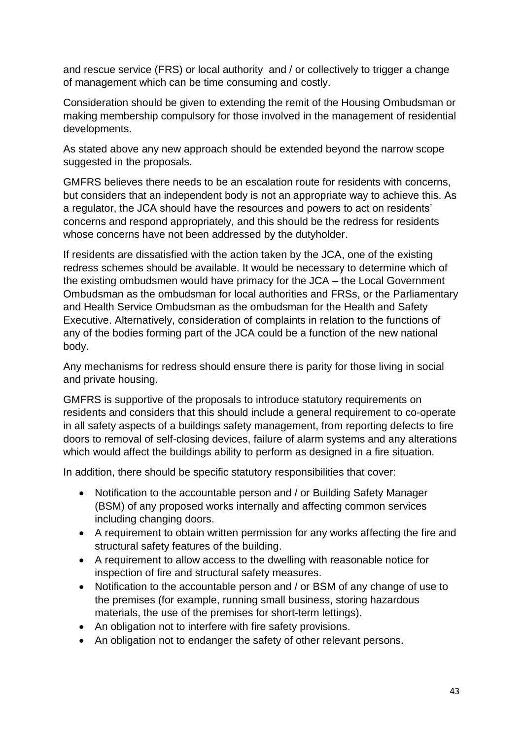and rescue service (FRS) or local authority and / or collectively to trigger a change of management which can be time consuming and costly.

Consideration should be given to extending the remit of the Housing Ombudsman or making membership compulsory for those involved in the management of residential developments.

As stated above any new approach should be extended beyond the narrow scope suggested in the proposals.

GMFRS believes there needs to be an escalation route for residents with concerns, but considers that an independent body is not an appropriate way to achieve this. As a regulator, the JCA should have the resources and powers to act on residents' concerns and respond appropriately, and this should be the redress for residents whose concerns have not been addressed by the dutyholder.

If residents are dissatisfied with the action taken by the JCA, one of the existing redress schemes should be available. It would be necessary to determine which of the existing ombudsmen would have primacy for the JCA – the Local Government Ombudsman as the ombudsman for local authorities and FRSs, or the Parliamentary and Health Service Ombudsman as the ombudsman for the Health and Safety Executive. Alternatively, consideration of complaints in relation to the functions of any of the bodies forming part of the JCA could be a function of the new national body.

Any mechanisms for redress should ensure there is parity for those living in social and private housing.

GMFRS is supportive of the proposals to introduce statutory requirements on residents and considers that this should include a general requirement to co-operate in all safety aspects of a buildings safety management, from reporting defects to fire doors to removal of self-closing devices, failure of alarm systems and any alterations which would affect the buildings ability to perform as designed in a fire situation.

In addition, there should be specific statutory responsibilities that cover:

- Notification to the accountable person and / or Building Safety Manager (BSM) of any proposed works internally and affecting common services including changing doors.
- A requirement to obtain written permission for any works affecting the fire and structural safety features of the building.
- A requirement to allow access to the dwelling with reasonable notice for inspection of fire and structural safety measures.
- Notification to the accountable person and / or BSM of any change of use to the premises (for example, running small business, storing hazardous materials, the use of the premises for short-term lettings).
- An obligation not to interfere with fire safety provisions.
- An obligation not to endanger the safety of other relevant persons.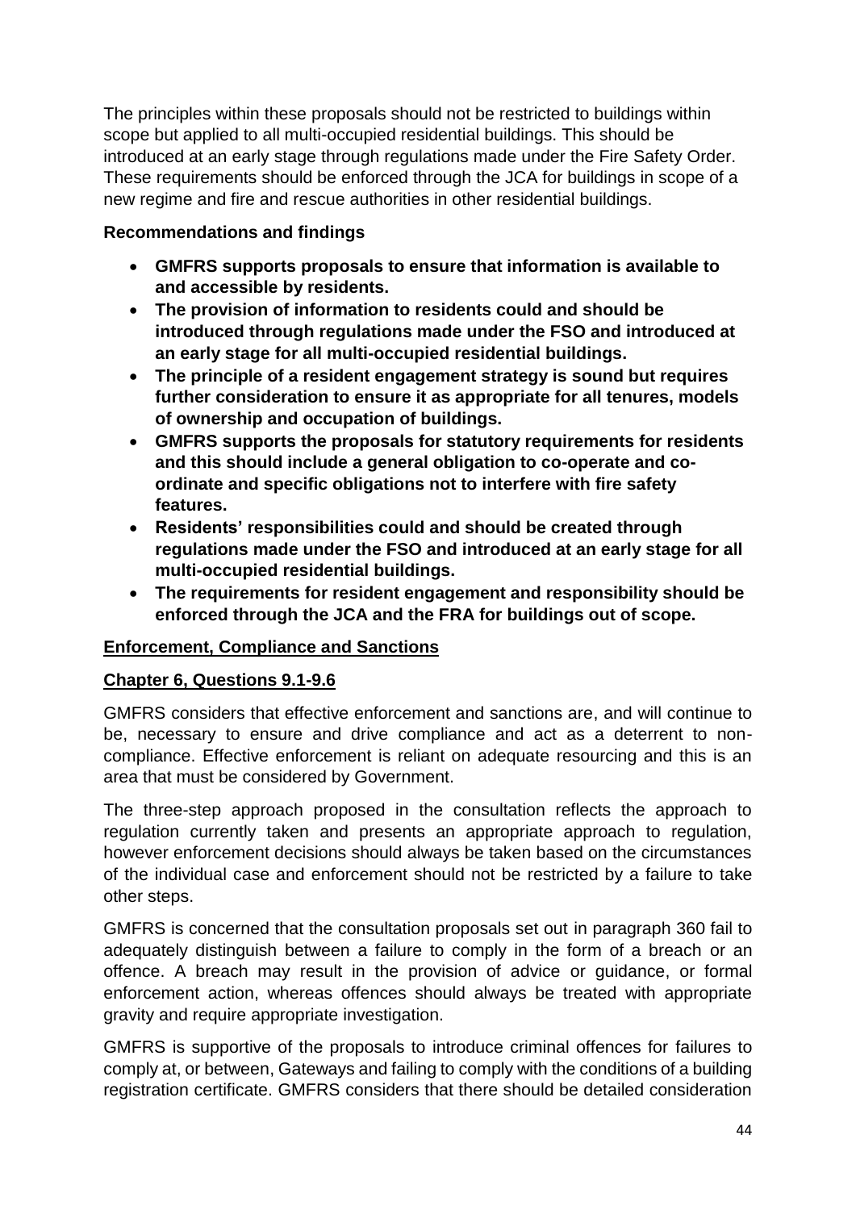The principles within these proposals should not be restricted to buildings within scope but applied to all multi-occupied residential buildings. This should be introduced at an early stage through regulations made under the Fire Safety Order. These requirements should be enforced through the JCA for buildings in scope of a new regime and fire and rescue authorities in other residential buildings.

**Recommendations and findings**

- **GMFRS supports proposals to ensure that information is available to and accessible by residents.**
- **The provision of information to residents could and should be introduced through regulations made under the FSO and introduced at an early stage for all multi-occupied residential buildings.**
- **The principle of a resident engagement strategy is sound but requires further consideration to ensure it as appropriate for all tenures, models of ownership and occupation of buildings.**
- **GMFRS supports the proposals for statutory requirements for residents and this should include a general obligation to co-operate and co-ordinate and specific obligations not to interfere with fire safety features.**
- **Residents' responsibilities could and should be created through regulations made under the FSO and introduced at an early stage for all multi-occupied residential buildings.**
- **The requirements for resident engagement and responsibility should be enforced through the JCA and the FRA for buildings out of scope.**

**Enforcement, Compliance and Sanctions**

**Chapter 6, Questions 9.1-9.6**

GMFRS considers that effective enforcement and sanctions are, and will continue to be, necessary to ensure and drive compliance and act as a deterrent to non-compliance. Effective enforcement is reliant on adequate resourcing and this is an area that must be considered by Government.

The three-step approach proposed in the consultation reflects the approach to regulation currently taken and presents an appropriate approach to regulation, however enforcement decisions should always be taken based on the circumstances of the individual case and enforcement should not be restricted by a failure to take other steps.

GMFRS is concerned that the consultation proposals set out in paragraph 360 fail to adequately distinguish between a failure to comply in the form of a breach or an offence. A breach may result in the provision of advice or guidance, or formal enforcement action, whereas offences should always be treated with appropriate gravity and require appropriate investigation.

GMFRS is supportive of the proposals to introduce criminal offences for failures to comply at, or between, Gateways and failing to comply with the conditions of a building registration certificate. GMFRS considers that there should be detailed consideration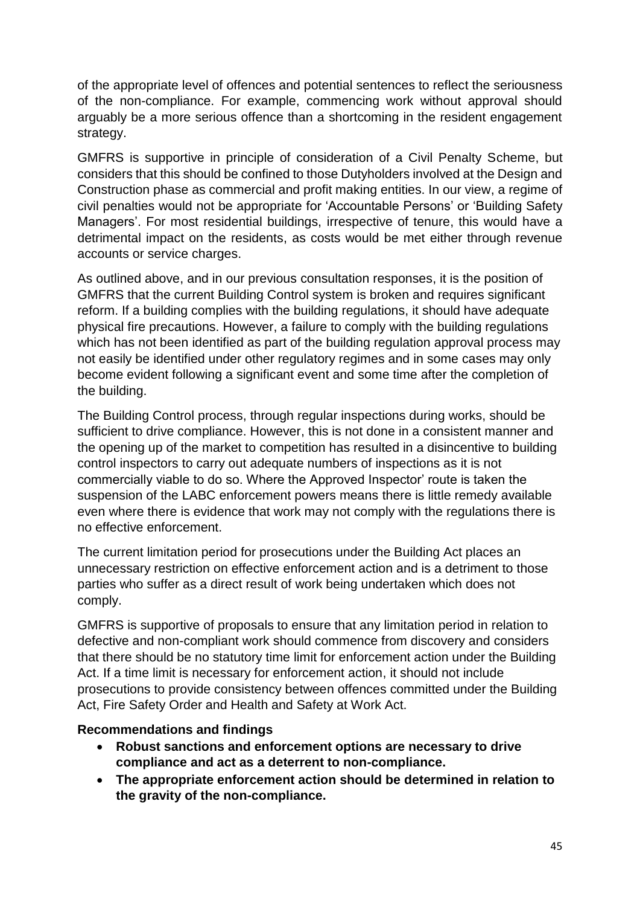of the appropriate level of offences and potential sentences to reflect the seriousness of the non-compliance. For example, commencing work without approval should arguably be a more serious offence than a shortcoming in the resident engagement strategy.

GMFRS is supportive in principle of consideration of a Civil Penalty Scheme, but considers that this should be confined to those Dutyholders involved at the Design and Construction phase as commercial and profit making entities. In our view, a regime of civil penalties would not be appropriate for 'Accountable Persons' or 'Building Safety Managers'. For most residential buildings, irrespective of tenure, this would have a detrimental impact on the residents, as costs would be met either through revenue accounts or service charges.

As outlined above, and in our previous consultation responses, it is the position of GMFRS that the current Building Control system is broken and requires significant reform. If a building complies with the building regulations, it should have adequate physical fire precautions. However, a failure to comply with the building regulations which has not been identified as part of the building regulation approval process may not easily be identified under other regulatory regimes and in some cases may only become evident following a significant event and some time after the completion of the building.

The Building Control process, through regular inspections during works, should be sufficient to drive compliance. However, this is not done in a consistent manner and the opening up of the market to competition has resulted in a disincentive to building control inspectors to carry out adequate numbers of inspections as it is not commercially viable to do so. Where the Approved Inspector' route is taken the suspension of the LABC enforcement powers means there is little remedy available even where there is evidence that work may not comply with the regulations there is no effective enforcement.

The current limitation period for prosecutions under the Building Act places an unnecessary restriction on effective enforcement action and is a detriment to those parties who suffer as a direct result of work being undertaken which does not comply.

GMFRS is supportive of proposals to ensure that any limitation period in relation to defective and non-compliant work should commence from discovery and considers that there should be no statutory time limit for enforcement action under the Building Act. If a time limit is necessary for enforcement action, it should not include prosecutions to provide consistency between offences committed under the Building Act, Fire Safety Order and Health and Safety at Work Act.

**Recommendations and findings**

- **Robust sanctions and enforcement options are necessary to drive compliance and act as a deterrent to non-compliance.**
- **The appropriate enforcement action should be determined in relation to the gravity of the non-compliance.**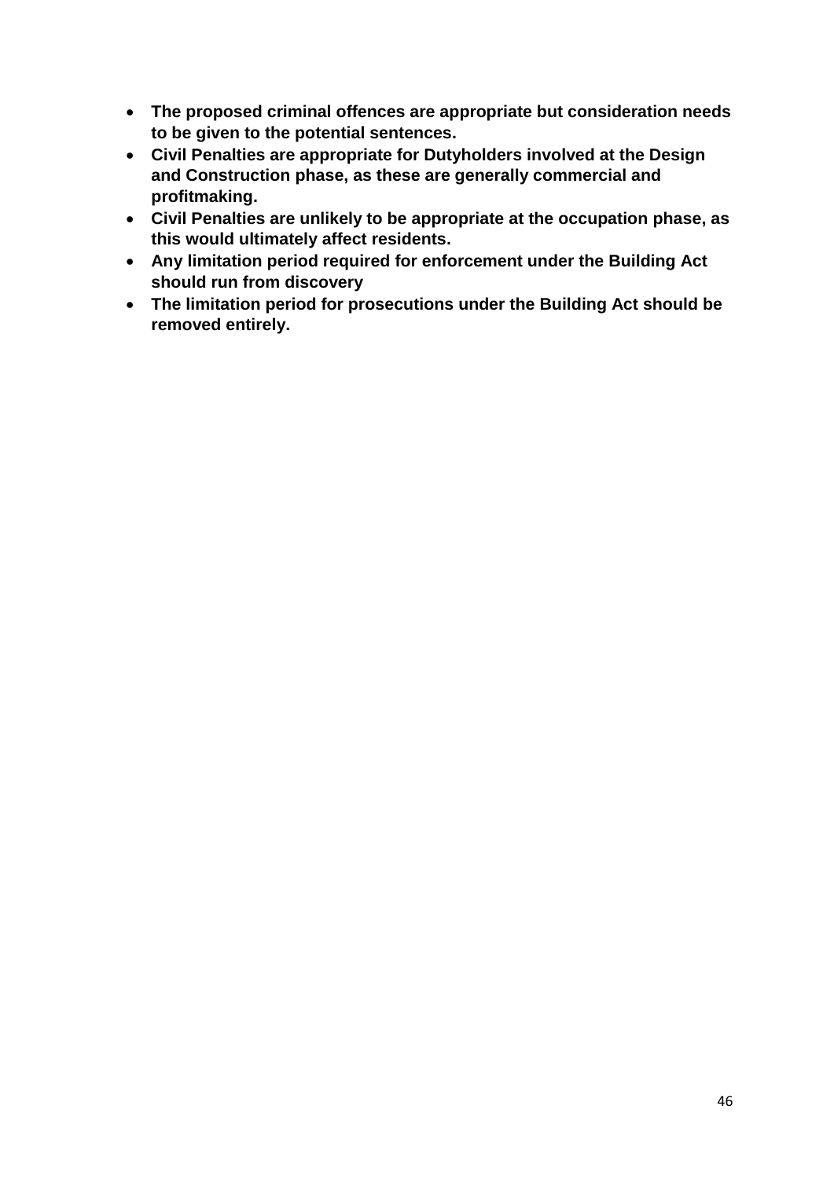- **The proposed criminal offences are appropriate but consideration needs to be given to the potential sentences.**
- **Civil Penalties are appropriate for Dutyholders involved at the Design and Construction phase, as these are generally commercial and profitmaking.**
- **Civil Penalties are unlikely to be appropriate at the occupation phase, as this would ultimately affect residents.**
- **Any limitation period required for enforcement under the Building Act should run from discovery**
- **The limitation period for prosecutions under the Building Act should be removed entirely.**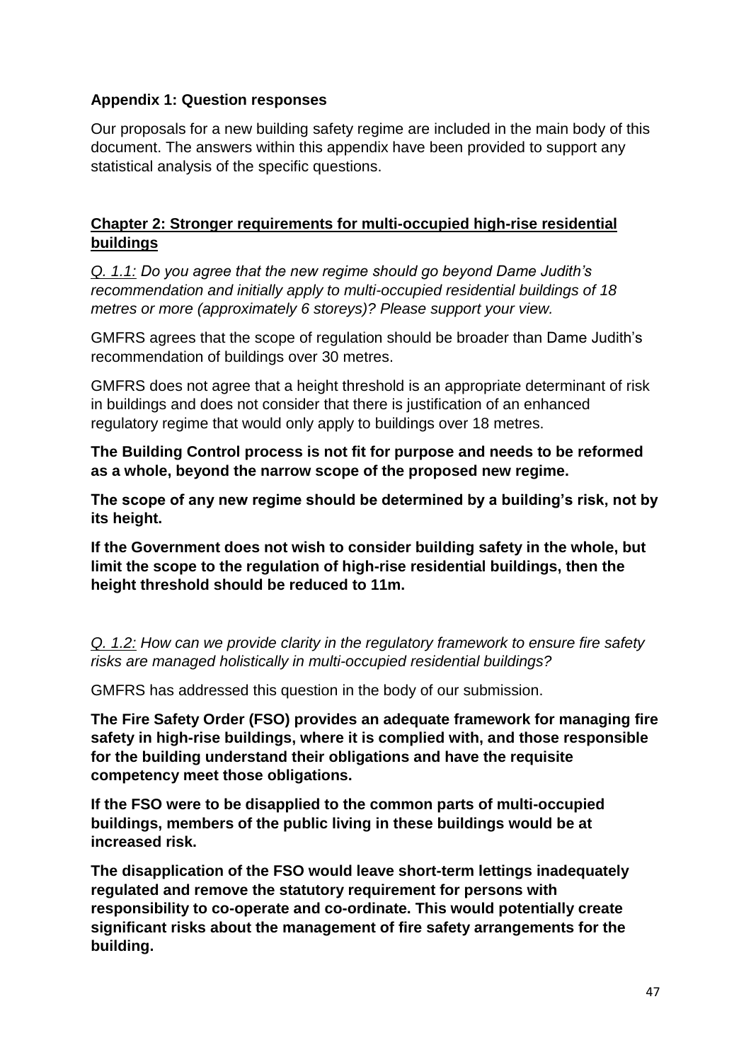**Appendix 1: Question responses**

Our proposals for a new building safety regime are included in the main body of this document. The answers within this appendix have been provided to support any statistical analysis of the specific questions.

**Chapter 2: Stronger requirements for multi-occupied high-rise residential buildings**

*Q. 1.1: Do you agree that the new regime should go beyond Dame Judith's recommendation and initially apply to multi-occupied residential buildings of 18 metres or more (approximately 6 storeys)? Please support your view.*

GMFRS agrees that the scope of regulation should be broader than Dame Judith's recommendation of buildings over 30 metres.

GMFRS does not agree that a height threshold is an appropriate determinant of risk in buildings and does not consider that there is justification of an enhanced regulatory regime that would only apply to buildings over 18 metres.

**The Building Control process is not fit for purpose and needs to be reformed as a whole, beyond the narrow scope of the proposed new regime.**

**The scope of any new regime should be determined by a building's risk, not by its height.**

**If the Government does not wish to consider building safety in the whole, but limit the scope to the regulation of high-rise residential buildings, then the height threshold should be reduced to 11m.**

*Q. 1.2: How can we provide clarity in the regulatory framework to ensure fire safety risks are managed holistically in multi-occupied residential buildings?*

GMFRS has addressed this question in the body of our submission.

**The Fire Safety Order (FSO) provides an adequate framework for managing fire safety in high-rise buildings, where it is complied with, and those responsible for the building understand their obligations and have the requisite competency meet those obligations.**

**If the FSO were to be disapplied to the common parts of multi-occupied buildings, members of the public living in these buildings would be at increased risk.**

**The disapplication of the FSO would leave short-term lettings inadequately regulated and remove the statutory requirement for persons with responsibility to co-operate and co-ordinate. This would potentially create significant risks about the management of fire safety arrangements for the building.**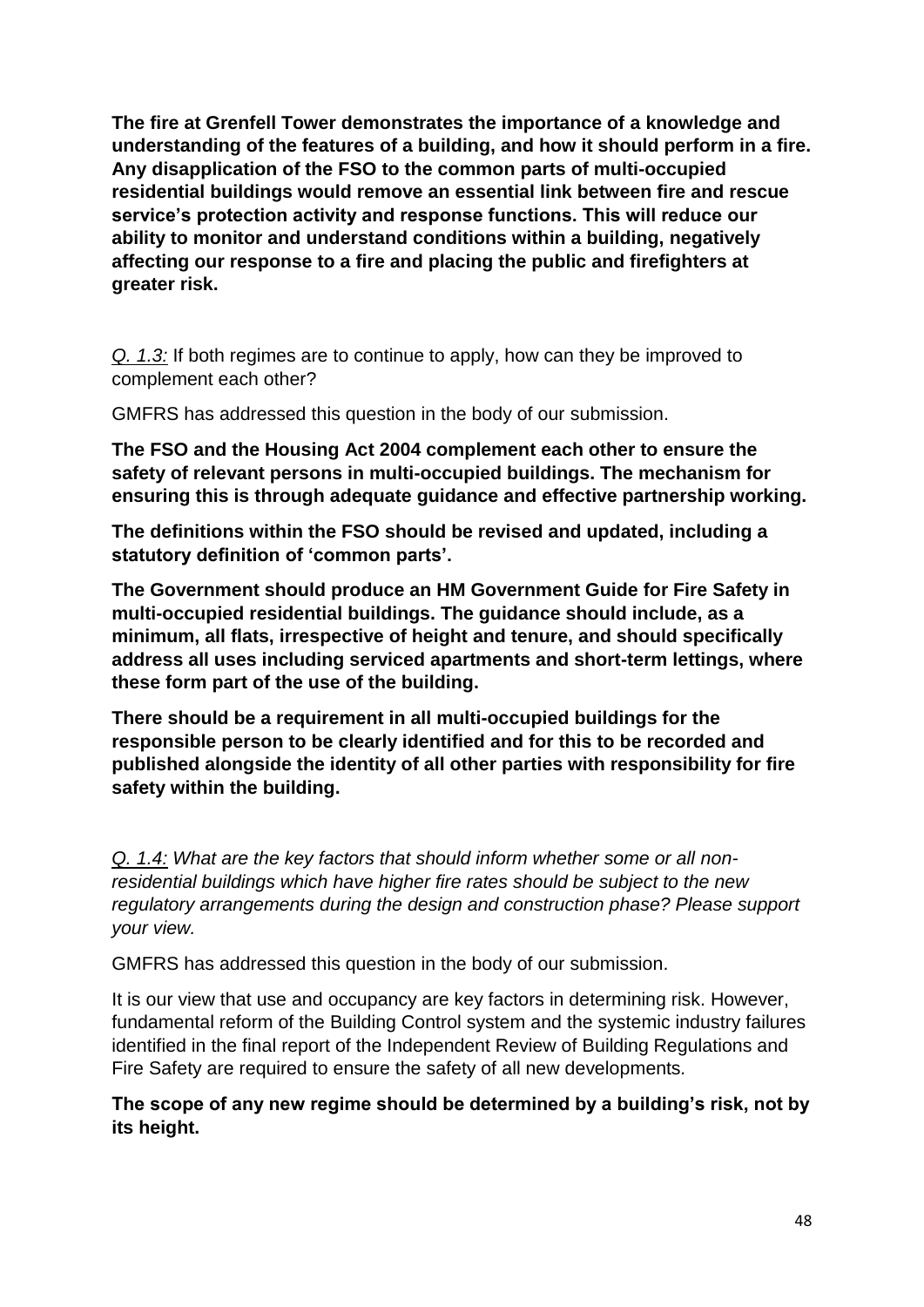**The fire at Grenfell Tower demonstrates the importance of a knowledge and understanding of the features of a building, and how it should perform in a fire. Any disapplication of the FSO to the common parts of multi-occupied residential buildings would remove an essential link between fire and rescue service's protection activity and response functions. This will reduce our ability to monitor and understand conditions within a building, negatively affecting our response to a fire and placing the public and firefighters at greater risk.**

*Q. 1.3:* If both regimes are to continue to apply, how can they be improved to complement each other?

GMFRS has addressed this question in the body of our submission.

**The FSO and the Housing Act 2004 complement each other to ensure the safety of relevant persons in multi-occupied buildings. The mechanism for ensuring this is through adequate guidance and effective partnership working.**

**The definitions within the FSO should be revised and updated, including a statutory definition of 'common parts'.**

**The Government should produce an HM Government Guide for Fire Safety in multi-occupied residential buildings. The guidance should include, as a minimum, all flats, irrespective of height and tenure, and should specifically address all uses including serviced apartments and short-term lettings, where these form part of the use of the building.**

**There should be a requirement in all multi-occupied buildings for the responsible person to be clearly identified and for this to be recorded and published alongside the identity of all other parties with responsibility for fire safety within the building.**

*Q. 1.4: What are the key factors that should inform whether some or all non-residential buildings which have higher fire rates should be subject to the new regulatory arrangements during the design and construction phase? Please support your view.*

GMFRS has addressed this question in the body of our submission.

It is our view that use and occupancy are key factors in determining risk. However, fundamental reform of the Building Control system and the systemic industry failures identified in the final report of the Independent Review of Building Regulations and Fire Safety are required to ensure the safety of all new developments.

**The scope of any new regime should be determined by a building's risk, not by its height.**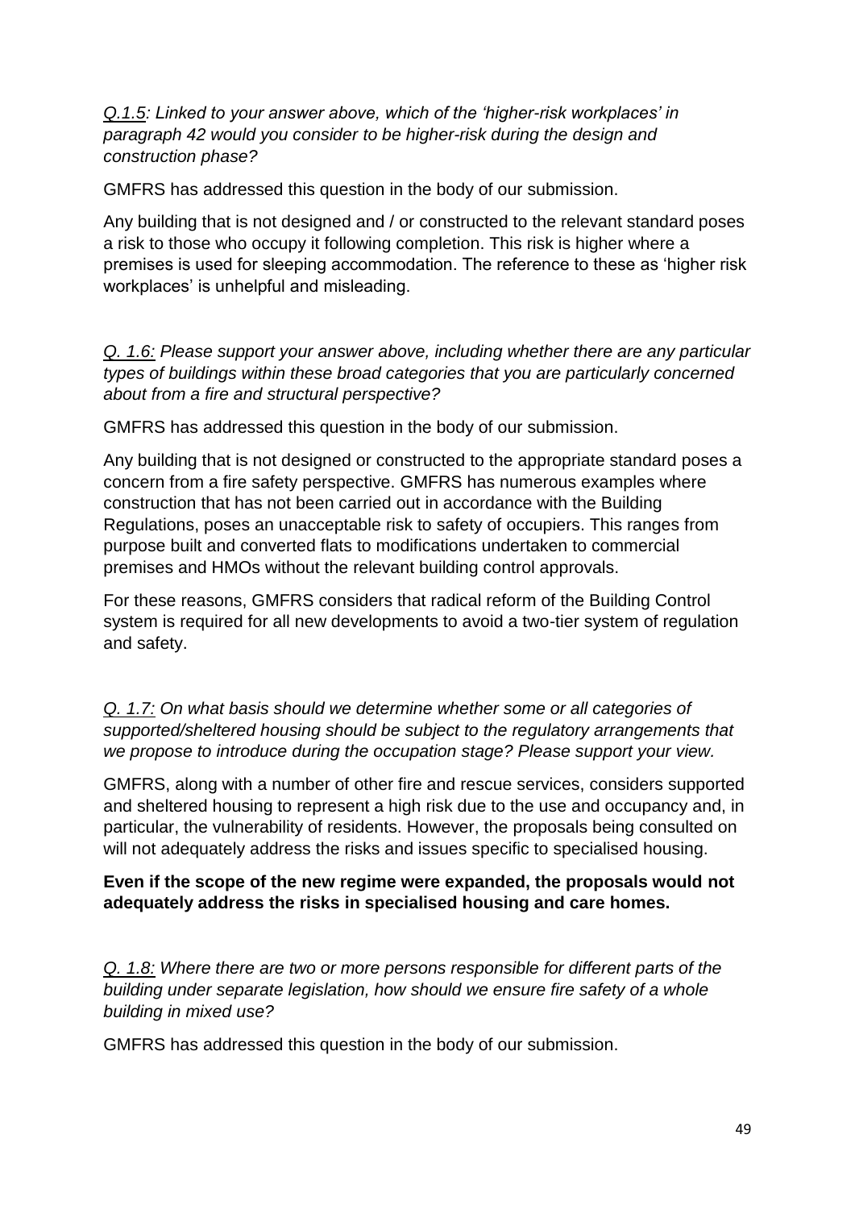*<u>Q.1.5</u>: Linked to your answer above, which of the 'higher-risk workplaces' in paragraph 42 would you consider to be higher-risk during the design and construction phase?*

GMFRS has addressed this question in the body of our submission.

Any building that is not designed and / or constructed to the relevant standard poses a risk to those who occupy it following completion. This risk is higher where a premises is used for sleeping accommodation. The reference to these as 'higher risk workplaces' is unhelpful and misleading.

*<u>Q. 1.6:</u> Please support your answer above, including whether there are any particular types of buildings within these broad categories that you are particularly concerned about from a fire and structural perspective?*

GMFRS has addressed this question in the body of our submission.

Any building that is not designed or constructed to the appropriate standard poses a concern from a fire safety perspective. GMFRS has numerous examples where construction that has not been carried out in accordance with the Building Regulations, poses an unacceptable risk to safety of occupiers. This ranges from purpose built and converted flats to modifications undertaken to commercial premises and HMOs without the relevant building control approvals.

For these reasons, GMFRS considers that radical reform of the Building Control system is required for all new developments to avoid a two-tier system of regulation and safety.

*<u>Q. 1.7:</u> On what basis should we determine whether some or all categories of supported/sheltered housing should be subject to the regulatory arrangements that we propose to introduce during the occupation stage? Please support your view.*

GMFRS, along with a number of other fire and rescue services, considers supported and sheltered housing to represent a high risk due to the use and occupancy and, in particular, the vulnerability of residents. However, the proposals being consulted on will not adequately address the risks and issues specific to specialised housing.

**Even if the scope of the new regime were expanded, the proposals would not adequately address the risks in specialised housing and care homes.**

*<u>Q. 1.8:</u> Where there are two or more persons responsible for different parts of the building under separate legislation, how should we ensure fire safety of a whole building in mixed use?*

GMFRS has addressed this question in the body of our submission.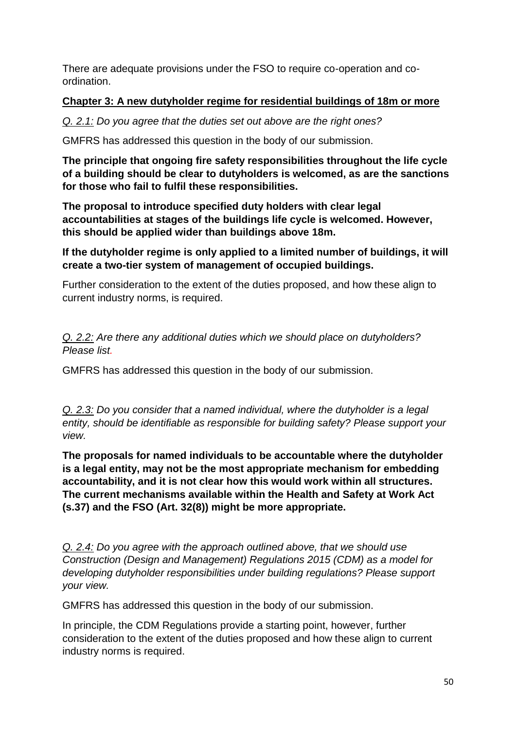There are adequate provisions under the FSO to require co-operation and co-ordination.

## Chapter 3: A new dutyholder regime for residential buildings of 18m or more

*Q. 2.1: Do you agree that the duties set out above are the right ones?*

GMFRS has addressed this question in the body of our submission.

**The principle that ongoing fire safety responsibilities throughout the life cycle of a building should be clear to dutyholders is welcomed, as are the sanctions for those who fail to fulfil these responsibilities.**

**The proposal to introduce specified duty holders with clear legal accountabilities at stages of the buildings life cycle is welcomed. However, this should be applied wider than buildings above 18m.**

**If the dutyholder regime is only applied to a limited number of buildings, it will create a two-tier system of management of occupied buildings.**

Further consideration to the extent of the duties proposed, and how these align to current industry norms, is required.

*Q. 2.2: Are there any additional duties which we should place on dutyholders? Please list.*

GMFRS has addressed this question in the body of our submission.

*Q. 2.3: Do you consider that a named individual, where the dutyholder is a legal entity, should be identifiable as responsible for building safety? Please support your view.*

**The proposals for named individuals to be accountable where the dutyholder is a legal entity, may not be the most appropriate mechanism for embedding accountability, and it is not clear how this would work within all structures. The current mechanisms available within the Health and Safety at Work Act (s.37) and the FSO (Art. 32(8)) might be more appropriate.**

*Q. 2.4: Do you agree with the approach outlined above, that we should use Construction (Design and Management) Regulations 2015 (CDM) as a model for developing dutyholder responsibilities under building regulations? Please support your view.*

GMFRS has addressed this question in the body of our submission.

In principle, the CDM Regulations provide a starting point, however, further consideration to the extent of the duties proposed and how these align to current industry norms is required.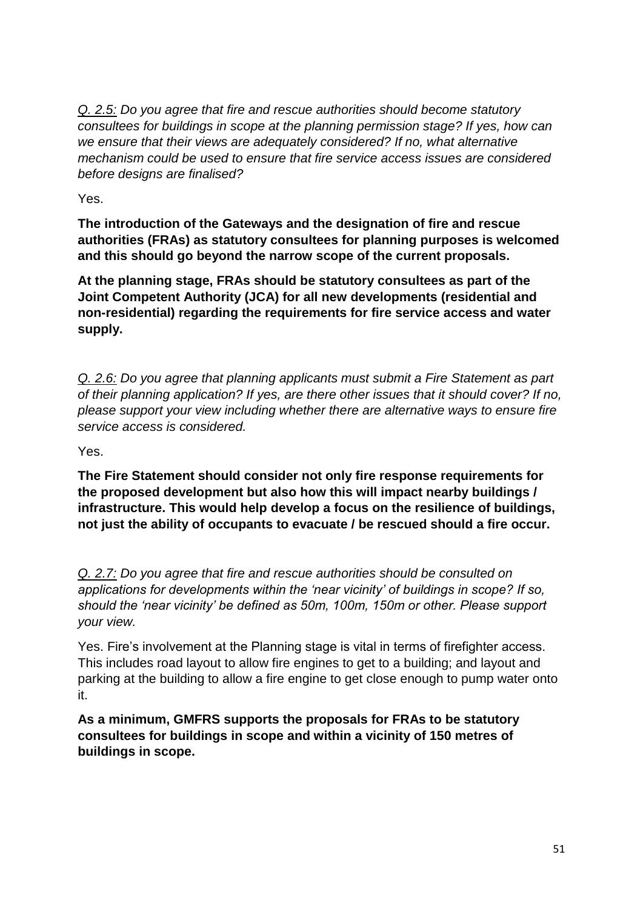*<u>Q. 2.5:</u> Do you agree that fire and rescue authorities should become statutory consultees for buildings in scope at the planning permission stage? If yes, how can we ensure that their views are adequately considered? If no, what alternative mechanism could be used to ensure that fire service access issues are considered before designs are finalised?*

Yes.

**The introduction of the Gateways and the designation of fire and rescue authorities (FRAs) as statutory consultees for planning purposes is welcomed and this should go beyond the narrow scope of the current proposals.**

**At the planning stage, FRAs should be statutory consultees as part of the Joint Competent Authority (JCA) for all new developments (residential and non-residential) regarding the requirements for fire service access and water supply.**

*<u>Q. 2.6:</u> Do you agree that planning applicants must submit a Fire Statement as part of their planning application? If yes, are there other issues that it should cover? If no, please support your view including whether there are alternative ways to ensure fire service access is considered.*

Yes.

**The Fire Statement should consider not only fire response requirements for the proposed development but also how this will impact nearby buildings / infrastructure. This would help develop a focus on the resilience of buildings, not just the ability of occupants to evacuate / be rescued should a fire occur.**

*<u>Q. 2.7:</u> Do you agree that fire and rescue authorities should be consulted on applications for developments within the 'near vicinity' of buildings in scope? If so, should the 'near vicinity' be defined as 50m, 100m, 150m or other. Please support your view.*

Yes. Fire's involvement at the Planning stage is vital in terms of firefighter access. This includes road layout to allow fire engines to get to a building; and layout and parking at the building to allow a fire engine to get close enough to pump water onto it.

**As a minimum, GMFRS supports the proposals for FRAs to be statutory consultees for buildings in scope and within a vicinity of 150 metres of buildings in scope.**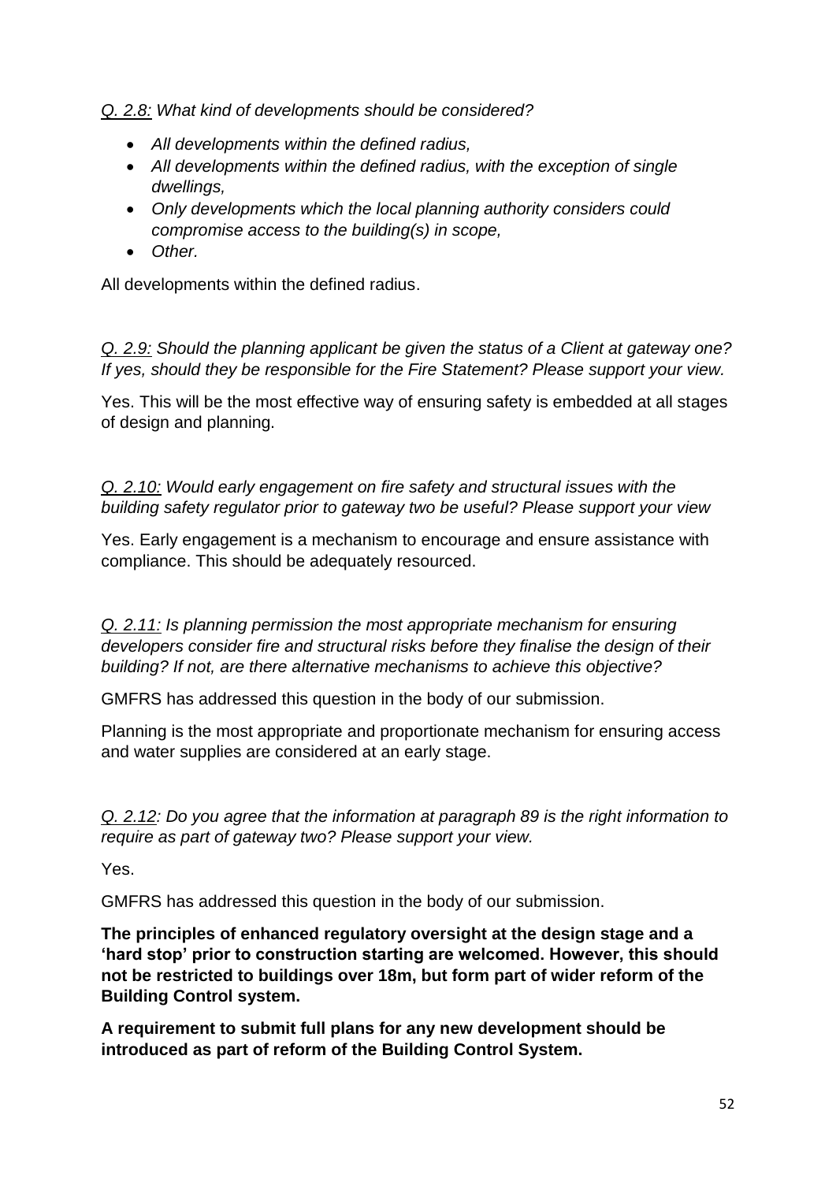*Q. 2.8: What kind of developments should be considered?*

- *All developments within the defined radius,*
- *All developments within the defined radius, with the exception of single dwellings,*
- *Only developments which the local planning authority considers could compromise access to the building(s) in scope,*
- *Other.*

All developments within the defined radius.

*Q. 2.9: Should the planning applicant be given the status of a Client at gateway one? If yes, should they be responsible for the Fire Statement? Please support your view.*

Yes. This will be the most effective way of ensuring safety is embedded at all stages of design and planning.

*Q. 2.10: Would early engagement on fire safety and structural issues with the building safety regulator prior to gateway two be useful? Please support your view*

Yes. Early engagement is a mechanism to encourage and ensure assistance with compliance. This should be adequately resourced.

*Q. 2.11: Is planning permission the most appropriate mechanism for ensuring developers consider fire and structural risks before they finalise the design of their building? If not, are there alternative mechanisms to achieve this objective?*

GMFRS has addressed this question in the body of our submission.

Planning is the most appropriate and proportionate mechanism for ensuring access and water supplies are considered at an early stage.

*Q. 2.12: Do you agree that the information at paragraph 89 is the right information to require as part of gateway two? Please support your view.*

Yes.

GMFRS has addressed this question in the body of our submission.

**The principles of enhanced regulatory oversight at the design stage and a 'hard stop' prior to construction starting are welcomed. However, this should not be restricted to buildings over 18m, but form part of wider reform of the Building Control system.**

**A requirement to submit full plans for any new development should be introduced as part of reform of the Building Control System.**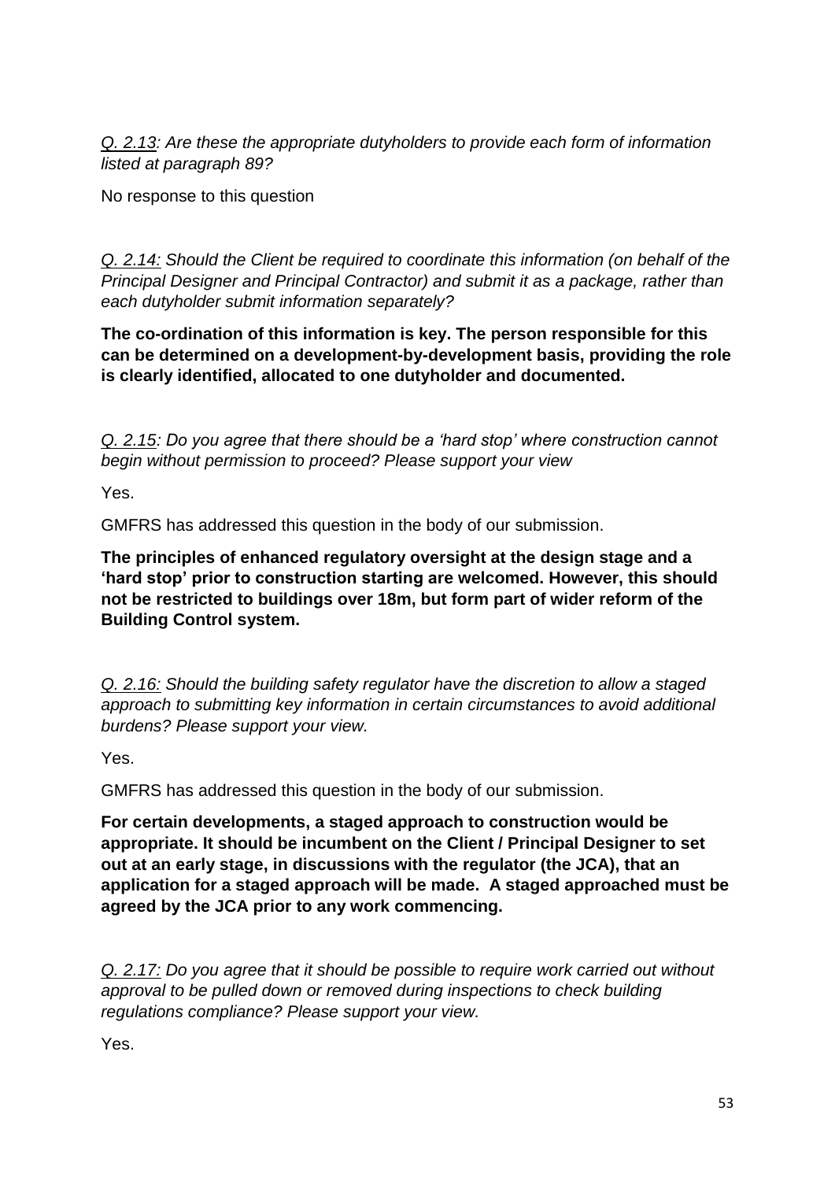*<u>Q. 2.13</u>: Are these the appropriate dutyholders to provide each form of information listed at paragraph 89?*

No response to this question

*<u>Q. 2.14:</u> Should the Client be required to coordinate this information (on behalf of the Principal Designer and Principal Contractor) and submit it as a package, rather than each dutyholder submit information separately?*

**The co-ordination of this information is key. The person responsible for this can be determined on a development-by-development basis, providing the role is clearly identified, allocated to one dutyholder and documented.**

*<u>Q. 2.15</u>: Do you agree that there should be a 'hard stop' where construction cannot begin without permission to proceed? Please support your view*

Yes.

GMFRS has addressed this question in the body of our submission.

**The principles of enhanced regulatory oversight at the design stage and a 'hard stop' prior to construction starting are welcomed. However, this should not be restricted to buildings over 18m, but form part of wider reform of the Building Control system.**

*<u>Q. 2.16:</u> Should the building safety regulator have the discretion to allow a staged approach to submitting key information in certain circumstances to avoid additional burdens? Please support your view.*

Yes.

GMFRS has addressed this question in the body of our submission.

**For certain developments, a staged approach to construction would be appropriate. It should be incumbent on the Client / Principal Designer to set out at an early stage, in discussions with the regulator (the JCA), that an application for a staged approach will be made. A staged approached must be agreed by the JCA prior to any work commencing.**

*<u>Q. 2.17:</u> Do you agree that it should be possible to require work carried out without approval to be pulled down or removed during inspections to check building regulations compliance? Please support your view.*

Yes.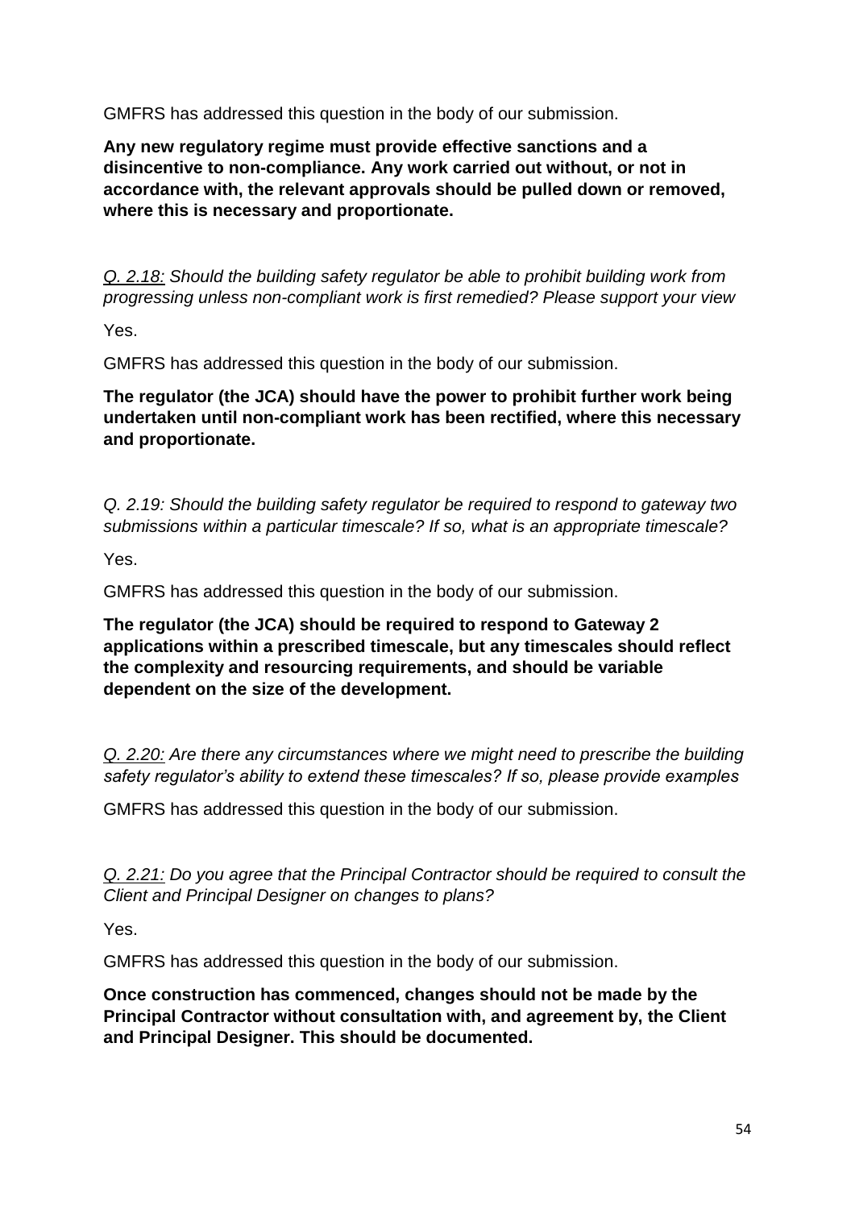GMFRS has addressed this question in the body of our submission.

**Any new regulatory regime must provide effective sanctions and a disincentive to non-compliance. Any work carried out without, or not in accordance with, the relevant approvals should be pulled down or removed, where this is necessary and proportionate.**

*Q. 2.18: Should the building safety regulator be able to prohibit building work from progressing unless non-compliant work is first remedied? Please support your view*

Yes.

GMFRS has addressed this question in the body of our submission.

**The regulator (the JCA) should have the power to prohibit further work being undertaken until non-compliant work has been rectified, where this necessary and proportionate.**

*Q. 2.19: Should the building safety regulator be required to respond to gateway two submissions within a particular timescale? If so, what is an appropriate timescale?*

Yes.

GMFRS has addressed this question in the body of our submission.

**The regulator (the JCA) should be required to respond to Gateway 2 applications within a prescribed timescale, but any timescales should reflect the complexity and resourcing requirements, and should be variable dependent on the size of the development.**

*Q. 2.20: Are there any circumstances where we might need to prescribe the building safety regulator's ability to extend these timescales? If so, please provide examples*

GMFRS has addressed this question in the body of our submission.

*Q. 2.21: Do you agree that the Principal Contractor should be required to consult the Client and Principal Designer on changes to plans?*

Yes.

GMFRS has addressed this question in the body of our submission.

**Once construction has commenced, changes should not be made by the Principal Contractor without consultation with, and agreement by, the Client and Principal Designer. This should be documented.**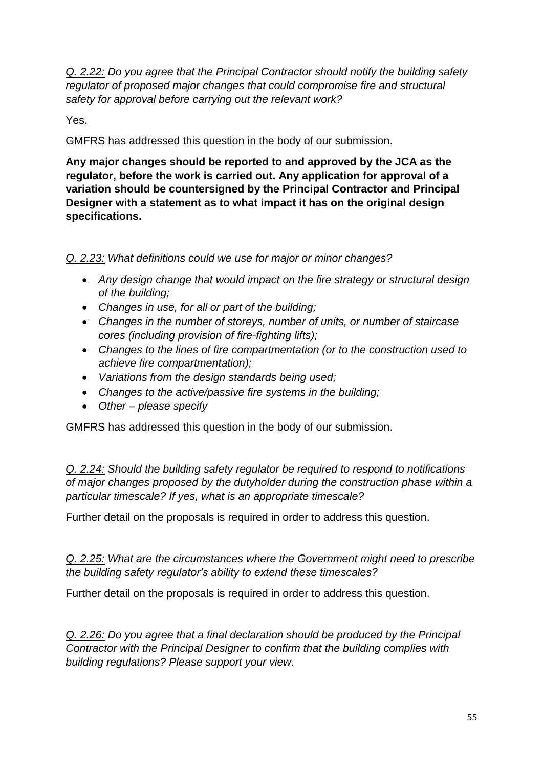*Q. 2.22: Do you agree that the Principal Contractor should notify the building safety regulator of proposed major changes that could compromise fire and structural safety for approval before carrying out the relevant work?*

Yes.

GMFRS has addressed this question in the body of our submission.

**Any major changes should be reported to and approved by the JCA as the regulator, before the work is carried out. Any application for approval of a variation should be countersigned by the Principal Contractor and Principal Designer with a statement as to what impact it has on the original design specifications.**

*Q. 2.23: What definitions could we use for major or minor changes?*

- *Any design change that would impact on the fire strategy or structural design of the building;*
- *Changes in use, for all or part of the building;*
- *Changes in the number of storeys, number of units, or number of staircase cores (including provision of fire-fighting lifts);*
- *Changes to the lines of fire compartmentation (or to the construction used to achieve fire compartmentation);*
- *Variations from the design standards being used;*
- *Changes to the active/passive fire systems in the building;*
- *Other – please specify*

GMFRS has addressed this question in the body of our submission.

*Q. 2.24: Should the building safety regulator be required to respond to notifications of major changes proposed by the dutyholder during the construction phase within a particular timescale? If yes, what is an appropriate timescale?*

Further detail on the proposals is required in order to address this question.

*Q. 2.25: What are the circumstances where the Government might need to prescribe the building safety regulator's ability to extend these timescales?*

Further detail on the proposals is required in order to address this question.

*Q. 2.26: Do you agree that a final declaration should be produced by the Principal Contractor with the Principal Designer to confirm that the building complies with building regulations? Please support your view.*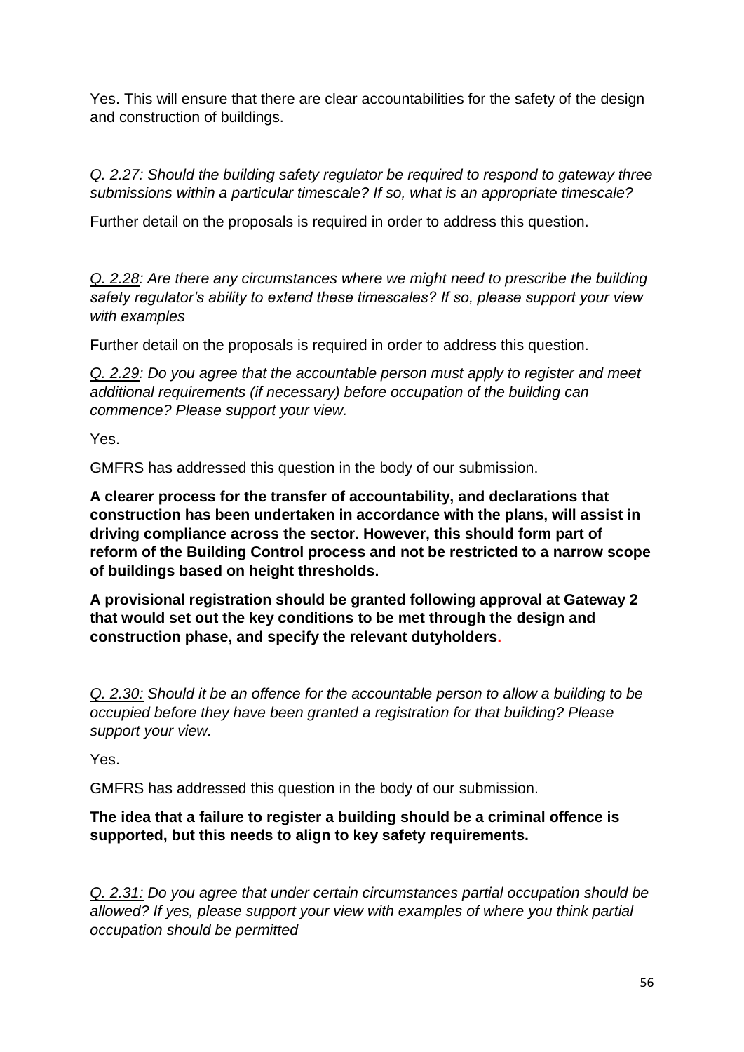Yes. This will ensure that there are clear accountabilities for the safety of the design and construction of buildings.

*Q. 2.27: Should the building safety regulator be required to respond to gateway three submissions within a particular timescale? If so, what is an appropriate timescale?*

Further detail on the proposals is required in order to address this question.

*Q. 2.28: Are there any circumstances where we might need to prescribe the building safety regulator's ability to extend these timescales? If so, please support your view with examples*

Further detail on the proposals is required in order to address this question.

*Q. 2.29: Do you agree that the accountable person must apply to register and meet additional requirements (if necessary) before occupation of the building can commence? Please support your view.*

Yes.

GMFRS has addressed this question in the body of our submission.

**A clearer process for the transfer of accountability, and declarations that construction has been undertaken in accordance with the plans, will assist in driving compliance across the sector. However, this should form part of reform of the Building Control process and not be restricted to a narrow scope of buildings based on height thresholds.**

**A provisional registration should be granted following approval at Gateway 2 that would set out the key conditions to be met through the design and construction phase, and specify the relevant dutyholders.**

*Q. 2.30: Should it be an offence for the accountable person to allow a building to be occupied before they have been granted a registration for that building? Please support your view.*

Yes.

GMFRS has addressed this question in the body of our submission.

**The idea that a failure to register a building should be a criminal offence is supported, but this needs to align to key safety requirements.**

*Q. 2.31: Do you agree that under certain circumstances partial occupation should be allowed? If yes, please support your view with examples of where you think partial occupation should be permitted*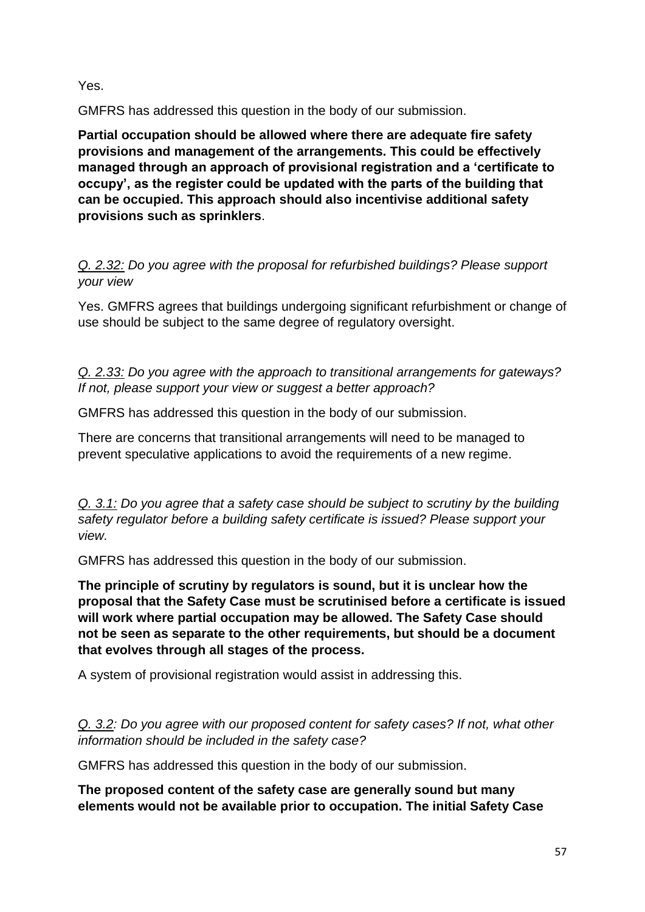Yes.

GMFRS has addressed this question in the body of our submission.

**Partial occupation should be allowed where there are adequate fire safety provisions and management of the arrangements. This could be effectively managed through an approach of provisional registration and a 'certificate to occupy', as the register could be updated with the parts of the building that can be occupied. This approach should also incentivise additional safety provisions such as sprinklers**.

*Q. 2.32: Do you agree with the proposal for refurbished buildings? Please support your view*

Yes. GMFRS agrees that buildings undergoing significant refurbishment or change of use should be subject to the same degree of regulatory oversight.

*Q. 2.33: Do you agree with the approach to transitional arrangements for gateways? If not, please support your view or suggest a better approach?*

GMFRS has addressed this question in the body of our submission.

There are concerns that transitional arrangements will need to be managed to prevent speculative applications to avoid the requirements of a new regime.

*Q. 3.1: Do you agree that a safety case should be subject to scrutiny by the building safety regulator before a building safety certificate is issued? Please support your view.*

GMFRS has addressed this question in the body of our submission.

**The principle of scrutiny by regulators is sound, but it is unclear how the proposal that the Safety Case must be scrutinised before a certificate is issued will work where partial occupation may be allowed. The Safety Case should not be seen as separate to the other requirements, but should be a document that evolves through all stages of the process.**

A system of provisional registration would assist in addressing this.

*Q. 3.2: Do you agree with our proposed content for safety cases? If not, what other information should be included in the safety case?*

GMFRS has addressed this question in the body of our submission.

**The proposed content of the safety case are generally sound but many elements would not be available prior to occupation. The initial Safety Case**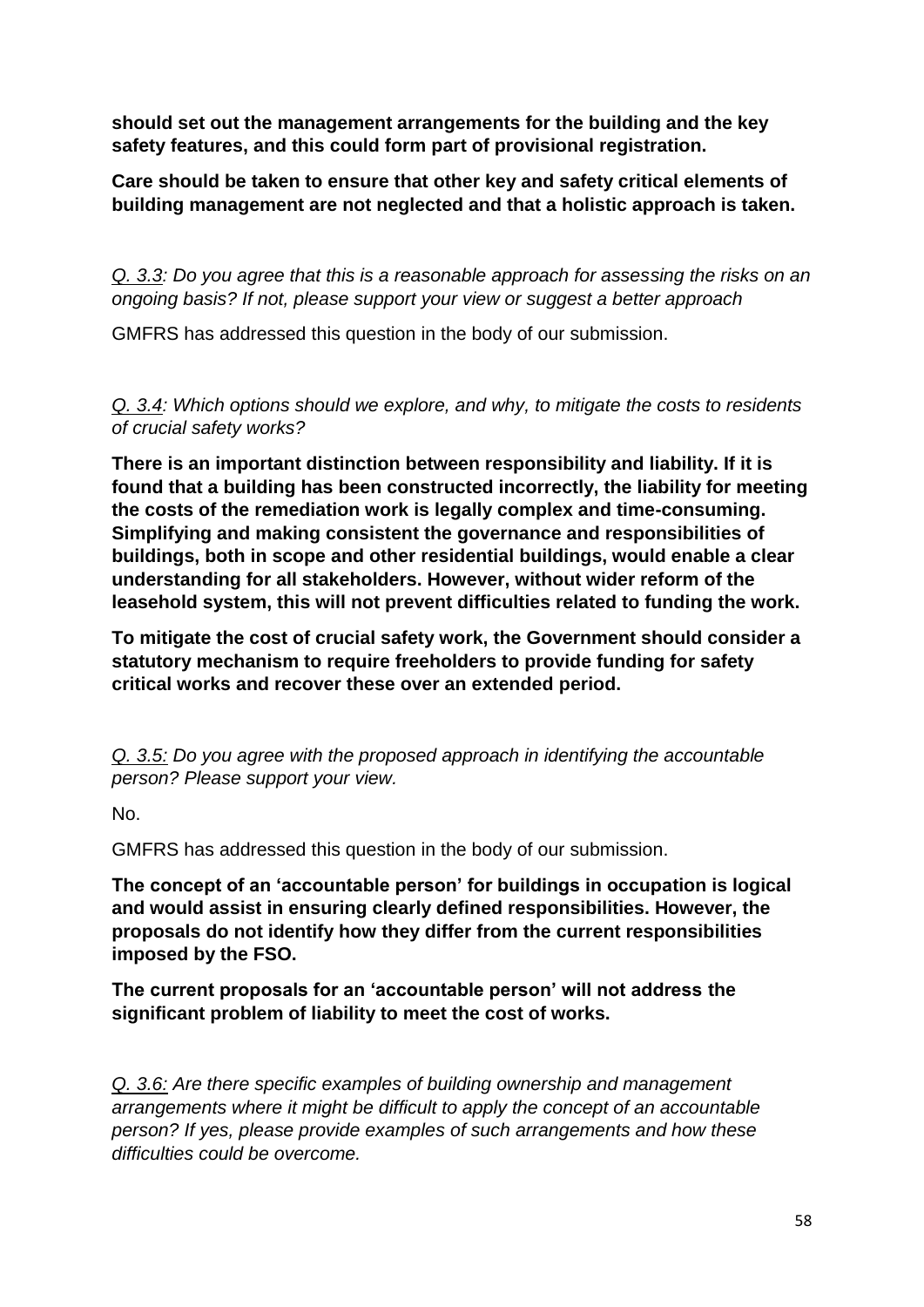**should set out the management arrangements for the building and the key safety features, and this could form part of provisional registration.**

**Care should be taken to ensure that other key and safety critical elements of building management are not neglected and that a holistic approach is taken.**

*Q. 3.3: Do you agree that this is a reasonable approach for assessing the risks on an ongoing basis? If not, please support your view or suggest a better approach*

GMFRS has addressed this question in the body of our submission.

*Q. 3.4: Which options should we explore, and why, to mitigate the costs to residents of crucial safety works?*

**There is an important distinction between responsibility and liability. If it is found that a building has been constructed incorrectly, the liability for meeting the costs of the remediation work is legally complex and time-consuming. Simplifying and making consistent the governance and responsibilities of buildings, both in scope and other residential buildings, would enable a clear understanding for all stakeholders. However, without wider reform of the leasehold system, this will not prevent difficulties related to funding the work.**

**To mitigate the cost of crucial safety work, the Government should consider a statutory mechanism to require freeholders to provide funding for safety critical works and recover these over an extended period.**

*Q. 3.5: Do you agree with the proposed approach in identifying the accountable person? Please support your view.*

No.

GMFRS has addressed this question in the body of our submission.

**The concept of an 'accountable person' for buildings in occupation is logical and would assist in ensuring clearly defined responsibilities. However, the proposals do not identify how they differ from the current responsibilities imposed by the FSO.**

**The current proposals for an 'accountable person' will not address the significant problem of liability to meet the cost of works.**

*Q. 3.6: Are there specific examples of building ownership and management arrangements where it might be difficult to apply the concept of an accountable person? If yes, please provide examples of such arrangements and how these difficulties could be overcome.*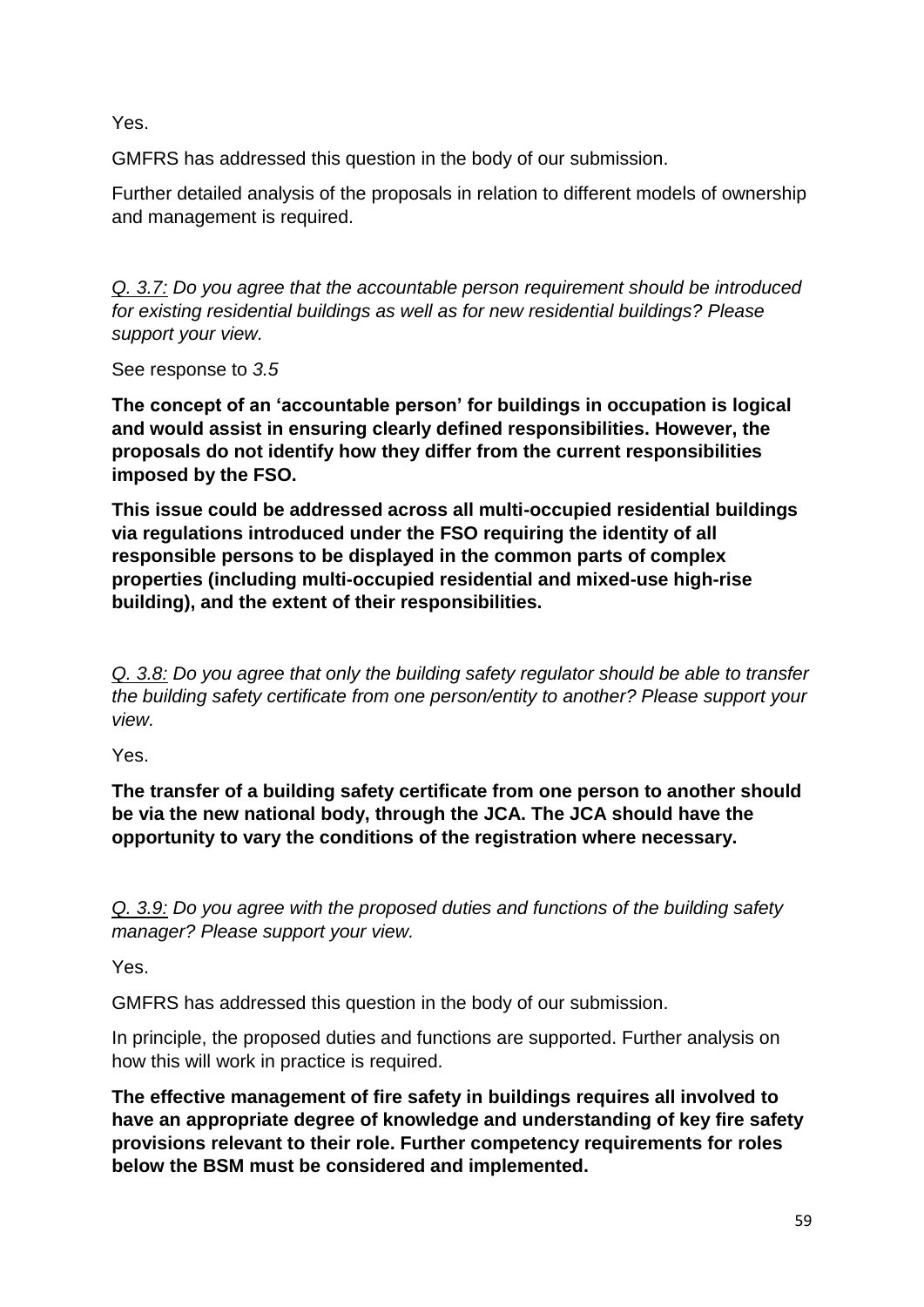Yes.

GMFRS has addressed this question in the body of our submission.

Further detailed analysis of the proposals in relation to different models of ownership and management is required.

*Q. 3.7: Do you agree that the accountable person requirement should be introduced for existing residential buildings as well as for new residential buildings? Please support your view.*

See response to *3.5*

**The concept of an 'accountable person' for buildings in occupation is logical and would assist in ensuring clearly defined responsibilities. However, the proposals do not identify how they differ from the current responsibilities imposed by the FSO.**

**This issue could be addressed across all multi-occupied residential buildings via regulations introduced under the FSO requiring the identity of all responsible persons to be displayed in the common parts of complex properties (including multi-occupied residential and mixed-use high-rise building), and the extent of their responsibilities.**

*Q. 3.8: Do you agree that only the building safety regulator should be able to transfer the building safety certificate from one person/entity to another? Please support your view.*

Yes.

**The transfer of a building safety certificate from one person to another should be via the new national body, through the JCA. The JCA should have the opportunity to vary the conditions of the registration where necessary.**

*Q. 3.9: Do you agree with the proposed duties and functions of the building safety manager? Please support your view.*

Yes.

GMFRS has addressed this question in the body of our submission.

In principle, the proposed duties and functions are supported. Further analysis on how this will work in practice is required.

**The effective management of fire safety in buildings requires all involved to have an appropriate degree of knowledge and understanding of key fire safety provisions relevant to their role. Further competency requirements for roles below the BSM must be considered and implemented.**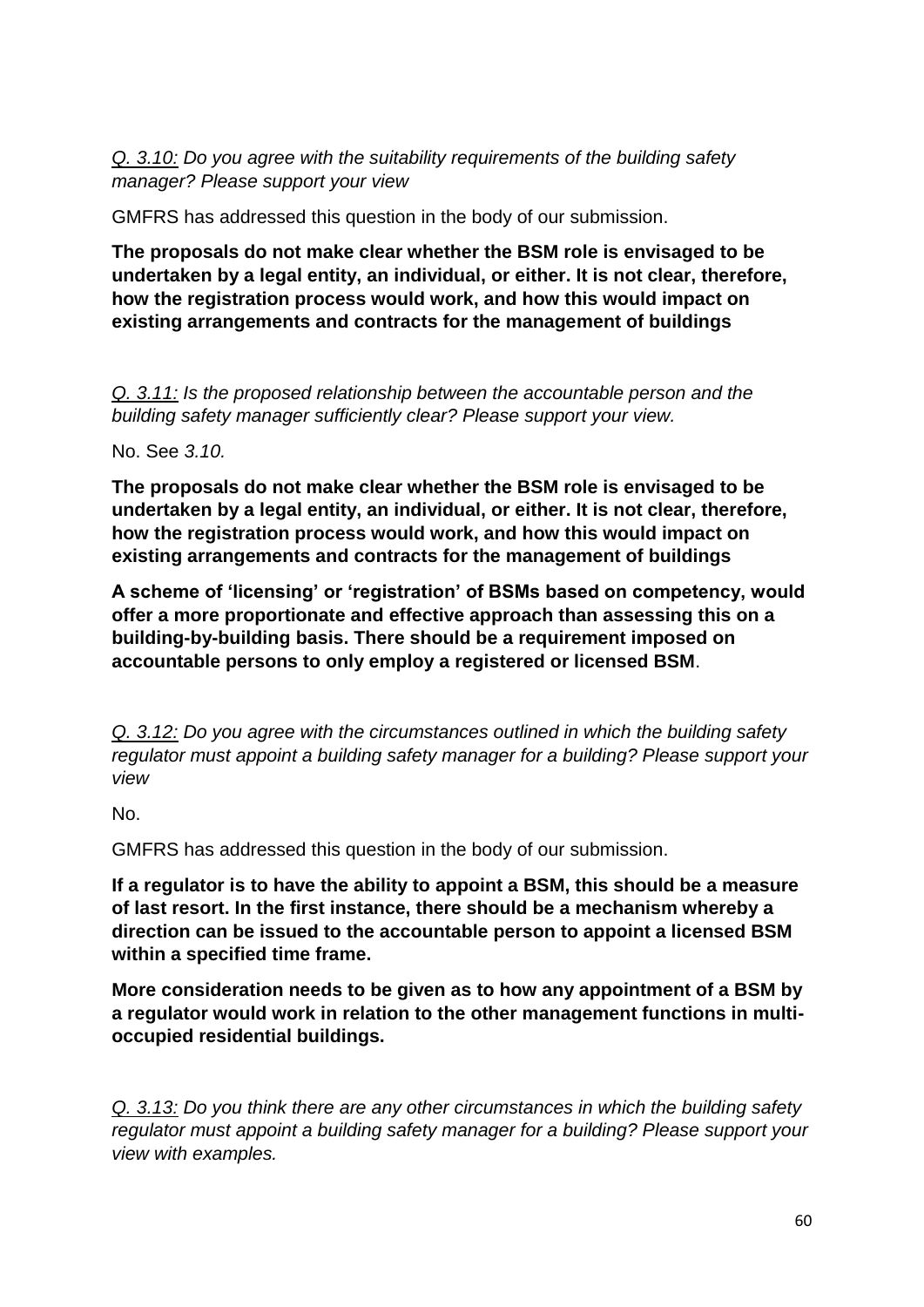*<u>Q. 3.10:</u> Do you agree with the suitability requirements of the building safety manager? Please support your view*

GMFRS has addressed this question in the body of our submission.

**The proposals do not make clear whether the BSM role is envisaged to be undertaken by a legal entity, an individual, or either. It is not clear, therefore, how the registration process would work, and how this would impact on existing arrangements and contracts for the management of buildings**

*<u>Q. 3.11:</u> Is the proposed relationship between the accountable person and the building safety manager sufficiently clear? Please support your view.*

No. See *3.10.*

**The proposals do not make clear whether the BSM role is envisaged to be undertaken by a legal entity, an individual, or either. It is not clear, therefore, how the registration process would work, and how this would impact on existing arrangements and contracts for the management of buildings**

**A scheme of 'licensing' or 'registration' of BSMs based on competency, would offer a more proportionate and effective approach than assessing this on a building-by-building basis. There should be a requirement imposed on accountable persons to only employ a registered or licensed BSM**.

*<u>Q. 3.12:</u> Do you agree with the circumstances outlined in which the building safety regulator must appoint a building safety manager for a building? Please support your view*

No.

GMFRS has addressed this question in the body of our submission.

**If a regulator is to have the ability to appoint a BSM, this should be a measure of last resort. In the first instance, there should be a mechanism whereby a direction can be issued to the accountable person to appoint a licensed BSM within a specified time frame.**

**More consideration needs to be given as to how any appointment of a BSM by a regulator would work in relation to the other management functions in multi-occupied residential buildings.**

*<u>Q. 3.13:</u> Do you think there are any other circumstances in which the building safety regulator must appoint a building safety manager for a building? Please support your view with examples.*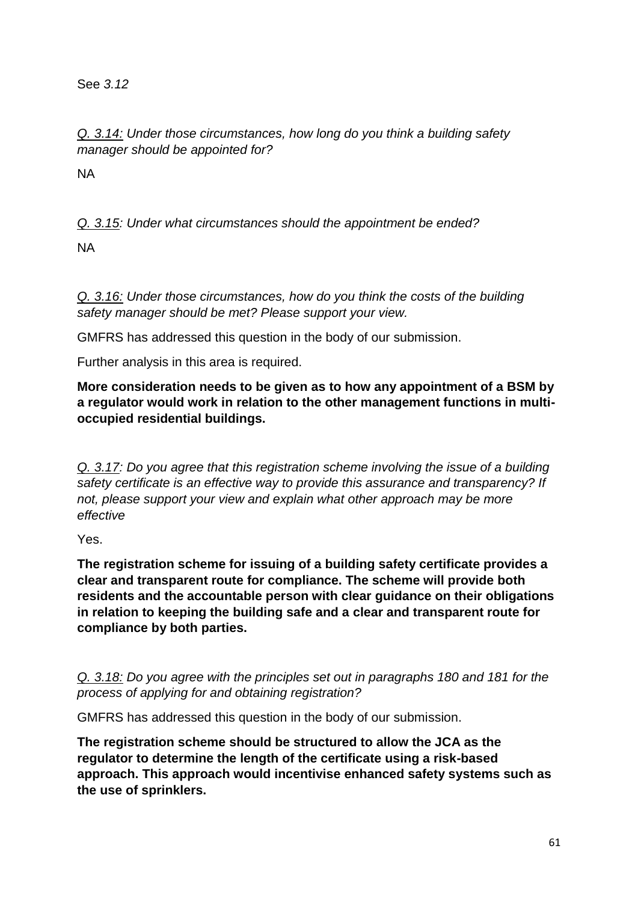See *3.12*

*<u>Q. 3.14:</u> Under those circumstances, how long do you think a building safety manager should be appointed for?*

NA

*<u>Q. 3.15</u>: Under what circumstances should the appointment be ended?*

NA

*<u>Q. 3.16:</u> Under those circumstances, how do you think the costs of the building safety manager should be met? Please support your view.*

GMFRS has addressed this question in the body of our submission.

Further analysis in this area is required.

**More consideration needs to be given as to how any appointment of a BSM by a regulator would work in relation to the other management functions in multi-occupied residential buildings.**

*<u>Q. 3.17</u>: Do you agree that this registration scheme involving the issue of a building safety certificate is an effective way to provide this assurance and transparency? If not, please support your view and explain what other approach may be more effective*

Yes.

**The registration scheme for issuing of a building safety certificate provides a clear and transparent route for compliance. The scheme will provide both residents and the accountable person with clear guidance on their obligations in relation to keeping the building safe and a clear and transparent route for compliance by both parties.**

*<u>Q. 3.18:</u> Do you agree with the principles set out in paragraphs 180 and 181 for the process of applying for and obtaining registration?*

GMFRS has addressed this question in the body of our submission.

**The registration scheme should be structured to allow the JCA as the regulator to determine the length of the certificate using a risk-based approach. This approach would incentivise enhanced safety systems such as the use of sprinklers.**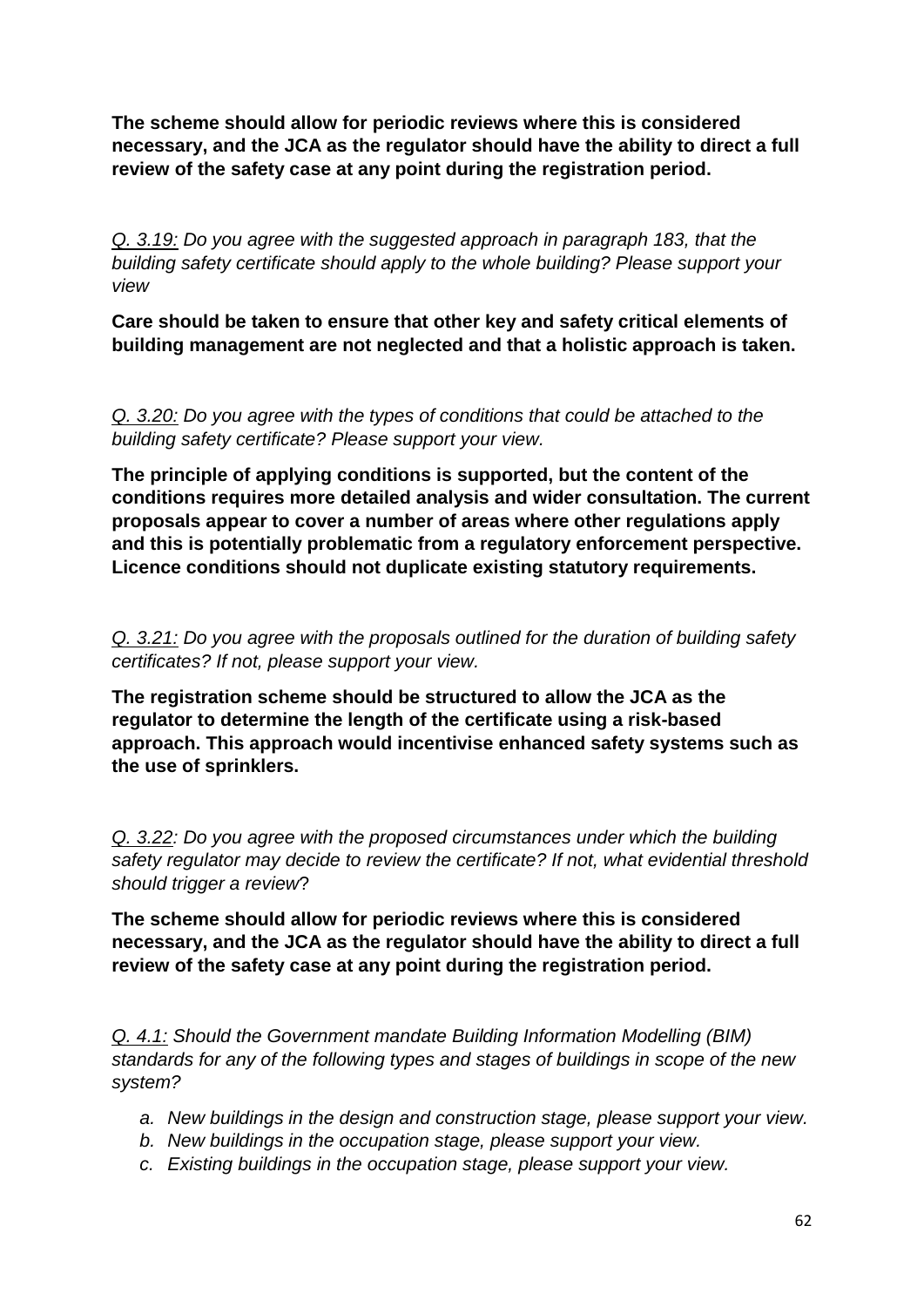**The scheme should allow for periodic reviews where this is considered necessary, and the JCA as the regulator should have the ability to direct a full review of the safety case at any point during the registration period.**

*<u>Q. 3.19:</u> Do you agree with the suggested approach in paragraph 183, that the building safety certificate should apply to the whole building? Please support your view*

**Care should be taken to ensure that other key and safety critical elements of building management are not neglected and that a holistic approach is taken.**

*<u>Q. 3.20:</u> Do you agree with the types of conditions that could be attached to the building safety certificate? Please support your view.*

**The principle of applying conditions is supported, but the content of the conditions requires more detailed analysis and wider consultation. The current proposals appear to cover a number of areas where other regulations apply and this is potentially problematic from a regulatory enforcement perspective. Licence conditions should not duplicate existing statutory requirements.**

*<u>Q. 3.21:</u> Do you agree with the proposals outlined for the duration of building safety certificates? If not, please support your view.*

**The registration scheme should be structured to allow the JCA as the regulator to determine the length of the certificate using a risk-based approach. This approach would incentivise enhanced safety systems such as the use of sprinklers.**

*<u>Q. 3.22</u>: Do you agree with the proposed circumstances under which the building safety regulator may decide to review the certificate? If not, what evidential threshold should trigger a review?*

**The scheme should allow for periodic reviews where this is considered necessary, and the JCA as the regulator should have the ability to direct a full review of the safety case at any point during the registration period.**

*<u>Q. 4.1:</u> Should the Government mandate Building Information Modelling (BIM) standards for any of the following types and stages of buildings in scope of the new system?*

a. *New buildings in the design and construction stage, please support your view.*
b. *New buildings in the occupation stage, please support your view.*
c. *Existing buildings in the occupation stage, please support your view.*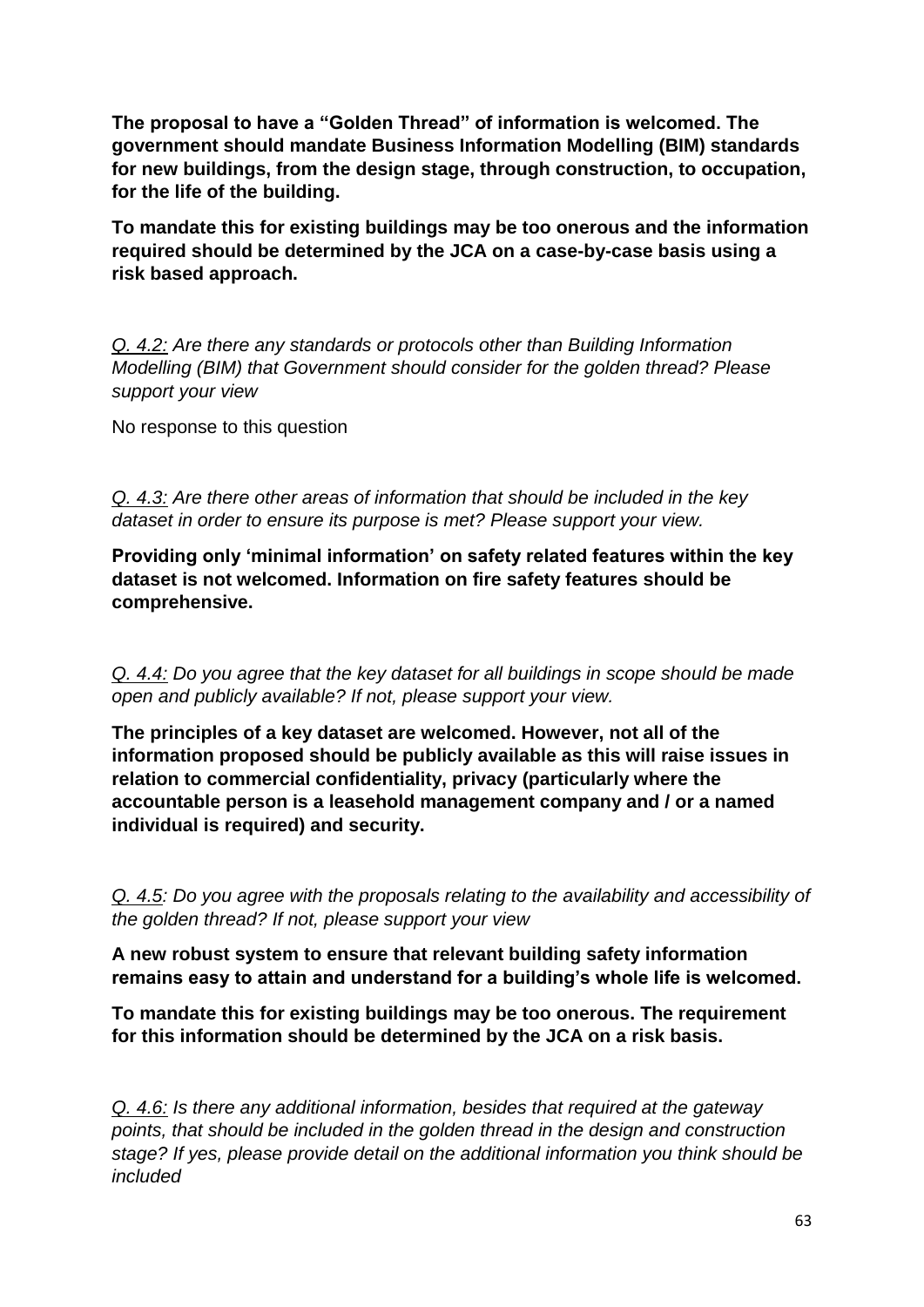**The proposal to have a "Golden Thread" of information is welcomed. The government should mandate Business Information Modelling (BIM) standards for new buildings, from the design stage, through construction, to occupation, for the life of the building.**

**To mandate this for existing buildings may be too onerous and the information required should be determined by the JCA on a case-by-case basis using a risk based approach.**

*Q. 4.2: Are there any standards or protocols other than Building Information Modelling (BIM) that Government should consider for the golden thread? Please support your view*

No response to this question

*Q. 4.3: Are there other areas of information that should be included in the key dataset in order to ensure its purpose is met? Please support your view.*

**Providing only 'minimal information' on safety related features within the key dataset is not welcomed. Information on fire safety features should be comprehensive.**

*Q. 4.4: Do you agree that the key dataset for all buildings in scope should be made open and publicly available? If not, please support your view.*

**The principles of a key dataset are welcomed. However, not all of the information proposed should be publicly available as this will raise issues in relation to commercial confidentiality, privacy (particularly where the accountable person is a leasehold management company and / or a named individual is required) and security.**

*Q. 4.5: Do you agree with the proposals relating to the availability and accessibility of the golden thread? If not, please support your view*

**A new robust system to ensure that relevant building safety information remains easy to attain and understand for a building's whole life is welcomed.**

**To mandate this for existing buildings may be too onerous. The requirement for this information should be determined by the JCA on a risk basis.**

*Q. 4.6: Is there any additional information, besides that required at the gateway points, that should be included in the golden thread in the design and construction stage? If yes, please provide detail on the additional information you think should be included*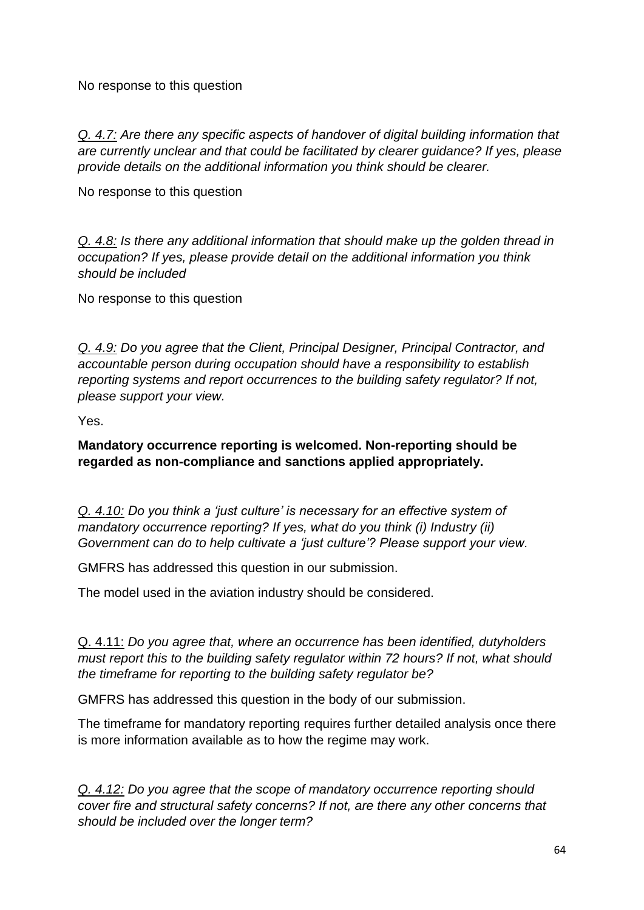No response to this question

*<u>Q. 4.7:</u> Are there any specific aspects of handover of digital building information that are currently unclear and that could be facilitated by clearer guidance? If yes, please provide details on the additional information you think should be clearer.*

No response to this question

*<u>Q. 4.8:</u> Is there any additional information that should make up the golden thread in occupation? If yes, please provide detail on the additional information you think should be included*

No response to this question

*<u>Q. 4.9:</u> Do you agree that the Client, Principal Designer, Principal Contractor, and accountable person during occupation should have a responsibility to establish reporting systems and report occurrences to the building safety regulator? If not, please support your view.*

Yes.

**Mandatory occurrence reporting is welcomed. Non-reporting should be regarded as non-compliance and sanctions applied appropriately.**

*<u>Q. 4.10:</u> Do you think a 'just culture' is necessary for an effective system of mandatory occurrence reporting? If yes, what do you think (i) Industry (ii) Government can do to help cultivate a 'just culture'? Please support your view.*

GMFRS has addressed this question in our submission.

The model used in the aviation industry should be considered.

<u>Q. 4.11:</u> *Do you agree that, where an occurrence has been identified, dutyholders must report this to the building safety regulator within 72 hours? If not, what should the timeframe for reporting to the building safety regulator be?*

GMFRS has addressed this question in the body of our submission.

The timeframe for mandatory reporting requires further detailed analysis once there is more information available as to how the regime may work.

*<u>Q. 4.12:</u> Do you agree that the scope of mandatory occurrence reporting should cover fire and structural safety concerns? If not, are there any other concerns that should be included over the longer term?*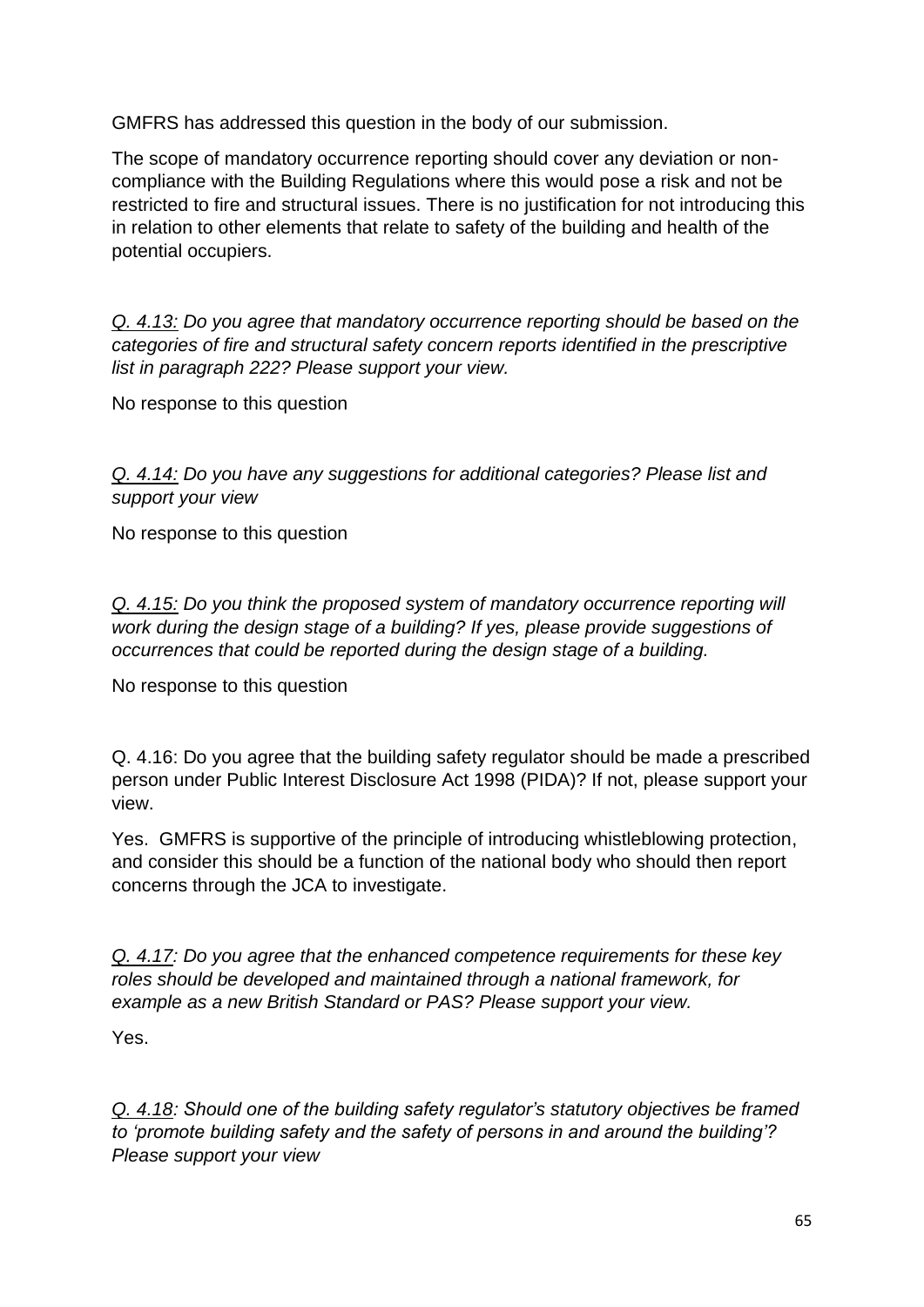GMFRS has addressed this question in the body of our submission.

The scope of mandatory occurrence reporting should cover any deviation or non-compliance with the Building Regulations where this would pose a risk and not be restricted to fire and structural issues. There is no justification for not introducing this in relation to other elements that relate to safety of the building and health of the potential occupiers.

*Q. 4.13: Do you agree that mandatory occurrence reporting should be based on the categories of fire and structural safety concern reports identified in the prescriptive list in paragraph 222? Please support your view.*

No response to this question

*Q. 4.14: Do you have any suggestions for additional categories? Please list and support your view*

No response to this question

*Q. 4.15: Do you think the proposed system of mandatory occurrence reporting will work during the design stage of a building? If yes, please provide suggestions of occurrences that could be reported during the design stage of a building.*

No response to this question

Q. 4.16: Do you agree that the building safety regulator should be made a prescribed person under Public Interest Disclosure Act 1998 (PIDA)? If not, please support your view.

Yes. GMFRS is supportive of the principle of introducing whistleblowing protection, and consider this should be a function of the national body who should then report concerns through the JCA to investigate.

*Q. 4.17: Do you agree that the enhanced competence requirements for these key roles should be developed and maintained through a national framework, for example as a new British Standard or PAS? Please support your view.*

Yes.

*Q. 4.18: Should one of the building safety regulator's statutory objectives be framed to 'promote building safety and the safety of persons in and around the building'? Please support your view*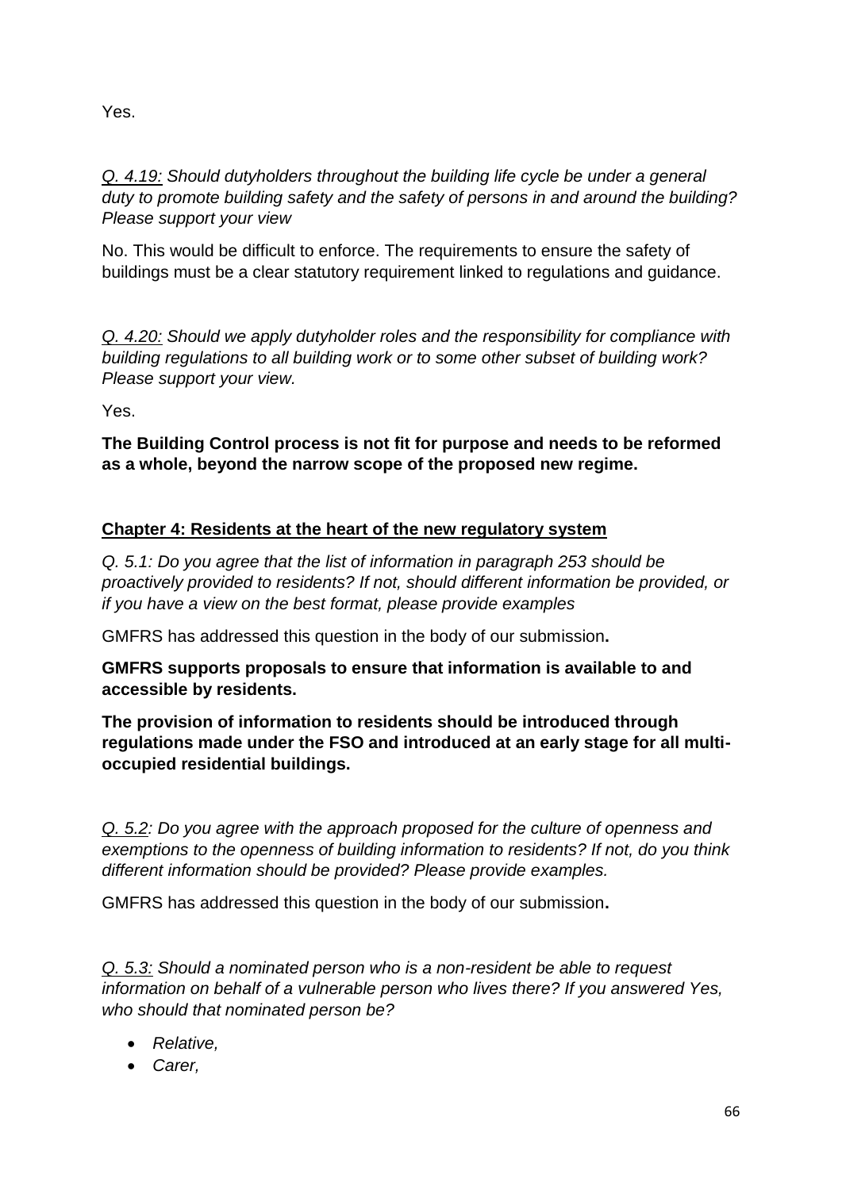Yes.

*<u>Q. 4.19:</u> Should dutyholders throughout the building life cycle be under a general duty to promote building safety and the safety of persons in and around the building? Please support your view*

No. This would be difficult to enforce. The requirements to ensure the safety of buildings must be a clear statutory requirement linked to regulations and guidance.

*<u>Q. 4.20:</u> Should we apply dutyholder roles and the responsibility for compliance with building regulations to all building work or to some other subset of building work? Please support your view.*

Yes.

**The Building Control process is not fit for purpose and needs to be reformed as a whole, beyond the narrow scope of the proposed new regime.**

## <u>Chapter 4: Residents at the heart of the new regulatory system</u>

*Q. 5.1: Do you agree that the list of information in paragraph 253 should be proactively provided to residents? If not, should different information be provided, or if you have a view on the best format, please provide examples*

GMFRS has addressed this question in the body of our submission**.**

**GMFRS supports proposals to ensure that information is available to and accessible by residents.**

**The provision of information to residents should be introduced through regulations made under the FSO and introduced at an early stage for all multi-occupied residential buildings.**

*<u>Q. 5.2</u>: Do you agree with the approach proposed for the culture of openness and exemptions to the openness of building information to residents? If not, do you think different information should be provided? Please provide examples.*

GMFRS has addressed this question in the body of our submission**.**

*<u>Q. 5.3:</u> Should a nominated person who is a non-resident be able to request information on behalf of a vulnerable person who lives there? If you answered Yes, who should that nominated person be?*

- *Relative,*
- *Carer,*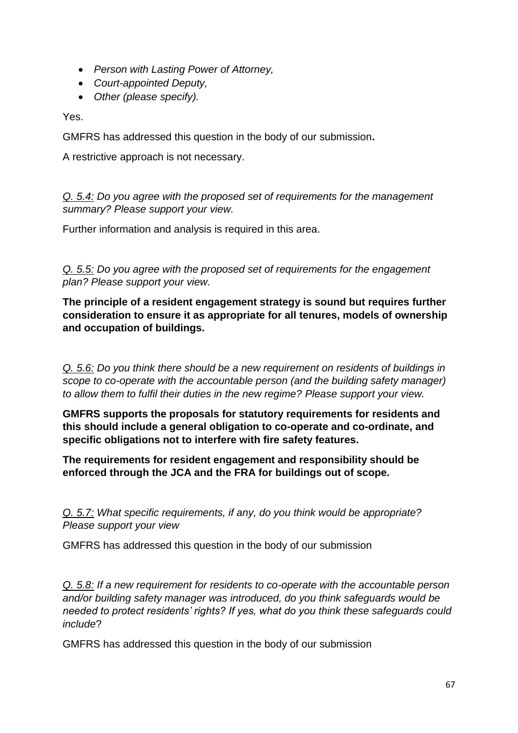- *Person with Lasting Power of Attorney,*
- *Court-appointed Deputy,*
- *Other (please specify).*

Yes.

GMFRS has addressed this question in the body of our submission**.**

A restrictive approach is not necessary.

*Q. 5.4: Do you agree with the proposed set of requirements for the management summary? Please support your view.*

Further information and analysis is required in this area.

*Q. 5.5: Do you agree with the proposed set of requirements for the engagement plan? Please support your view.*

**The principle of a resident engagement strategy is sound but requires further consideration to ensure it as appropriate for all tenures, models of ownership and occupation of buildings.**

*Q. 5.6: Do you think there should be a new requirement on residents of buildings in scope to co-operate with the accountable person (and the building safety manager) to allow them to fulfil their duties in the new regime? Please support your view.*

**GMFRS supports the proposals for statutory requirements for residents and this should include a general obligation to co-operate and co-ordinate, and specific obligations not to interfere with fire safety features.**

**The requirements for resident engagement and responsibility should be enforced through the JCA and the FRA for buildings out of scope.**

*Q. 5.7: What specific requirements, if any, do you think would be appropriate? Please support your view*

GMFRS has addressed this question in the body of our submission

*Q. 5.8: If a new requirement for residents to co-operate with the accountable person and/or building safety manager was introduced, do you think safeguards would be needed to protect residents' rights? If yes, what do you think these safeguards could include*?

GMFRS has addressed this question in the body of our submission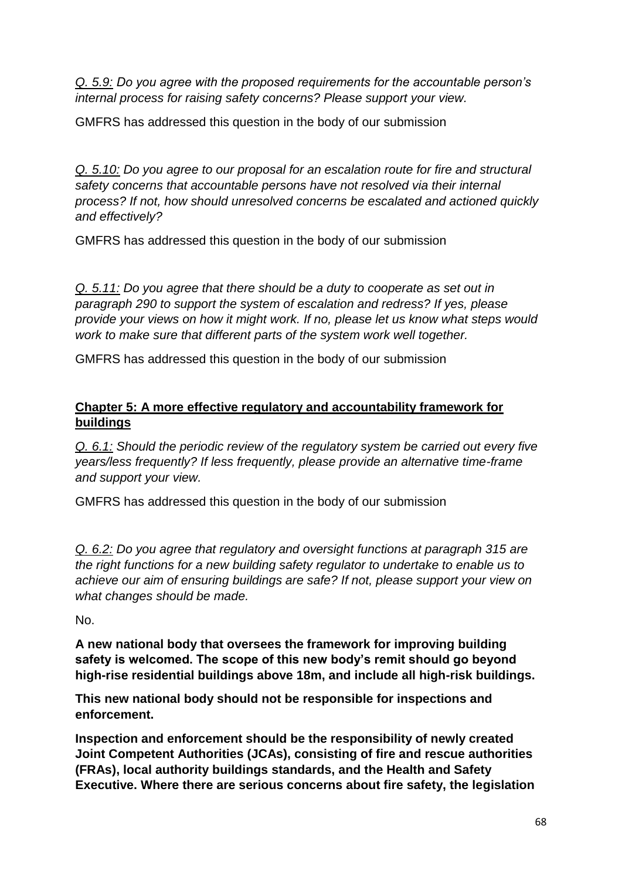*Q. 5.9: Do you agree with the proposed requirements for the accountable person's internal process for raising safety concerns? Please support your view.*

GMFRS has addressed this question in the body of our submission

*Q. 5.10: Do you agree to our proposal for an escalation route for fire and structural safety concerns that accountable persons have not resolved via their internal process? If not, how should unresolved concerns be escalated and actioned quickly and effectively?*

GMFRS has addressed this question in the body of our submission

*Q. 5.11: Do you agree that there should be a duty to cooperate as set out in paragraph 290 to support the system of escalation and redress? If yes, please provide your views on how it might work. If no, please let us know what steps would work to make sure that different parts of the system work well together.*

GMFRS has addressed this question in the body of our submission

## Chapter 5: A more effective regulatory and accountability framework for buildings

*Q. 6.1: Should the periodic review of the regulatory system be carried out every five years/less frequently? If less frequently, please provide an alternative time-frame and support your view.*

GMFRS has addressed this question in the body of our submission

*Q. 6.2: Do you agree that regulatory and oversight functions at paragraph 315 are the right functions for a new building safety regulator to undertake to enable us to achieve our aim of ensuring buildings are safe? If not, please support your view on what changes should be made.*

No.

**A new national body that oversees the framework for improving building safety is welcomed. The scope of this new body's remit should go beyond high-rise residential buildings above 18m, and include all high-risk buildings.**

**This new national body should not be responsible for inspections and enforcement.**

**Inspection and enforcement should be the responsibility of newly created Joint Competent Authorities (JCAs), consisting of fire and rescue authorities (FRAs), local authority buildings standards, and the Health and Safety Executive. Where there are serious concerns about fire safety, the legislation**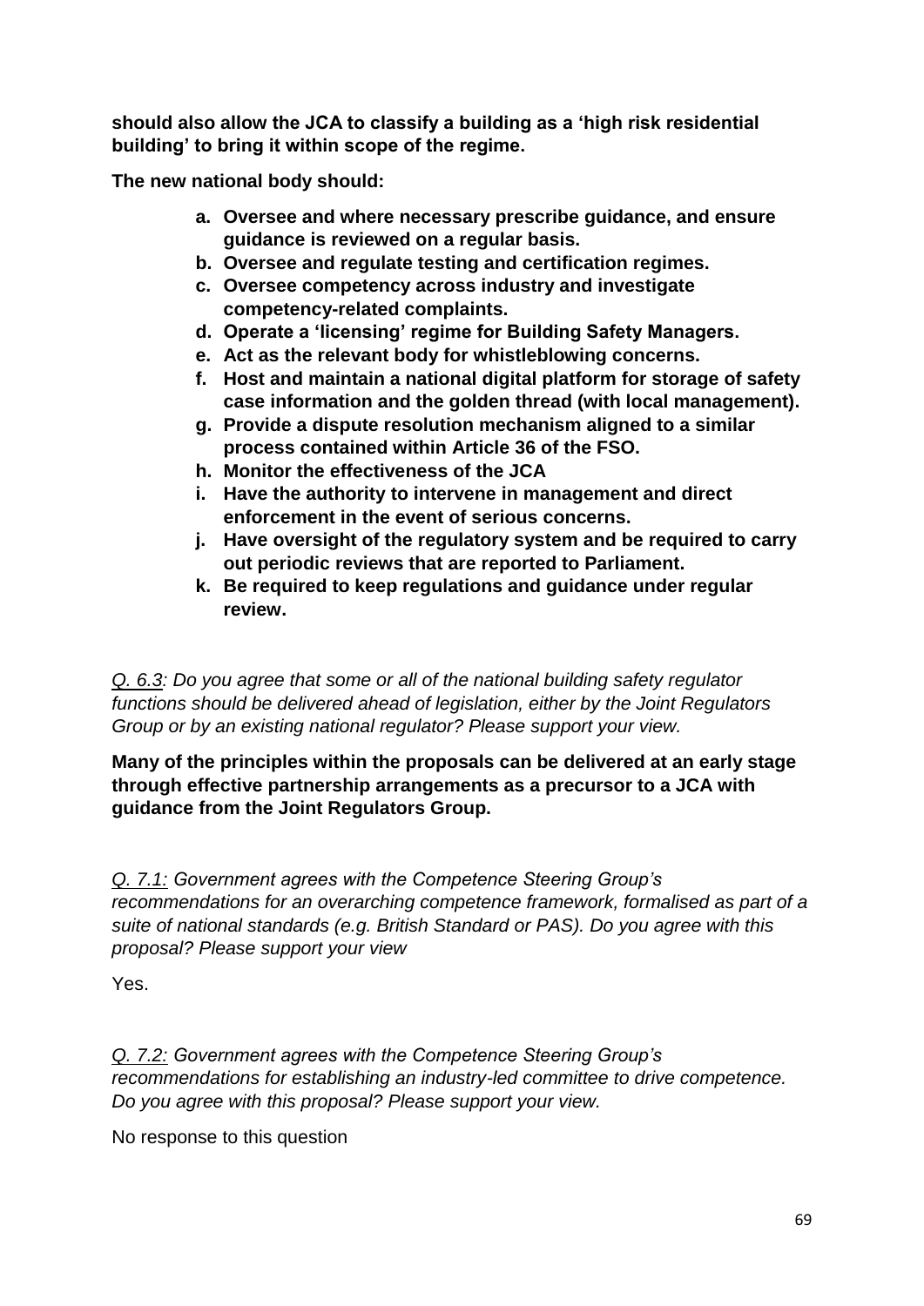**should also allow the JCA to classify a building as a 'high risk residential building' to bring it within scope of the regime.**

**The new national body should:**

- **a. Oversee and where necessary prescribe guidance, and ensure guidance is reviewed on a regular basis.**
- **b. Oversee and regulate testing and certification regimes.**
- **c. Oversee competency across industry and investigate competency-related complaints.**
- **d. Operate a 'licensing' regime for Building Safety Managers.**
- **e. Act as the relevant body for whistleblowing concerns.**
- **f. Host and maintain a national digital platform for storage of safety case information and the golden thread (with local management).**
- **g. Provide a dispute resolution mechanism aligned to a similar process contained within Article 36 of the FSO.**
- **h. Monitor the effectiveness of the JCA**
- **i. Have the authority to intervene in management and direct enforcement in the event of serious concerns.**
- **j. Have oversight of the regulatory system and be required to carry out periodic reviews that are reported to Parliament.**
- **k. Be required to keep regulations and guidance under regular review.**

*Q. 6.3: Do you agree that some or all of the national building safety regulator functions should be delivered ahead of legislation, either by the Joint Regulators Group or by an existing national regulator? Please support your view.*

**Many of the principles within the proposals can be delivered at an early stage through effective partnership arrangements as a precursor to a JCA with guidance from the Joint Regulators Group.**

*Q. 7.1: Government agrees with the Competence Steering Group's recommendations for an overarching competence framework, formalised as part of a suite of national standards (e.g. British Standard or PAS). Do you agree with this proposal? Please support your view*

Yes.

*Q. 7.2: Government agrees with the Competence Steering Group's recommendations for establishing an industry-led committee to drive competence. Do you agree with this proposal? Please support your view.*

No response to this question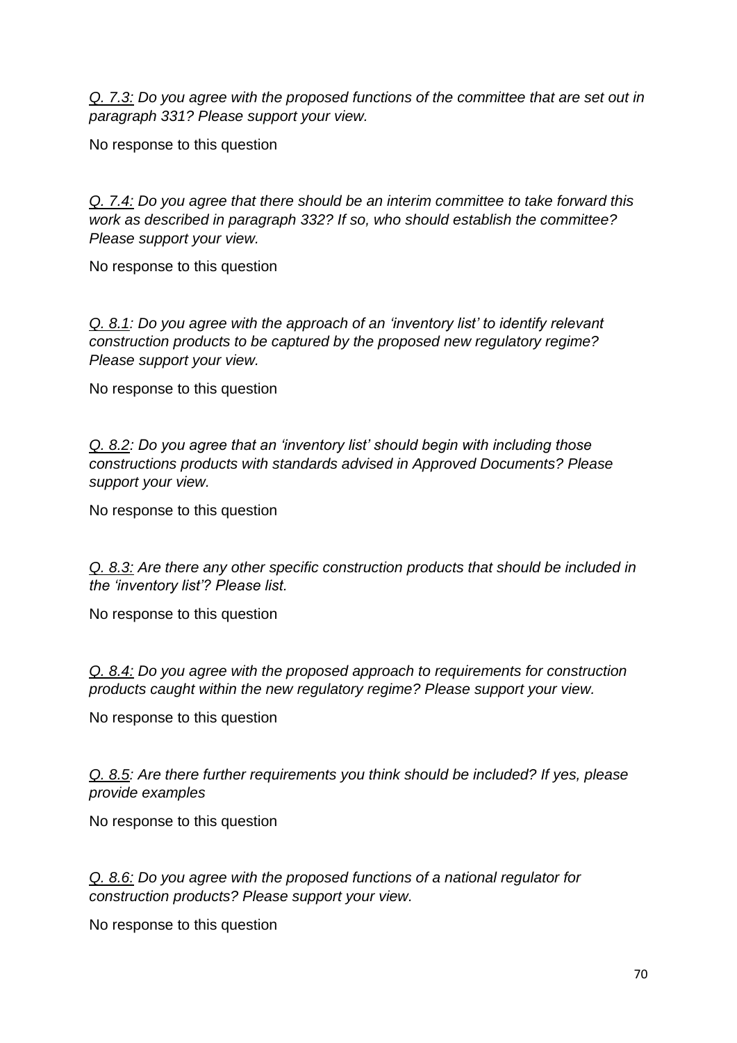*<u>Q. 7.3:</u> Do you agree with the proposed functions of the committee that are set out in paragraph 331? Please support your view.*

No response to this question

*<u>Q. 7.4:</u> Do you agree that there should be an interim committee to take forward this work as described in paragraph 332? If so, who should establish the committee? Please support your view.*

No response to this question

*<u>Q. 8.1</u>: Do you agree with the approach of an 'inventory list' to identify relevant construction products to be captured by the proposed new regulatory regime? Please support your view.*

No response to this question

*<u>Q. 8.2</u>: Do you agree that an 'inventory list' should begin with including those constructions products with standards advised in Approved Documents? Please support your view.*

No response to this question

*<u>Q. 8.3:</u> Are there any other specific construction products that should be included in the 'inventory list'? Please list.*

No response to this question

*<u>Q. 8.4:</u> Do you agree with the proposed approach to requirements for construction products caught within the new regulatory regime? Please support your view.*

No response to this question

*<u>Q. 8.5</u>: Are there further requirements you think should be included? If yes, please provide examples*

No response to this question

*<u>Q. 8.6:</u> Do you agree with the proposed functions of a national regulator for construction products? Please support your view.*

No response to this question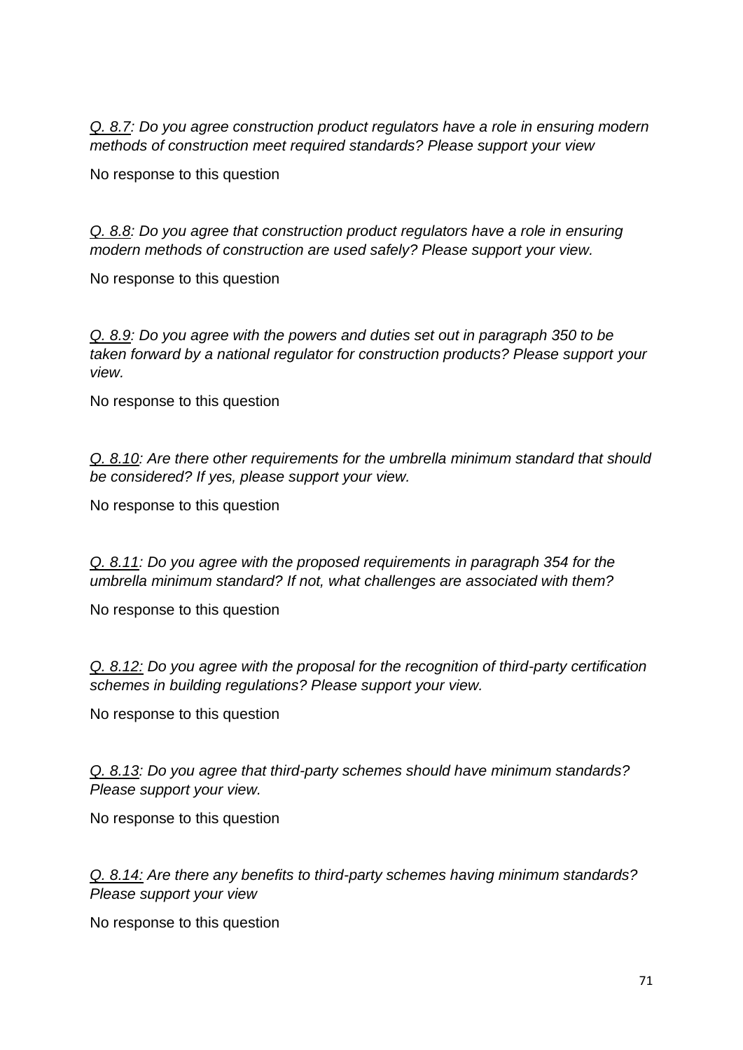*<u>Q. 8.7</u>: Do you agree construction product regulators have a role in ensuring modern methods of construction meet required standards? Please support your view*

No response to this question

*<u>Q. 8.8</u>: Do you agree that construction product regulators have a role in ensuring modern methods of construction are used safely? Please support your view.*

No response to this question

*<u>Q. 8.9</u>: Do you agree with the powers and duties set out in paragraph 350 to be taken forward by a national regulator for construction products? Please support your view.*

No response to this question

*<u>Q. 8.10</u>: Are there other requirements for the umbrella minimum standard that should be considered? If yes, please support your view.*

No response to this question

*<u>Q. 8.11</u>: Do you agree with the proposed requirements in paragraph 354 for the umbrella minimum standard? If not, what challenges are associated with them?*

No response to this question

*<u>Q. 8.12:</u> Do you agree with the proposal for the recognition of third-party certification schemes in building regulations? Please support your view.*

No response to this question

*<u>Q. 8.13</u>: Do you agree that third-party schemes should have minimum standards? Please support your view.*

No response to this question

*<u>Q. 8.14:</u> Are there any benefits to third-party schemes having minimum standards? Please support your view*

No response to this question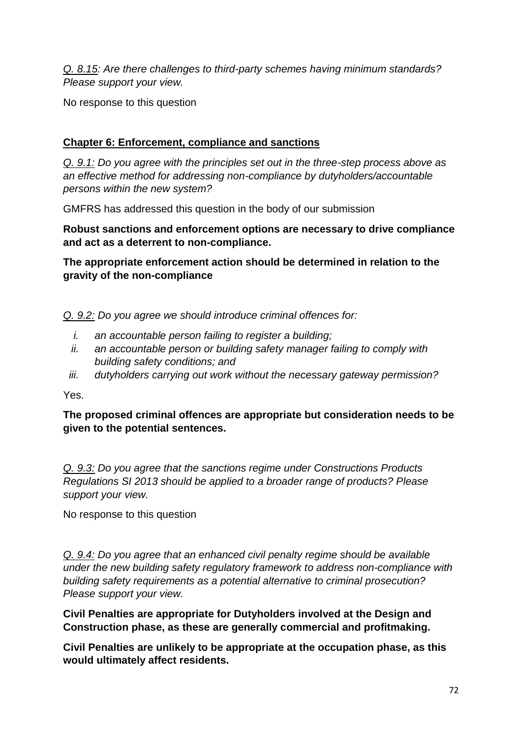*Q. 8.15: Are there challenges to third-party schemes having minimum standards? Please support your view.*

No response to this question

## Chapter 6: Enforcement, compliance and sanctions

*Q. 9.1: Do you agree with the principles set out in the three-step process above as an effective method for addressing non-compliance by dutyholders/accountable persons within the new system?*

GMFRS has addressed this question in the body of our submission

**Robust sanctions and enforcement options are necessary to drive compliance and act as a deterrent to non-compliance.**

**The appropriate enforcement action should be determined in relation to the gravity of the non-compliance**

*Q. 9.2: Do you agree we should introduce criminal offences for:*

- *i. an accountable person failing to register a building;*
- *ii. an accountable person or building safety manager failing to comply with building safety conditions; and*
- *iii. dutyholders carrying out work without the necessary gateway permission?*

Yes.

**The proposed criminal offences are appropriate but consideration needs to be given to the potential sentences.**

*Q. 9.3: Do you agree that the sanctions regime under Constructions Products Regulations SI 2013 should be applied to a broader range of products? Please support your view.*

No response to this question

*Q. 9.4: Do you agree that an enhanced civil penalty regime should be available under the new building safety regulatory framework to address non-compliance with building safety requirements as a potential alternative to criminal prosecution? Please support your view.*

**Civil Penalties are appropriate for Dutyholders involved at the Design and Construction phase, as these are generally commercial and profitmaking.**

**Civil Penalties are unlikely to be appropriate at the occupation phase, as this would ultimately affect residents.**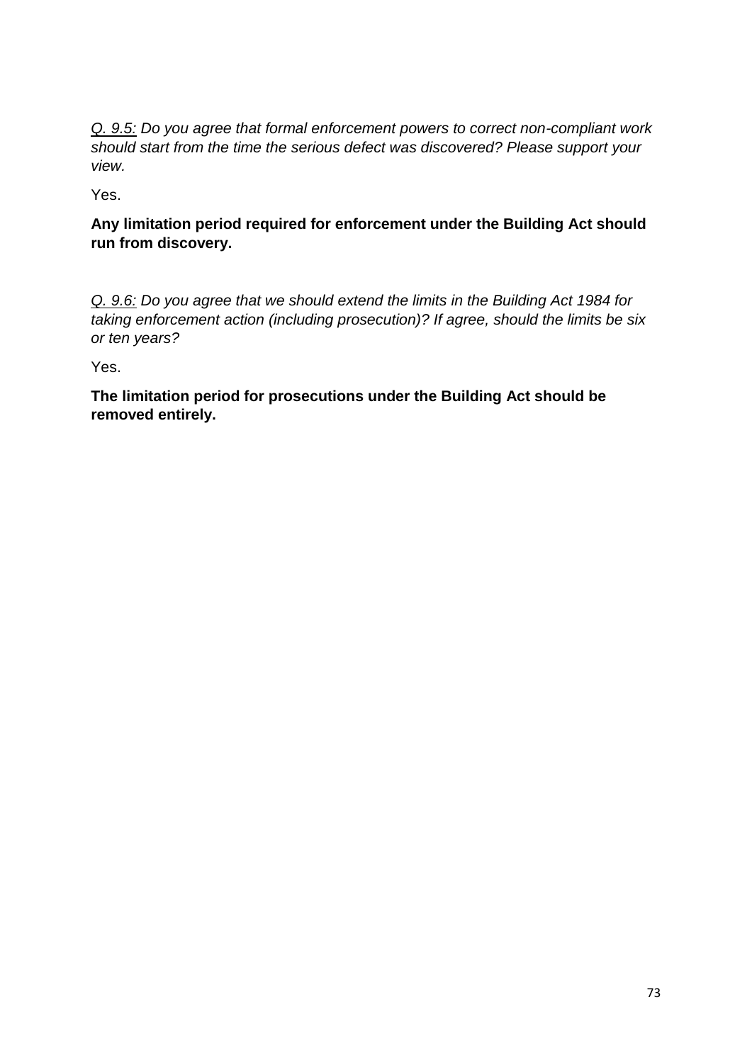*<u>Q. 9.5:</u> Do you agree that formal enforcement powers to correct non-compliant work should start from the time the serious defect was discovered? Please support your view.*

Yes.

**Any limitation period required for enforcement under the Building Act should run from discovery.**

*<u>Q. 9.6:</u> Do you agree that we should extend the limits in the Building Act 1984 for taking enforcement action (including prosecution)? If agree, should the limits be six or ten years?*

Yes.

**The limitation period for prosecutions under the Building Act should be removed entirely.**